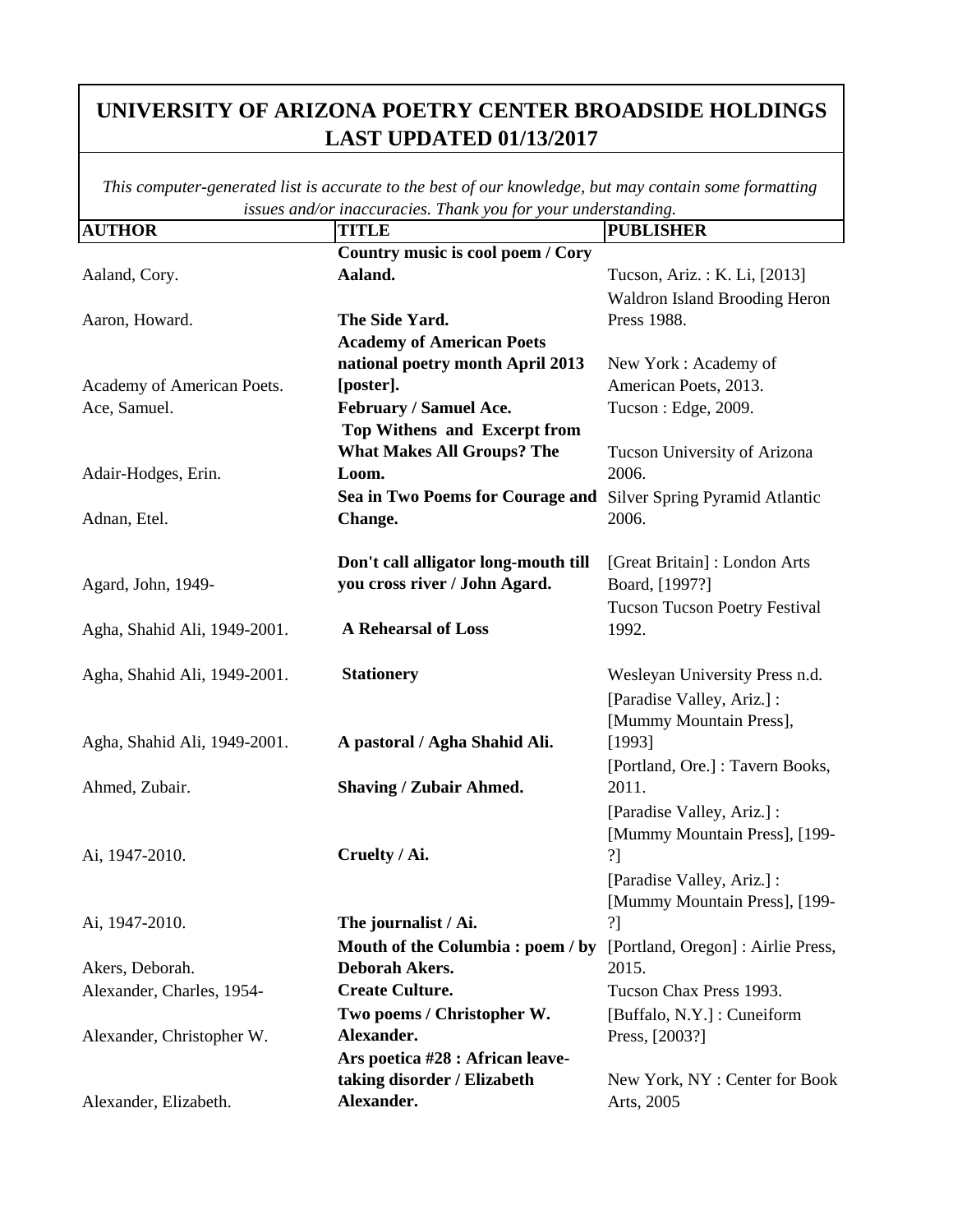# UNIVERSITY OF ARIZONA POETRY CENTER BROADSIDE HOLDINGS LAST UPDATED 01/13/2017

*This computer-generated list is accurate to the best of our knowledge, but may contain some formatting issues and/or inaccuracies. Thank you for your understanding.*

| AUTHOR | TITLE | PUBLISHER |
|---|---|---|
| Aaland, Cory. | **Country music is cool poem / Cory Aaland.** | Tucson, Ariz. : K. Li, [2013] |
| Aaron, Howard. | **The Side Yard.** | Waldron Island Brooding Heron Press 1988. |
| Academy of American Poets. | **Academy of American Poets national poetry month April 2013 [poster].** | New York : Academy of American Poets, 2013. |
| Ace, Samuel. | **February / Samuel Ace.** | Tucson : Edge, 2009. |
| Adair-Hodges, Erin. | **Top Withens and Excerpt from What Makes All Groups? The Loom.** | Tucson University of Arizona 2006. |
| Adnan, Etel. | **Sea in Two Poems for Courage and Change.** | Silver Spring Pyramid Atlantic 2006. |
| Agard, John, 1949- | **Don't call alligator long-mouth till you cross river / John Agard.** | [Great Britain] : London Arts Board, [1997?] |
| Agha, Shahid Ali, 1949-2001. | **A Rehearsal of Loss** | Tucson Tucson Poetry Festival 1992. |
| Agha, Shahid Ali, 1949-2001. | **Stationery** | Wesleyan University Press n.d. |
| Agha, Shahid Ali, 1949-2001. | **A pastoral / Agha Shahid Ali.** | [Paradise Valley, Ariz.] : [Mummy Mountain Press], [1993] |
| Ahmed, Zubair. | **Shaving / Zubair Ahmed.** | [Portland, Ore.] : Tavern Books, 2011. |
| Ai, 1947-2010. | **Cruelty / Ai.** | [Paradise Valley, Ariz.] : [Mummy Mountain Press], [199-?] |
| Ai, 1947-2010. | **The journalist / Ai.** | [Paradise Valley, Ariz.] : [Mummy Mountain Press], [199-?] |
| Akers, Deborah. | **Mouth of the Columbia : poem / by Deborah Akers.** | [Portland, Oregon] : Airlie Press, 2015. |
| Alexander, Charles, 1954- | **Create Culture.** | Tucson Chax Press 1993. |
| Alexander, Christopher W. | **Two poems / Christopher W. Alexander.** | [Buffalo, N.Y.] : Cuneiform Press, [2003?] |
| Alexander, Elizabeth. | **Ars poetica #28 : African leave-taking disorder / Elizabeth Alexander.** | New York, NY : Center for Book Arts, 2005 |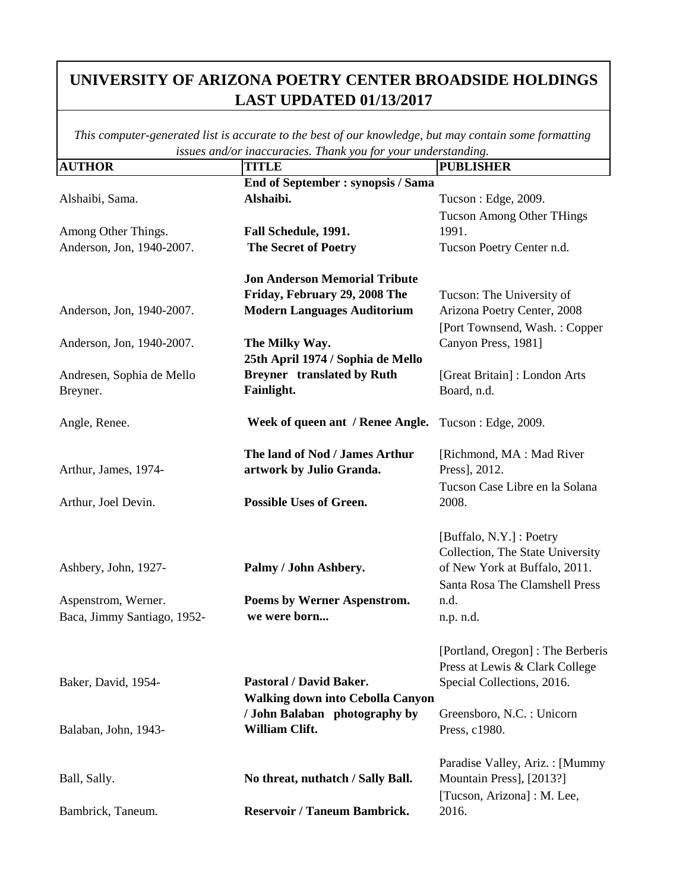# UNIVERSITY OF ARIZONA POETRY CENTER BROADSIDE HOLDINGS LAST UPDATED 01/13/2017

*This computer-generated list is accurate to the best of our knowledge, but may contain some formatting issues and/or inaccuracies. Thank you for your understanding.*

| AUTHOR | TITLE | PUBLISHER |
|---|---|---|
| Alshaibi, Sama. | **End of September : synopsis / Sama Alshaibi.** | Tucson : Edge, 2009. |
| Among Other Things. | **Fall Schedule, 1991.** | Tucson Among Other THings 1991. |
| Anderson, Jon, 1940-2007. | **The Secret of Poetry** | Tucson Poetry Center n.d. |
| Anderson, Jon, 1940-2007. | **Jon Anderson Memorial Tribute Friday, February 29, 2008 The Modern Languages Auditorium** | Tucson: The University of Arizona Poetry Center, 2008 |
| Anderson, Jon, 1940-2007. | **The Milky Way.** | [Port Townsend, Wash. : Copper Canyon Press, 1981] |
| Andresen, Sophia de Mello Breyner. | **25th April 1974 / Sophia de Mello Breyner translated by Ruth Fainlight.** | [Great Britain] : London Arts Board, n.d. |
| Angle, Renee. | **Week of queen ant / Renee Angle.** | Tucson : Edge, 2009. |
| Arthur, James, 1974- | **The land of Nod / James Arthur artwork by Julio Granda.** | [Richmond, MA : Mad River Press], 2012. |
| Arthur, Joel Devin. | **Possible Uses of Green.** | Tucson Case Libre en la Solana 2008. |
| Ashbery, John, 1927- | **Palmy / John Ashbery.** | [Buffalo, N.Y.] : Poetry Collection, The State University of New York at Buffalo, 2011. |
| Aspenstrom, Werner. | **Poems by Werner Aspenstrom.** | Santa Rosa The Clamshell Press n.d. |
| Baca, Jimmy Santiago, 1952- | **we were born...** | n.p. n.d. |
| Baker, David, 1954- | **Pastoral / David Baker.** | [Portland, Oregon] : The Berberis Press at Lewis & Clark College Special Collections, 2016. |
| Balaban, John, 1943- | **Walking down into Cebolla Canyon / John Balaban photography by William Clift.** | Greensboro, N.C. : Unicorn Press, c1980. |
| Ball, Sally. | **No threat, nuthatch / Sally Ball.** | Paradise Valley, Ariz. : [Mummy Mountain Press], [2013?] |
| Bambrick, Taneum. | **Reservoir / Taneum Bambrick.** | [Tucson, Arizona] : M. Lee, 2016. |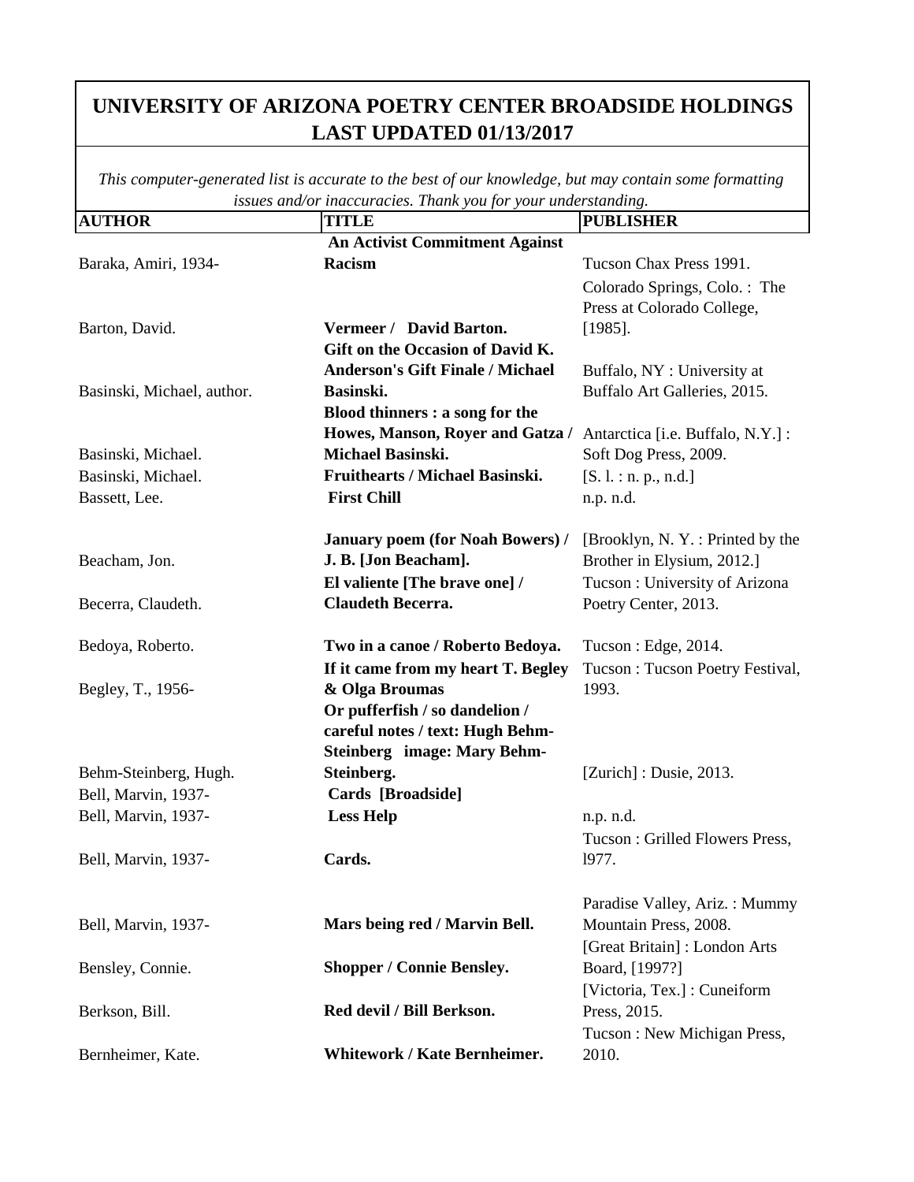# UNIVERSITY OF ARIZONA POETRY CENTER BROADSIDE HOLDINGS LAST UPDATED 01/13/2017

*This computer-generated list is accurate to the best of our knowledge, but may contain some formatting issues and/or inaccuracies. Thank you for your understanding.*

| AUTHOR | TITLE | PUBLISHER |
|---|---|---|
| Baraka, Amiri, 1934- | **An Activist Commitment Against Racism** | Tucson Chax Press 1991. |
| Barton, David. | **Vermeer / David Barton.** | Colorado Springs, Colo. : The Press at Colorado College, [1985]. |
| Basinski, Michael, author. | **Gift on the Occasion of David K. Anderson's Gift Finale / Michael Basinski.** | Buffalo, NY : University at Buffalo Art Galleries, 2015. |
| Basinski, Michael. | **Blood thinners : a song for the Howes, Manson, Royer and Gatza / Michael Basinski.** | Antarctica [i.e. Buffalo, N.Y.] : Soft Dog Press, 2009. |
| Basinski, Michael. | **Fruithearts / Michael Basinski.** | [S. l. : n. p., n.d.] |
| Bassett, Lee. | **First Chill** | n.p. n.d. |
| Beacham, Jon. | **January poem (for Noah Bowers) / J. B. [Jon Beacham].** | [Brooklyn, N. Y. : Printed by the Brother in Elysium, 2012.] |
| Becerra, Claudeth. | **El valiente [The brave one] / Claudeth Becerra.** | Tucson : University of Arizona Poetry Center, 2013. |
| Bedoya, Roberto. | **Two in a canoe / Roberto Bedoya.** | Tucson : Edge, 2014. |
| Begley, T., 1956- | **If it came from my heart T. Begley & Olga Broumas** | Tucson : Tucson Poetry Festival, 1993. |
| Behm-Steinberg, Hugh. | **Or pufferfish / so dandelion / careful notes / text: Hugh Behm-Steinberg image: Mary Behm-Steinberg.** | [Zurich] : Dusie, 2013. |
| Bell, Marvin, 1937- | **Cards [Broadside]** | |
| Bell, Marvin, 1937- | **Less Help** | n.p. n.d. |
| Bell, Marvin, 1937- | **Cards.** | Tucson : Grilled Flowers Press, l977. |
| Bell, Marvin, 1937- | **Mars being red / Marvin Bell.** | Paradise Valley, Ariz. : Mummy Mountain Press, 2008. |
| Bensley, Connie. | **Shopper / Connie Bensley.** | [Great Britain] : London Arts Board, [1997?] |
| Berkson, Bill. | **Red devil / Bill Berkson.** | [Victoria, Tex.] : Cuneiform Press, 2015. |
| Bernheimer, Kate. | **Whitework / Kate Bernheimer.** | Tucson : New Michigan Press, 2010. |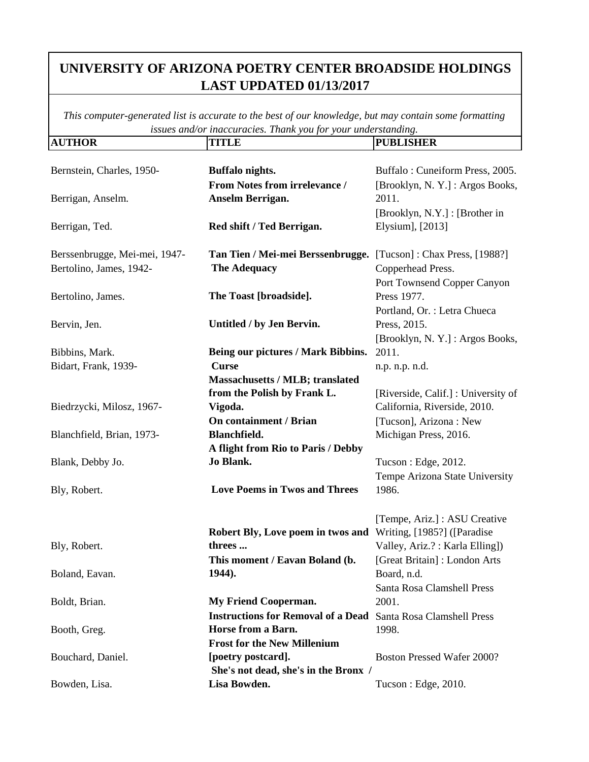# UNIVERSITY OF ARIZONA POETRY CENTER BROADSIDE HOLDINGS LAST UPDATED 01/13/2017

*This computer-generated list is accurate to the best of our knowledge, but may contain some formatting issues and/or inaccuracies. Thank you for your understanding.*

| AUTHOR | TITLE | PUBLISHER |
|---|---|---|
| Bernstein, Charles, 1950- | **Buffalo nights.** | Buffalo : Cuneiform Press, 2005. |
| Berrigan, Anselm. | **From Notes from irrelevance / Anselm Berrigan.** | [Brooklyn, N. Y.] : Argos Books, 2011. |
| Berrigan, Ted. | **Red shift / Ted Berrigan.** | [Brooklyn, N.Y.] : [Brother in Elysium], [2013] |
| Berssenbrugge, Mei-mei, 1947- | **Tan Tien / Mei-mei Berssenbrugge.** | [Tucson] : Chax Press, [1988?] |
| Bertolino, James, 1942- | **The Adequacy** | Copperhead Press. |
| Bertolino, James. | **The Toast [broadside].** | Port Townsend Copper Canyon Press 1977. |
| Bervin, Jen. | **Untitled / by Jen Bervin.** | Portland, Or. : Letra Chueca Press, 2015. |
| Bibbins, Mark. | **Being our pictures / Mark Bibbins.** | [Brooklyn, N. Y.] : Argos Books, 2011. |
| Bidart, Frank, 1939- | **Curse** | n.p. n.p. n.d. |
| Biedrzycki, Milosz, 1967- | **Massachusetts / MLB; translated from the Polish by Frank L. Vigoda.** | [Riverside, Calif.] : University of California, Riverside, 2010. |
| Blanchfield, Brian, 1973- | **On containment / Brian Blanchfield.** | [Tucson], Arizona : New Michigan Press, 2016. |
| Blank, Debby Jo. | **A flight from Rio to Paris / Debby Jo Blank.** | Tucson : Edge, 2012. |
| Bly, Robert. | **Love Poems in Twos and Threes** | Tempe Arizona State University 1986. |
| Bly, Robert. | **Robert Bly, Love poem in twos and threes ...** | [Tempe, Ariz.] : ASU Creative Writing, [1985?] ([Paradise Valley, Ariz.? : Karla Elling]) |
| Boland, Eavan. | **This moment / Eavan Boland (b. 1944).** | [Great Britain] : London Arts Board, n.d. |
| Boldt, Brian. | **My Friend Cooperman.** | Santa Rosa Clamshell Press 2001. |
| Booth, Greg. | **Instructions for Removal of a Dead Horse from a Barn.** | Santa Rosa Clamshell Press 1998. |
| Bouchard, Daniel. | **Frost for the New Millenium [poetry postcard].** | Boston Pressed Wafer 2000? |
| Bowden, Lisa. | **She's not dead, she's in the Bronx / Lisa Bowden.** | Tucson : Edge, 2010. |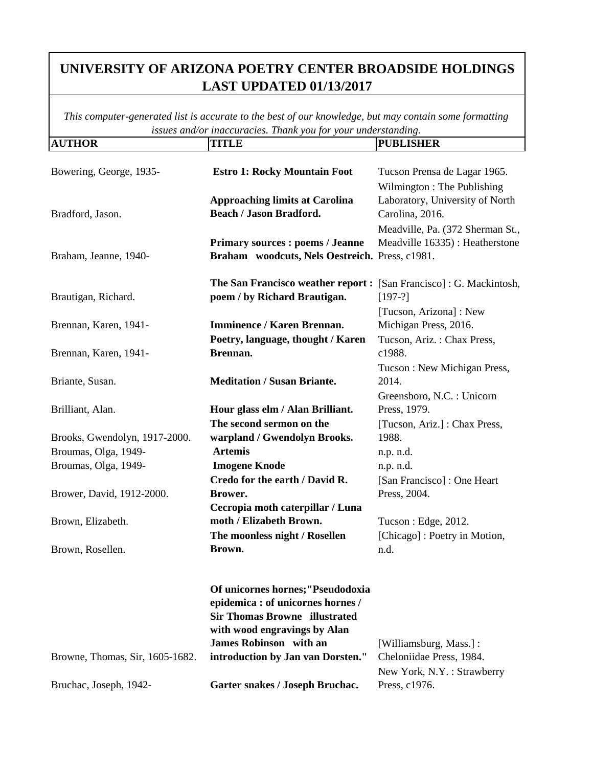# UNIVERSITY OF ARIZONA POETRY CENTER BROADSIDE HOLDINGS LAST UPDATED 01/13/2017

*This computer-generated list is accurate to the best of our knowledge, but may contain some formatting issues and/or inaccuracies. Thank you for your understanding.*

| AUTHOR | TITLE | PUBLISHER |
|---|---|---|
| Bowering, George, 1935- | **Estro 1: Rocky Mountain Foot** | Tucson Prensa de Lagar 1965. |
| Bradford, Jason. | **Approaching limits at Carolina Beach / Jason Bradford.** | Wilmington : The Publishing Laboratory, University of North Carolina, 2016. |
| Braham, Jeanne, 1940- | **Primary sources : poems / Jeanne Braham woodcuts, Nels Oestreich.** | Meadville, Pa. (372 Sherman St., Meadville 16335) : Heatherstone Press, c1981. |
| Brautigan, Richard. | **The San Francisco weather report : poem / by Richard Brautigan.** | [San Francisco] : G. Mackintosh, [197-?] |
| Brennan, Karen, 1941- | **Imminence / Karen Brennan.** | [Tucson, Arizona] : New Michigan Press, 2016. |
| Brennan, Karen, 1941- | **Poetry, language, thought / Karen Brennan.** | Tucson, Ariz. : Chax Press, c1988. |
| Briante, Susan. | **Meditation / Susan Briante.** | Tucson : New Michigan Press, 2014. |
| Brilliant, Alan. | **Hour glass elm / Alan Brilliant.** | Greensboro, N.C. : Unicorn Press, 1979. |
| Brooks, Gwendolyn, 1917-2000. | **The second sermon on the warpland / Gwendolyn Brooks.** | [Tucson, Ariz.] : Chax Press, 1988. |
| Broumas, Olga, 1949- | **Artemis** | n.p. n.d. |
| Broumas, Olga, 1949- | **Imogene Knode** | n.p. n.d. |
| Brower, David, 1912-2000. | **Credo for the earth / David R. Brower.** | [San Francisco] : One Heart Press, 2004. |
| Brown, Elizabeth. | **Cecropia moth caterpillar / Luna moth / Elizabeth Brown.** | Tucson : Edge, 2012. |
| Brown, Rosellen. | **The moonless night / Rosellen Brown.** | [Chicago] : Poetry in Motion, n.d. |
| Browne, Thomas, Sir, 1605-1682. | **Of unicornes hornes;"Pseudodoxia epidemica : of unicornes hornes / Sir Thomas Browne illustrated with wood engravings by Alan James Robinson with an introduction by Jan van Dorsten."** | [Williamsburg, Mass.] : Cheloniidae Press, 1984. |
| Bruchac, Joseph, 1942- | **Garter snakes / Joseph Bruchac.** | New York, N.Y. : Strawberry Press, c1976. |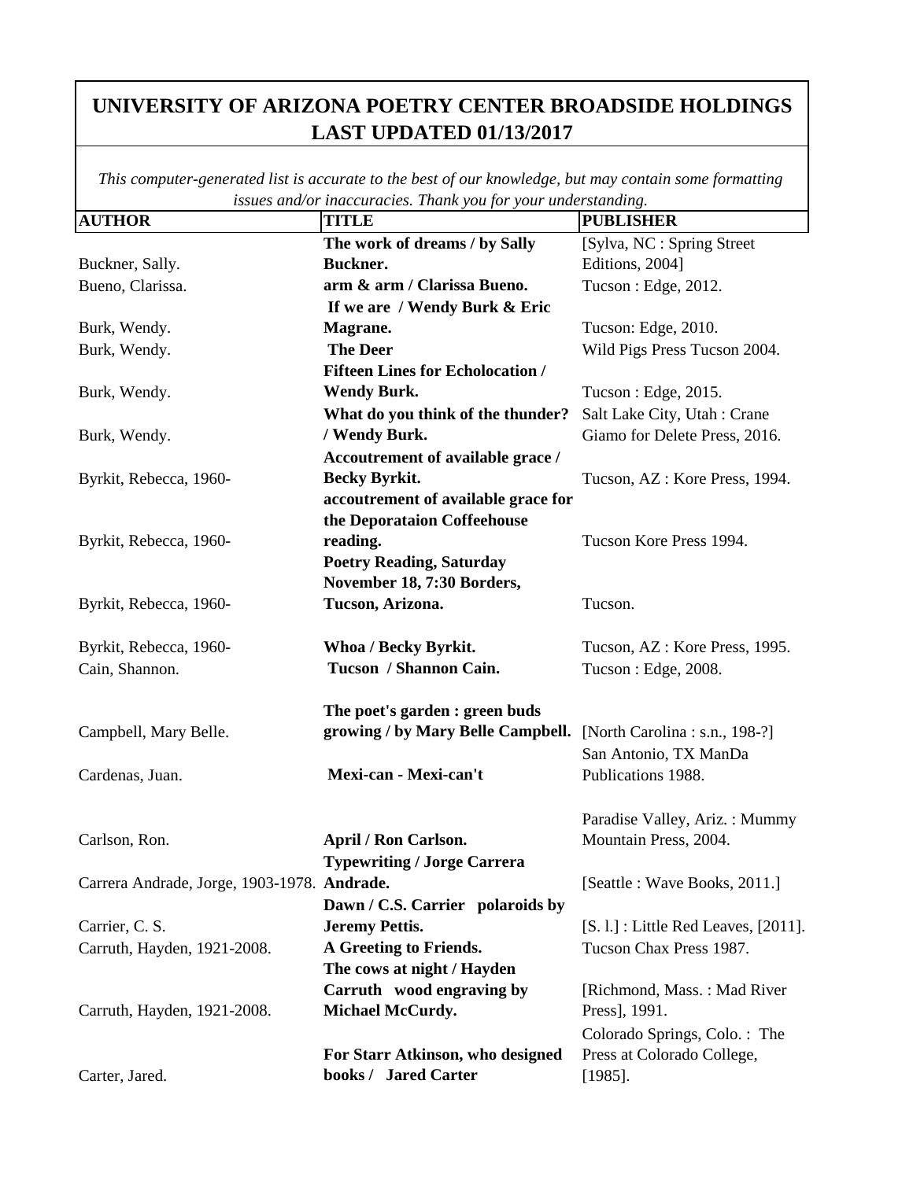# UNIVERSITY OF ARIZONA POETRY CENTER BROADSIDE HOLDINGS LAST UPDATED 01/13/2017

*This computer-generated list is accurate to the best of our knowledge, but may contain some formatting issues and/or inaccuracies. Thank you for your understanding.*

| AUTHOR | TITLE | PUBLISHER |
|---|---|---|
| Buckner, Sally. | **The work of dreams / by Sally Buckner.** | [Sylva, NC : Spring Street Editions, 2004] |
| Bueno, Clarissa. | **arm & arm / Clarissa Bueno.** | Tucson : Edge, 2012. |
| Burk, Wendy. | **If we are / Wendy Burk & Eric Magrane.** | Tucson: Edge, 2010. |
| Burk, Wendy. | **The Deer** | Wild Pigs Press Tucson 2004. |
| Burk, Wendy. | **Fifteen Lines for Echolocation / Wendy Burk.** | Tucson : Edge, 2015. |
| Burk, Wendy. | **What do you think of the thunder? / Wendy Burk.** | Salt Lake City, Utah : Crane Giamo for Delete Press, 2016. |
| Byrkit, Rebecca, 1960- | **Accoutrement of available grace / Becky Byrkit.** | Tucson, AZ : Kore Press, 1994. |
| Byrkit, Rebecca, 1960- | **accoutrement of available grace for the Deporataion Coffeehouse reading.** | Tucson Kore Press 1994. |
| Byrkit, Rebecca, 1960- | **Poetry Reading, Saturday November 18, 7:30 Borders, Tucson, Arizona.** | Tucson. |
| Byrkit, Rebecca, 1960- | **Whoa / Becky Byrkit.** | Tucson, AZ : Kore Press, 1995. |
| Cain, Shannon. | **Tucson / Shannon Cain.** | Tucson : Edge, 2008. |
| Campbell, Mary Belle. | **The poet's garden : green buds growing / by Mary Belle Campbell.** | [North Carolina : s.n., 198-?] |
| Cardenas, Juan. | **Mexi-can - Mexi-can't** | San Antonio, TX ManDa Publications 1988. |
| Carlson, Ron. | **April / Ron Carlson.** | Paradise Valley, Ariz. : Mummy Mountain Press, 2004. |
| Carrera Andrade, Jorge, 1903-1978. | **Typewriting / Jorge Carrera Andrade.** | [Seattle : Wave Books, 2011.] |
| Carrier, C. S. | **Dawn / C.S. Carrier polaroids by Jeremy Pettis.** | [S. l.] : Little Red Leaves, [2011]. |
| Carruth, Hayden, 1921-2008. | **A Greeting to Friends.** | Tucson Chax Press 1987. |
| Carruth, Hayden, 1921-2008. | **The cows at night / Hayden Carruth wood engraving by Michael McCurdy.** | [Richmond, Mass. : Mad River Press], 1991. |
| Carter, Jared. | **For Starr Atkinson, who designed books / Jared Carter** | Colorado Springs, Colo. : The Press at Colorado College, [1985]. |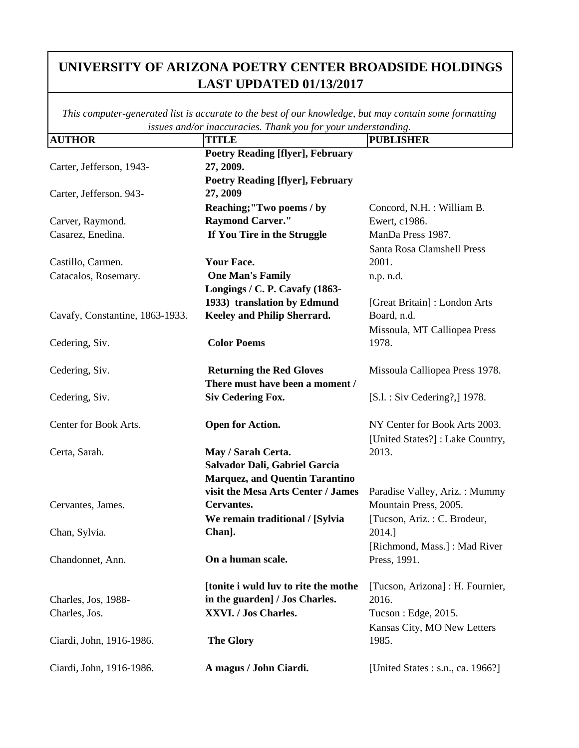# UNIVERSITY OF ARIZONA POETRY CENTER BROADSIDE HOLDINGS LAST UPDATED 01/13/2017

*This computer-generated list is accurate to the best of our knowledge, but may contain some formatting issues and/or inaccuracies. Thank you for your understanding.*

| AUTHOR | TITLE | PUBLISHER |
|---|---|---|
| Carter, Jefferson, 1943- | **Poetry Reading [flyer], February 27, 2009.** | |
| Carter, Jefferson. 943- | **Poetry Reading [flyer], February 27, 2009** | |
| Carver, Raymond. | **Reaching;"Two poems / by Raymond Carver."** | Concord, N.H. : William B. Ewert, c1986. |
| Casarez, Enedina. | **If You Tire in the Struggle** | ManDa Press 1987. |
| Castillo, Carmen. | **Your Face.** | Santa Rosa Clamshell Press 2001. |
| Catacalos, Rosemary. | **One Man's Family** | n.p. n.d. |
| Cavafy, Constantine, 1863-1933. | **Longings / C. P. Cavafy (1863-1933) translation by Edmund Keeley and Philip Sherrard.** | [Great Britain] : London Arts Board, n.d. |
| Cedering, Siv. | **Color Poems** | Missoula, MT Calliopea Press 1978. |
| Cedering, Siv. | **Returning the Red Gloves** | Missoula Calliopea Press 1978. |
| Cedering, Siv. | **There must have been a moment / Siv Cedering Fox.** | [S.l. : Siv Cedering?,] 1978. |
| Center for Book Arts. | **Open for Action.** | NY Center for Book Arts 2003. |
| Certa, Sarah. | **May / Sarah Certa.** | [United States?] : Lake Country, 2013. |
| Cervantes, James. | **Salvador Dali, Gabriel Garcia Marquez, and Quentin Tarantino visit the Mesa Arts Center / James Cervantes.** | Paradise Valley, Ariz. : Mummy Mountain Press, 2005. |
| Chan, Sylvia. | **We remain traditional / [Sylvia Chan].** | [Tucson, Ariz. : C. Brodeur, 2014.] |
| Chandonnet, Ann. | **On a human scale.** | [Richmond, Mass.] : Mad River Press, 1991. |
| Charles, Jos, 1988- | **[tonite i wuld luv to rite the mothe in the guarden] / Jos Charles.** | [Tucson, Arizona] : H. Fournier, 2016. |
| Charles, Jos. | **XXVI. / Jos Charles.** | Tucson : Edge, 2015. |
| Ciardi, John, 1916-1986. | **The Glory** | Kansas City, MO New Letters 1985. |
| Ciardi, John, 1916-1986. | **A magus / John Ciardi.** | [United States : s.n., ca. 1966?] |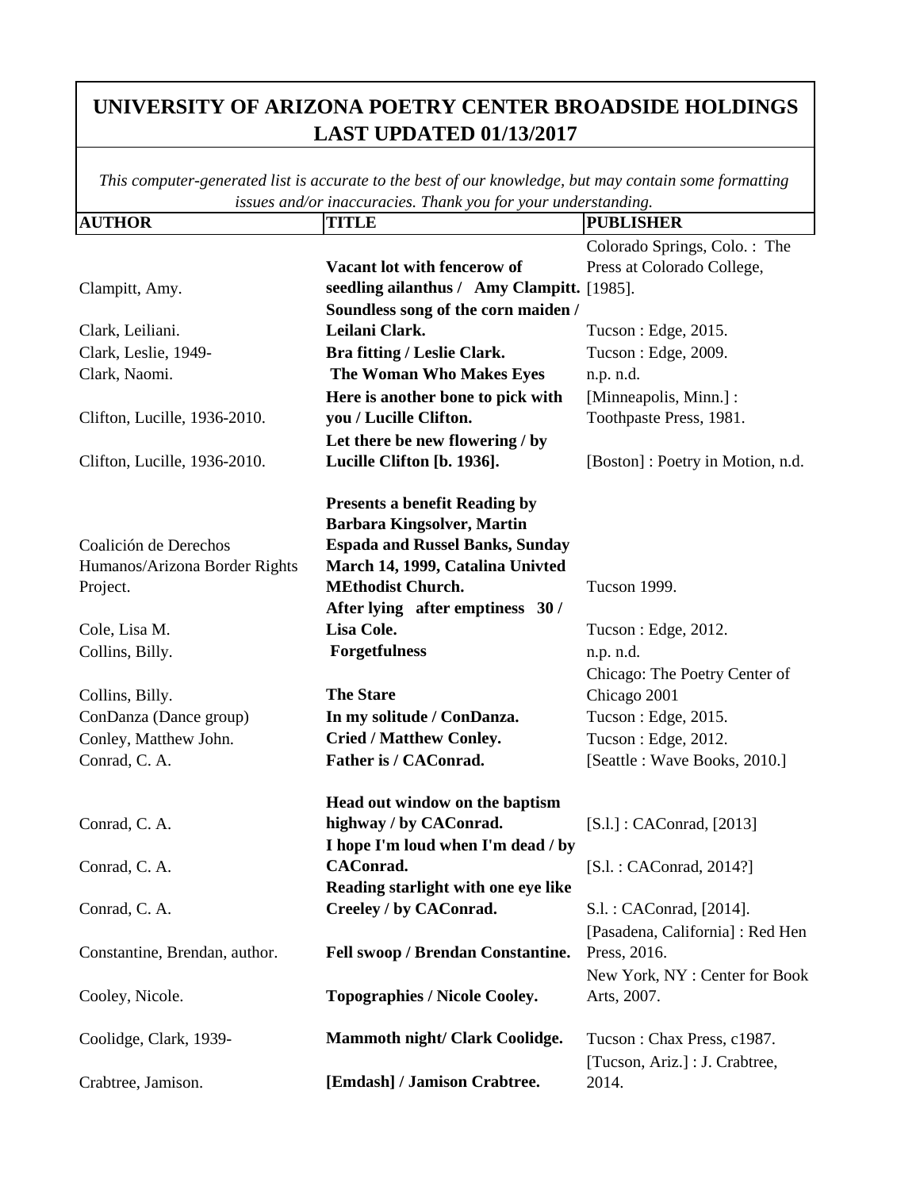# UNIVERSITY OF ARIZONA POETRY CENTER BROADSIDE HOLDINGS LAST UPDATED 01/13/2017

*This computer-generated list is accurate to the best of our knowledge, but may contain some formatting issues and/or inaccuracies. Thank you for your understanding.*

| AUTHOR | TITLE | PUBLISHER |
|---|---|---|
| Clampitt, Amy. | **Vacant lot with fencerow of seedling ailanthus / Amy Clampitt.** | Colorado Springs, Colo. : The Press at Colorado College, [1985]. |
| Clark, Leiliani. | **Soundless song of the corn maiden / Leilani Clark.** | Tucson : Edge, 2015. |
| Clark, Leslie, 1949- | **Bra fitting / Leslie Clark.** | Tucson : Edge, 2009. |
| Clark, Naomi. | **The Woman Who Makes Eyes** | n.p. n.d. |
| Clifton, Lucille, 1936-2010. | **Here is another bone to pick with you / Lucille Clifton.** | [Minneapolis, Minn.] : Toothpaste Press, 1981. |
| Clifton, Lucille, 1936-2010. | **Let there be new flowering / by Lucille Clifton [b. 1936].** | [Boston] : Poetry in Motion, n.d. |
| Coalición de Derechos Humanos/Arizona Border Rights Project. | **Presents a benefit Reading by Barbara Kingsolver, Martin Espada and Russel Banks, Sunday March 14, 1999, Catalina Univted MEthodist Church.** | Tucson 1999. |
| Cole, Lisa M. | **After lying after emptiness 30 / Lisa Cole.** | Tucson : Edge, 2012. |
| Collins, Billy. | **Forgetfulness** | n.p. n.d. |
| Collins, Billy. | **The Stare** | Chicago: The Poetry Center of Chicago 2001 |
| ConDanza (Dance group) | **In my solitude / ConDanza.** | Tucson : Edge, 2015. |
| Conley, Matthew John. | **Cried / Matthew Conley.** | Tucson : Edge, 2012. |
| Conrad, C. A. | **Father is / CAConrad.** | [Seattle : Wave Books, 2010.] |
| Conrad, C. A. | **Head out window on the baptism highway / by CAConrad.** | [S.l.] : CAConrad, [2013] |
| Conrad, C. A. | **I hope I'm loud when I'm dead / by CAConrad.** | [S.l. : CAConrad, 2014?] |
| Conrad, C. A. | **Reading starlight with one eye like Creeley / by CAConrad.** | S.l. : CAConrad, [2014]. |
| Constantine, Brendan, author. | **Fell swoop / Brendan Constantine.** | [Pasadena, California] : Red Hen Press, 2016. |
| Cooley, Nicole. | **Topographies / Nicole Cooley.** | New York, NY : Center for Book Arts, 2007. |
| Coolidge, Clark, 1939- | **Mammoth night/ Clark Coolidge.** | Tucson : Chax Press, c1987. |
| Crabtree, Jamison. | **[Emdash] / Jamison Crabtree.** | [Tucson, Ariz.] : J. Crabtree, 2014. |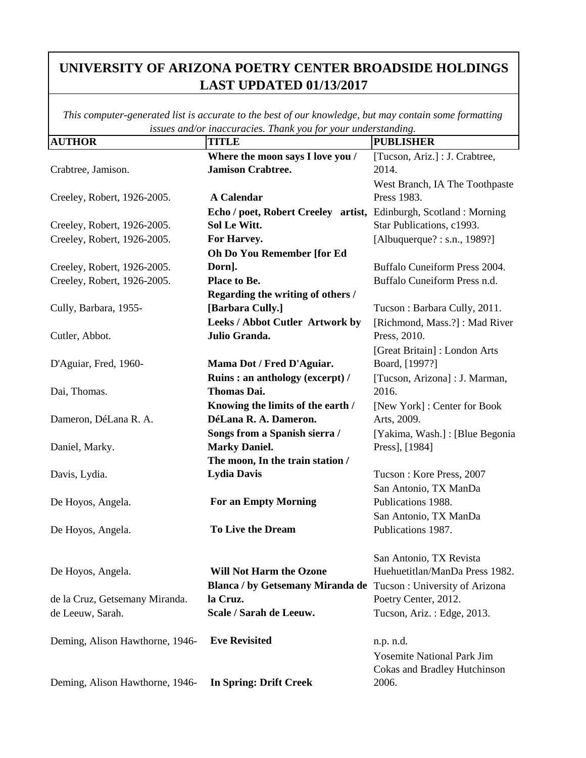# UNIVERSITY OF ARIZONA POETRY CENTER BROADSIDE HOLDINGS LAST UPDATED 01/13/2017

*This computer-generated list is accurate to the best of our knowledge, but may contain some formatting issues and/or inaccuracies. Thank you for your understanding.*

| AUTHOR | TITLE | PUBLISHER |
|---|---|---|
| Crabtree, Jamison. | **Where the moon says I love you / Jamison Crabtree.** | [Tucson, Ariz.] : J. Crabtree, 2014. |
| Creeley, Robert, 1926-2005. | **A Calendar** | West Branch, IA The Toothpaste Press 1983. |
| Creeley, Robert, 1926-2005. | **Echo / poet, Robert Creeley artist, Sol Le Witt.** | Edinburgh, Scotland : Morning Star Publications, c1993. |
| Creeley, Robert, 1926-2005. | **For Harvey.** | [Albuquerque? : s.n., 1989?] |
| Creeley, Robert, 1926-2005. | **Oh Do You Remember [for Ed Dorn].** | Buffalo Cuneiform Press 2004. |
| Creeley, Robert, 1926-2005. | **Place to Be.** | Buffalo Cuneiform Press n.d. |
| Cully, Barbara, 1955- | **Regarding the writing of others / [Barbara Cully.]** | Tucson : Barbara Cully, 2011. |
| Cutler, Abbot. | **Leeks / Abbot Cutler Artwork by Julio Granda.** | [Richmond, Mass.?] : Mad River Press, 2010. |
| D'Aguiar, Fred, 1960- | **Mama Dot / Fred D'Aguiar.** | [Great Britain] : London Arts Board, [1997?] |
| Dai, Thomas. | **Ruins : an anthology (excerpt) / Thomas Dai.** | [Tucson, Arizona] : J. Marman, 2016. |
| Dameron, DéLana R. A. | **Knowing the limits of the earth / DéLana R. A. Dameron.** | [New York] : Center for Book Arts, 2009. |
| Daniel, Marky. | **Songs from a Spanish sierra / Marky Daniel.** | [Yakima, Wash.] : [Blue Begonia Press], [1984] |
| Davis, Lydia. | **The moon, In the train station / Lydia Davis** | Tucson : Kore Press, 2007 |
| De Hoyos, Angela. | **For an Empty Morning** | San Antonio, TX ManDa Publications 1988. |
| De Hoyos, Angela. | **To Live the Dream** | San Antonio, TX ManDa Publications 1987. |
| De Hoyos, Angela. | **Will Not Harm the Ozone** | San Antonio, TX Revista Huehuetitlan/ManDa Press 1982. |
| de la Cruz, Getsemany Miranda. | **Blanca / by Getsemany Miranda de la Cruz.** | Tucson : University of Arizona Poetry Center, 2012. |
| de Leeuw, Sarah. | **Scale / Sarah de Leeuw.** | Tucson, Ariz. : Edge, 2013. |
| Deming, Alison Hawthorne, 1946- | **Eve Revisited** | n.p. n.d. |
| Deming, Alison Hawthorne, 1946- | **In Spring: Drift Creek** | Yosemite National Park Jim Cokas and Bradley Hutchinson 2006. |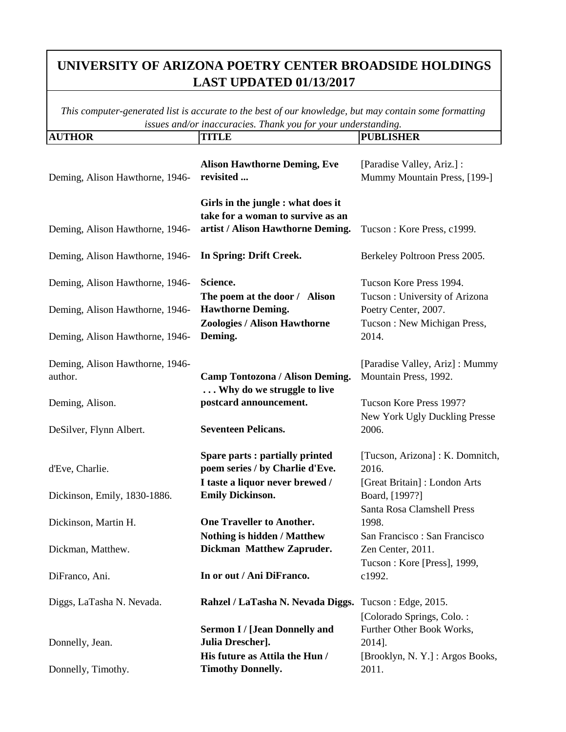# UNIVERSITY OF ARIZONA POETRY CENTER BROADSIDE HOLDINGS LAST UPDATED 01/13/2017

*This computer-generated list is accurate to the best of our knowledge, but may contain some formatting issues and/or inaccuracies. Thank you for your understanding.*

| AUTHOR | TITLE | PUBLISHER |
|---|---|---|
| Deming, Alison Hawthorne, 1946- | **Alison Hawthorne Deming, Eve revisited ...** | [Paradise Valley, Ariz.] : Mummy Mountain Press, [199-] |
| Deming, Alison Hawthorne, 1946- | **Girls in the jungle : what does it take for a woman to survive as an artist / Alison Hawthorne Deming.** | Tucson : Kore Press, c1999. |
| Deming, Alison Hawthorne, 1946- | **In Spring: Drift Creek.** | Berkeley Poltroon Press 2005. |
| Deming, Alison Hawthorne, 1946- | **Science.** | Tucson Kore Press 1994. |
| Deming, Alison Hawthorne, 1946- | **The poem at the door / Alison Hawthorne Deming.** | Tucson : University of Arizona Poetry Center, 2007. |
| Deming, Alison Hawthorne, 1946- | **Zoologies / Alison Hawthorne Deming.** | Tucson : New Michigan Press, 2014. |
| Deming, Alison Hawthorne, 1946- author. | **Camp Tontozona / Alison Deming.** | [Paradise Valley, Ariz] : Mummy Mountain Press, 1992. |
| Deming, Alison. | **. . . Why do we struggle to live postcard announcement.** | Tucson Kore Press 1997? |
| DeSilver, Flynn Albert. | **Seventeen Pelicans.** | New York Ugly Duckling Presse 2006. |
| d'Eve, Charlie. | **Spare parts : partially printed poem series / by Charlie d'Eve.** | [Tucson, Arizona] : K. Domnitch, 2016. |
| Dickinson, Emily, 1830-1886. | **I taste a liquor never brewed / Emily Dickinson.** | [Great Britain] : London Arts Board, [1997?] |
| Dickinson, Martin H. | **One Traveller to Another.** | Santa Rosa Clamshell Press 1998. |
| Dickman, Matthew. | **Nothing is hidden / Matthew Dickman Matthew Zapruder.** | San Francisco : San Francisco Zen Center, 2011. |
| DiFranco, Ani. | **In or out / Ani DiFranco.** | Tucson : Kore [Press], 1999, c1992. |
| Diggs, LaTasha N. Nevada. | **Rahzel / LaTasha N. Nevada Diggs.** | Tucson : Edge, 2015. |
| Donnelly, Jean. | **Sermon I / [Jean Donnelly and Julia Drescher].** | [Colorado Springs, Colo. : Further Other Book Works, 2014]. |
| Donnelly, Timothy. | **His future as Attila the Hun / Timothy Donnelly.** | [Brooklyn, N. Y.] : Argos Books, 2011. |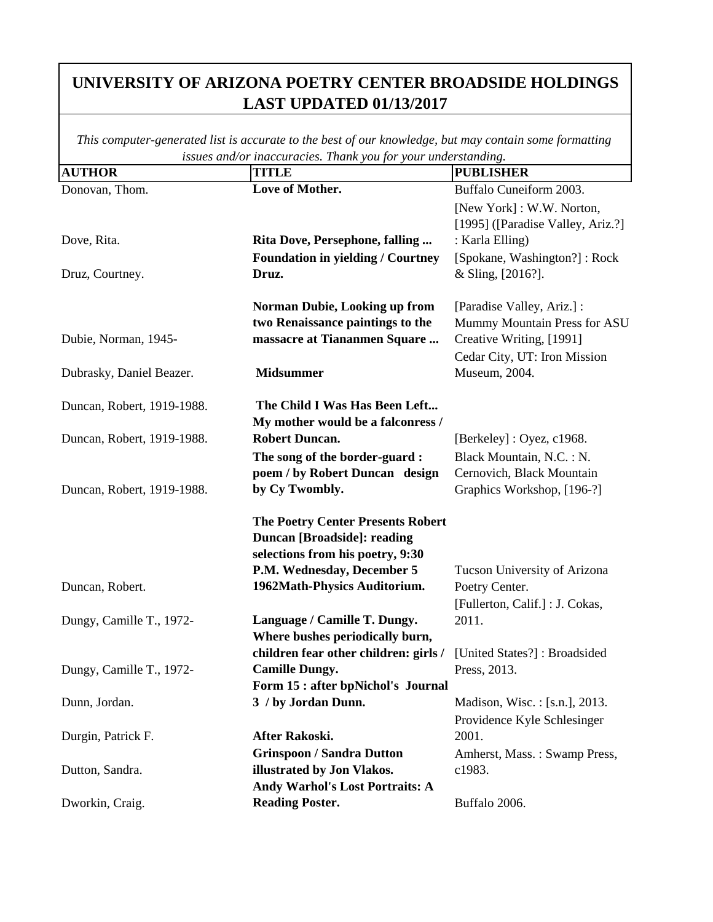# UNIVERSITY OF ARIZONA POETRY CENTER BROADSIDE HOLDINGS LAST UPDATED 01/13/2017

*This computer-generated list is accurate to the best of our knowledge, but may contain some formatting issues and/or inaccuracies. Thank you for your understanding.*

| AUTHOR | TITLE | PUBLISHER |
|---|---|---|
| Donovan, Thom. | **Love of Mother.** | Buffalo Cuneiform 2003. |
| Dove, Rita. | **Rita Dove, Persephone, falling ...** | [New York] : W.W. Norton, [1995] ([Paradise Valley, Ariz.?] : Karla Elling) |
| Druz, Courtney. | **Foundation in yielding / Courtney Druz.** | [Spokane, Washington?] : Rock & Sling, [2016?]. |
| Dubie, Norman, 1945- | **Norman Dubie, Looking up from two Renaissance paintings to the massacre at Tiananmen Square ...** | [Paradise Valley, Ariz.] : Mummy Mountain Press for ASU Creative Writing, [1991] |
| Dubrasky, Daniel Beazer. | **Midsummer** | Cedar City, UT: Iron Mission Museum, 2004. |
| Duncan, Robert, 1919-1988. | **The Child I Was Has Been Left...** | |
| Duncan, Robert, 1919-1988. | **My mother would be a falconress / Robert Duncan.** | [Berkeley] : Oyez, c1968. |
| Duncan, Robert, 1919-1988. | **The song of the border-guard : poem / by Robert Duncan design by Cy Twombly.** | Black Mountain, N.C. : N. Cernovich, Black Mountain Graphics Workshop, [196-?] |
| Duncan, Robert. | **The Poetry Center Presents Robert Duncan [Broadside]: reading selections from his poetry, 9:30 P.M. Wednesday, December 5 1962Math-Physics Auditorium.** | Tucson University of Arizona Poetry Center. |
| Dungy, Camille T., 1972- | **Language / Camille T. Dungy.** | [Fullerton, Calif.] : J. Cokas, 2011. |
| Dungy, Camille T., 1972- | **Where bushes periodically burn, children fear other children: girls / Camille Dungy.** | [United States?] : Broadsided Press, 2013. |
| Dunn, Jordan. | **Form 15 : after bpNichol's Journal 3 / by Jordan Dunn.** | Madison, Wisc. : [s.n.], 2013. |
| Durgin, Patrick F. | **After Rakoski.** | Providence Kyle Schlesinger 2001. |
| Dutton, Sandra. | **Grinspoon / Sandra Dutton illustrated by Jon Vlakos.** | Amherst, Mass. : Swamp Press, c1983. |
| Dworkin, Craig. | **Andy Warhol's Lost Portraits: A Reading Poster.** | Buffalo 2006. |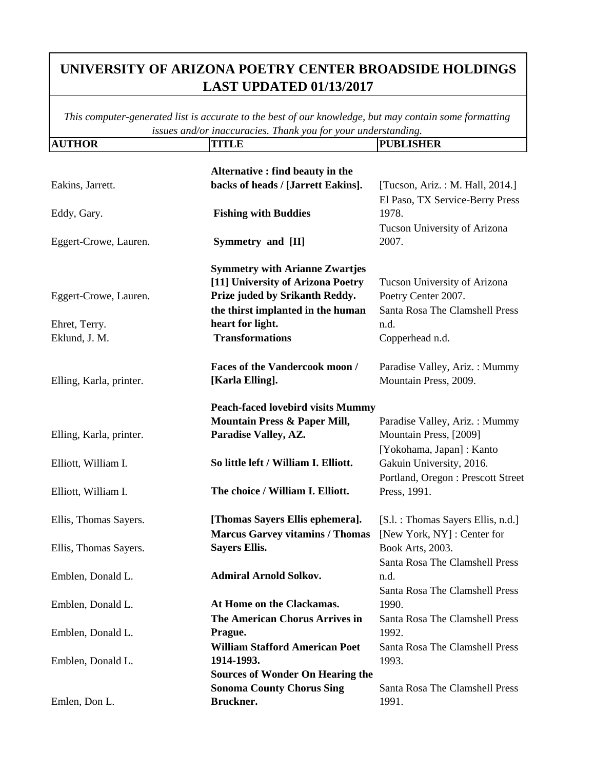# UNIVERSITY OF ARIZONA POETRY CENTER BROADSIDE HOLDINGS LAST UPDATED 01/13/2017

*This computer-generated list is accurate to the best of our knowledge, but may contain some formatting issues and/or inaccuracies. Thank you for your understanding.*

| AUTHOR | TITLE | PUBLISHER |
|---|---|---|
| Eakins, Jarrett. | **Alternative : find beauty in the backs of heads / [Jarrett Eakins].** | [Tucson, Ariz. : M. Hall, 2014.] |
| Eddy, Gary. | **Fishing with Buddies** | El Paso, TX Service-Berry Press 1978. |
| Eggert-Crowe, Lauren. | **Symmetry and [II]** | Tucson University of Arizona 2007. |
| Eggert-Crowe, Lauren. | **Symmetry with Arianne Zwartjes [11] University of Arizona Poetry Prize juded by Srikanth Reddy.** | Tucson University of Arizona Poetry Center 2007. |
| Ehret, Terry. | **the thirst implanted in the human heart for light.** | Santa Rosa The Clamshell Press n.d. |
| Eklund, J. M. | **Transformations** | Copperhead n.d. |
| Elling, Karla, printer. | **Faces of the Vandercook moon / [Karla Elling].** | Paradise Valley, Ariz. : Mummy Mountain Press, 2009. |
| Elling, Karla, printer. | **Peach-faced lovebird visits Mummy Mountain Press & Paper Mill, Paradise Valley, AZ.** | Paradise Valley, Ariz. : Mummy Mountain Press, [2009] |
| Elliott, William I. | **So little left / William I. Elliott.** | [Yokohama, Japan] : Kanto Gakuin University, 2016. |
| Elliott, William I. | **The choice / William I. Elliott.** | Portland, Oregon : Prescott Street Press, 1991. |
| Ellis, Thomas Sayers. | **[Thomas Sayers Ellis ephemera].** | [S.l. : Thomas Sayers Ellis, n.d.] |
| Ellis, Thomas Sayers. | **Marcus Garvey vitamins / Thomas Sayers Ellis.** | [New York, NY] : Center for Book Arts, 2003. |
| Emblen, Donald L. | **Admiral Arnold Solkov.** | Santa Rosa The Clamshell Press n.d. |
| Emblen, Donald L. | **At Home on the Clackamas.** | Santa Rosa The Clamshell Press 1990. |
| Emblen, Donald L. | **The American Chorus Arrives in Prague.** | Santa Rosa The Clamshell Press 1992. |
| Emblen, Donald L. | **William Stafford American Poet 1914-1993.** | Santa Rosa The Clamshell Press 1993. |
| Emlen, Don L. | **Sources of Wonder On Hearing the Sonoma County Chorus Sing Bruckner.** | Santa Rosa The Clamshell Press 1991. |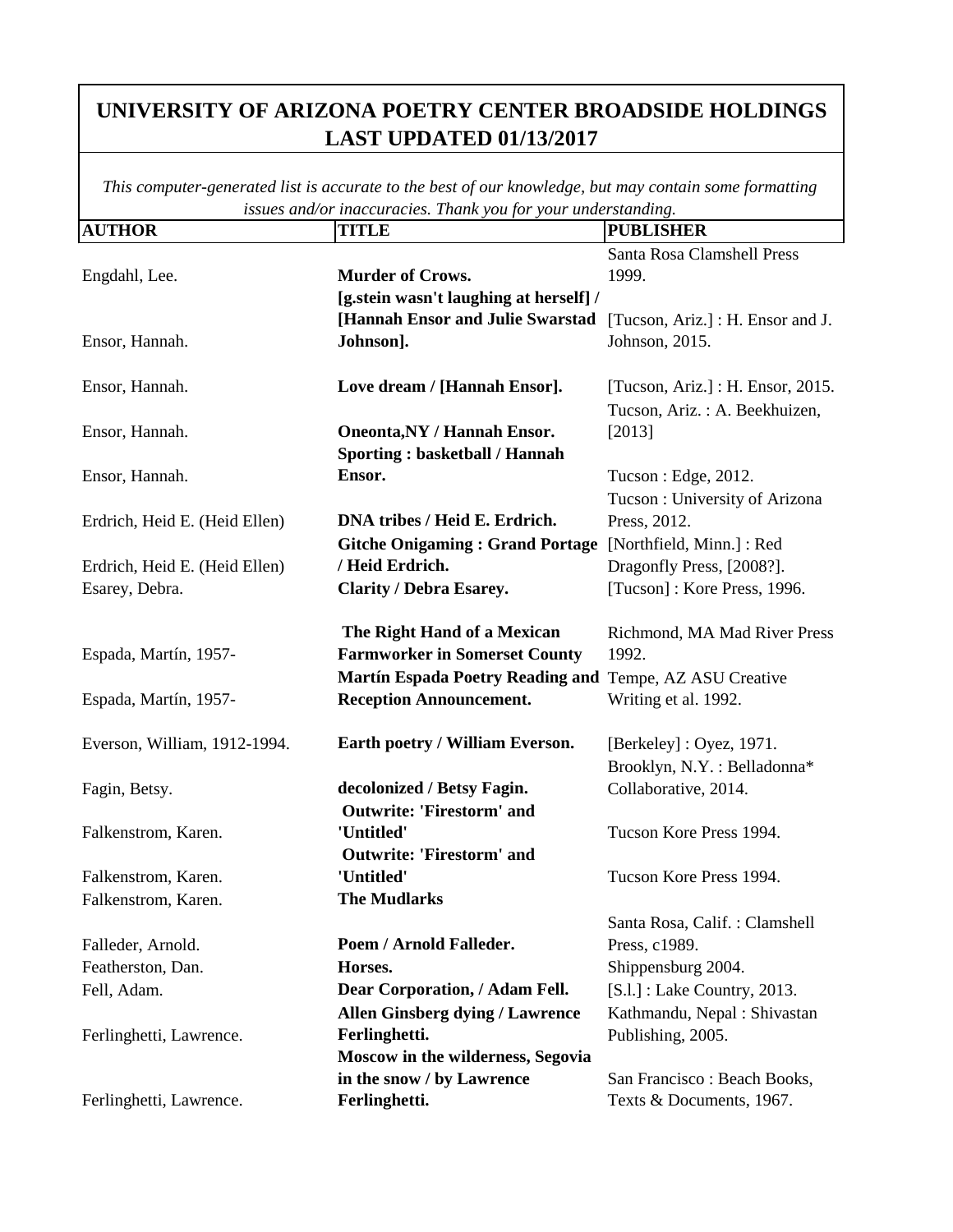# UNIVERSITY OF ARIZONA POETRY CENTER BROADSIDE HOLDINGS LAST UPDATED 01/13/2017

*This computer-generated list is accurate to the best of our knowledge, but may contain some formatting issues and/or inaccuracies. Thank you for your understanding.*

| AUTHOR | TITLE | PUBLISHER |
|---|---|---|
| Engdahl, Lee. | **Murder of Crows.** | Santa Rosa Clamshell Press 1999. |
| Ensor, Hannah. | **[g.stein wasn't laughing at herself] / [Hannah Ensor and Julie Swarstad Johnson].** | [Tucson, Ariz.] : H. Ensor and J. Johnson, 2015. |
| Ensor, Hannah. | **Love dream / [Hannah Ensor].** | [Tucson, Ariz.] : H. Ensor, 2015. |
| Ensor, Hannah. | **Oneonta,NY / Hannah Ensor.** | Tucson, Ariz. : A. Beekhuizen, [2013] |
| Ensor, Hannah. | **Sporting : basketball / Hannah Ensor.** | Tucson : Edge, 2012. |
| Erdrich, Heid E. (Heid Ellen) | **DNA tribes / Heid E. Erdrich.** | Tucson : University of Arizona Press, 2012. |
| Erdrich, Heid E. (Heid Ellen) | **Gitche Onigaming : Grand Portage / Heid Erdrich.** | [Northfield, Minn.] : Red Dragonfly Press, [2008?]. |
| Esarey, Debra. | **Clarity / Debra Esarey.** | [Tucson] : Kore Press, 1996. |
| Espada, Martín, 1957- | **The Right Hand of a Mexican Farmworker in Somerset County** | Richmond, MA Mad River Press 1992. |
| Espada, Martín, 1957- | **Martín Espada Poetry Reading and Reception Announcement.** | Tempe, AZ ASU Creative Writing et al. 1992. |
| Everson, William, 1912-1994. | **Earth poetry / William Everson.** | [Berkeley] : Oyez, 1971. |
| Fagin, Betsy. | **decolonized / Betsy Fagin.** | Brooklyn, N.Y. : Belladonna* Collaborative, 2014. |
| Falkenstrom, Karen. | **Outwrite: 'Firestorm' and 'Untitled'** | Tucson Kore Press 1994. |
| Falkenstrom, Karen. | **Outwrite: 'Firestorm' and 'Untitled'** | Tucson Kore Press 1994. |
| Falkenstrom, Karen. | **The Mudlarks** | |
| Falleder, Arnold. | **Poem / Arnold Falleder.** | Santa Rosa, Calif. : Clamshell Press, c1989. |
| Featherston, Dan. | **Horses.** | Shippensburg 2004. |
| Fell, Adam. | **Dear Corporation, / Adam Fell.** | [S.l.] : Lake Country, 2013. |
| Ferlinghetti, Lawrence. | **Allen Ginsberg dying / Lawrence Ferlinghetti.** | Kathmandu, Nepal : Shivastan Publishing, 2005. |
| Ferlinghetti, Lawrence. | **Moscow in the wilderness, Segovia in the snow / by Lawrence Ferlinghetti.** | San Francisco : Beach Books, Texts & Documents, 1967. |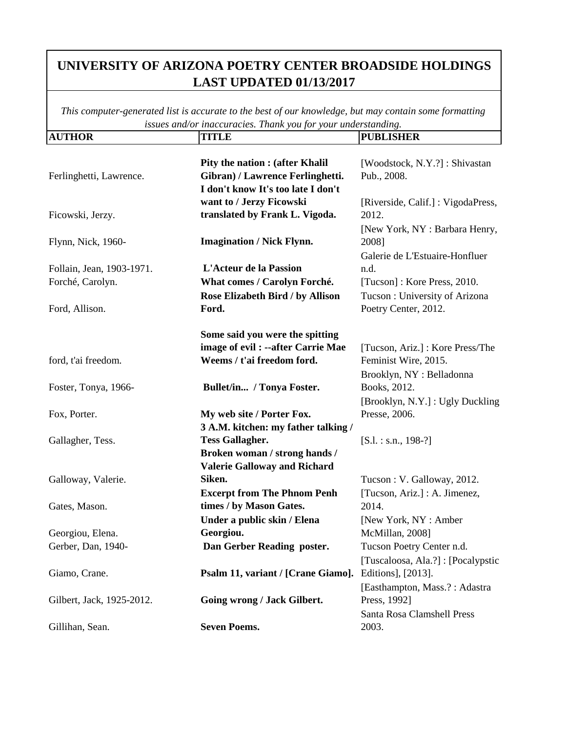# UNIVERSITY OF ARIZONA POETRY CENTER BROADSIDE HOLDINGS
## LAST UPDATED 01/13/2017

*This computer-generated list is accurate to the best of our knowledge, but may contain some formatting issues and/or inaccuracies. Thank you for your understanding.*

| AUTHOR | TITLE | PUBLISHER |
|---|---|---|
| Ferlinghetti, Lawrence. | **Pity the nation : (after Khalil Gibran) / Lawrence Ferlinghetti.** | [Woodstock, N.Y.?] : Shivastan Pub., 2008. |
| Ficowski, Jerzy. | **I don't know It's too late I don't want to / Jerzy Ficowski translated by Frank L. Vigoda.** | [Riverside, Calif.] : VigodaPress, 2012. |
| Flynn, Nick, 1960- | **Imagination / Nick Flynn.** | [New York, NY : Barbara Henry, 2008] |
| Follain, Jean, 1903-1971. | **L'Acteur de la Passion** | Galerie de L'Estuaire-Honfluer n.d. |
| Forché, Carolyn. | **What comes / Carolyn Forché.** | [Tucson] : Kore Press, 2010. |
| Ford, Allison. | **Rose Elizabeth Bird / by Allison Ford.** | Tucson : University of Arizona Poetry Center, 2012. |
| ford, t'ai freedom. | **Some said you were the spitting image of evil : --after Carrie Mae Weems / t'ai freedom ford.** | [Tucson, Ariz.] : Kore Press/The Feminist Wire, 2015. |
| Foster, Tonya, 1966- | **Bullet/in... / Tonya Foster.** | Brooklyn, NY : Belladonna Books, 2012. |
| Fox, Porter. | **My web site / Porter Fox.** | [Brooklyn, N.Y.] : Ugly Duckling Presse, 2006. |
| Gallagher, Tess. | **3 A.M. kitchen: my father talking / Tess Gallagher.** | [S.l. : s.n., 198-?] |
| Galloway, Valerie. | **Broken woman / strong hands / Valerie Galloway and Richard Siken.** | Tucson : V. Galloway, 2012. |
| Gates, Mason. | **Excerpt from The Phnom Penh times / by Mason Gates.** | [Tucson, Ariz.] : A. Jimenez, 2014. |
| Georgiou, Elena. | **Under a public skin / Elena Georgiou.** | [New York, NY : Amber McMillan, 2008] |
| Gerber, Dan, 1940- | **Dan Gerber Reading poster.** | Tucson Poetry Center n.d. |
| Giamo, Crane. | **Psalm 11, variant / [Crane Giamo].** | [Tuscaloosa, Ala.?] : [Pocalypstic Editions], [2013]. |
| Gilbert, Jack, 1925-2012. | **Going wrong / Jack Gilbert.** | [Easthampton, Mass.? : Adastra Press, 1992] |
| Gillihan, Sean. | **Seven Poems.** | Santa Rosa Clamshell Press 2003. |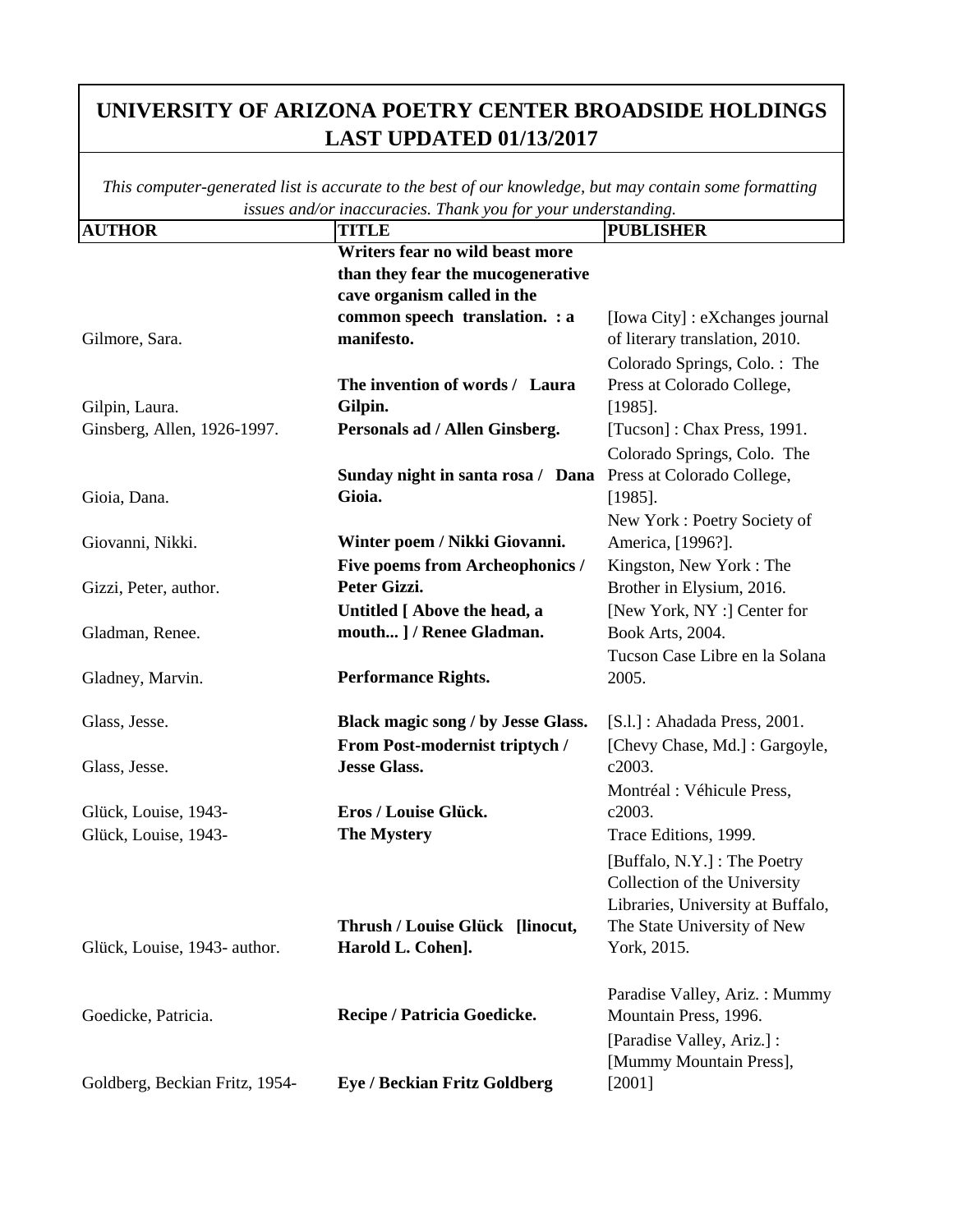# UNIVERSITY OF ARIZONA POETRY CENTER BROADSIDE HOLDINGS LAST UPDATED 01/13/2017

*This computer-generated list is accurate to the best of our knowledge, but may contain some formatting issues and/or inaccuracies. Thank you for your understanding.*

| AUTHOR | TITLE | PUBLISHER |
| --- | --- | --- |
| Gilmore, Sara. | **Writers fear no wild beast more than they fear the mucogenerative cave organism called in the common speech translation. : a manifesto.** | [Iowa City] : eXchanges journal of literary translation, 2010. |
| Gilpin, Laura. | **The invention of words / Laura Gilpin.** | Colorado Springs, Colo. : The Press at Colorado College, [1985]. |
| Ginsberg, Allen, 1926-1997. | **Personals ad / Allen Ginsberg.** | [Tucson] : Chax Press, 1991. |
| Gioia, Dana. | **Sunday night in santa rosa / Dana Gioia.** | Colorado Springs, Colo. The Press at Colorado College, [1985]. |
| Giovanni, Nikki. | **Winter poem / Nikki Giovanni.** | New York : Poetry Society of America, [1996?]. |
| Gizzi, Peter, author. | **Five poems from Archeophonics / Peter Gizzi.** | Kingston, New York : The Brother in Elysium, 2016. |
| Gladman, Renee. | **Untitled [ Above the head, a mouth... ] / Renee Gladman.** | [New York, NY :] Center for Book Arts, 2004. |
| Gladney, Marvin. | **Performance Rights.** | Tucson Case Libre en la Solana 2005. |
| Glass, Jesse. | **Black magic song / by Jesse Glass.** | [S.l.] : Ahadada Press, 2001. |
| Glass, Jesse. | **From Post-modernist triptych / Jesse Glass.** | [Chevy Chase, Md.] : Gargoyle, c2003. |
| Glück, Louise, 1943- | **Eros / Louise Glück.** | Montréal : Véhicule Press, c2003. |
| Glück, Louise, 1943- | **The Mystery** | Trace Editions, 1999. |
| Glück, Louise, 1943- author. | **Thrush / Louise Glück [linocut, Harold L. Cohen].** | [Buffalo, N.Y.] : The Poetry Collection of the University Libraries, University at Buffalo, The State University of New York, 2015. |
| Goedicke, Patricia. | **Recipe / Patricia Goedicke.** | Paradise Valley, Ariz. : Mummy Mountain Press, 1996. |
| Goldberg, Beckian Fritz, 1954- | **Eye / Beckian Fritz Goldberg** | [Paradise Valley, Ariz.] : [Mummy Mountain Press], [2001] |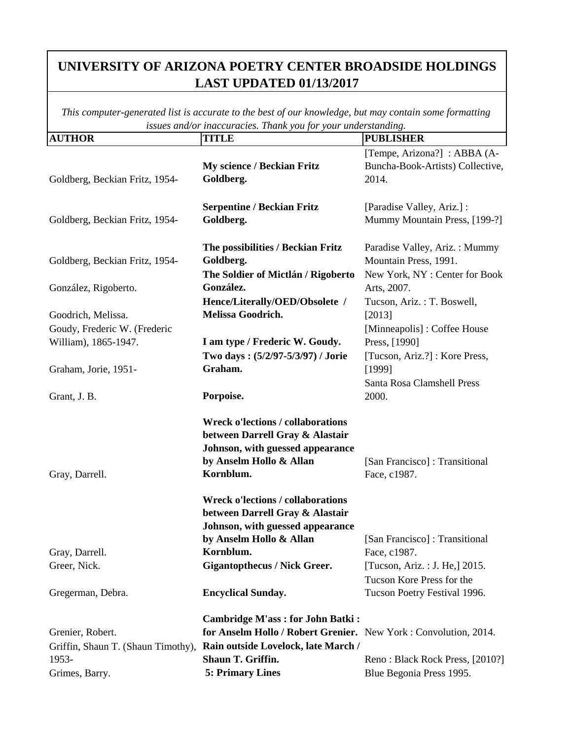# UNIVERSITY OF ARIZONA POETRY CENTER BROADSIDE HOLDINGS LAST UPDATED 01/13/2017

*This computer-generated list is accurate to the best of our knowledge, but may contain some formatting issues and/or inaccuracies. Thank you for your understanding.*

| AUTHOR | TITLE | PUBLISHER |
| --- | --- | --- |
| Goldberg, Beckian Fritz, 1954- | **My science / Beckian Fritz Goldberg.** | [Tempe, Arizona?] : ABBA (A-Buncha-Book-Artists) Collective, 2014. |
| Goldberg, Beckian Fritz, 1954- | **Serpentine / Beckian Fritz Goldberg.** | [Paradise Valley, Ariz.] : Mummy Mountain Press, [199-?] |
| Goldberg, Beckian Fritz, 1954- | **The possibilities / Beckian Fritz Goldberg.** | Paradise Valley, Ariz. : Mummy Mountain Press, 1991. |
| González, Rigoberto. | **The Soldier of Mictlán / Rigoberto González.** | New York, NY : Center for Book Arts, 2007. |
| Goodrich, Melissa. | **Hence/Literally/OED/Obsolete / Melissa Goodrich.** | Tucson, Ariz. : T. Boswell, [2013] |
| Goudy, Frederic W. (Frederic William), 1865-1947. | **I am type / Frederic W. Goudy.** | [Minneapolis] : Coffee House Press, [1990] |
| Graham, Jorie, 1951- | **Two days : (5/2/97-5/3/97) / Jorie Graham.** | [Tucson, Ariz.?] : Kore Press, [1999] |
| Grant, J. B. | **Porpoise.** | Santa Rosa Clamshell Press 2000. |
| Gray, Darrell. | **Wreck o'lections / collaborations between Darrell Gray & Alastair Johnson, with guessed appearance by Anselm Hollo & Allan Kornblum.** | [San Francisco] : Transitional Face, c1987. |
| Gray, Darrell. | **Wreck o'lections / collaborations between Darrell Gray & Alastair Johnson, with guessed appearance by Anselm Hollo & Allan Kornblum.** | [San Francisco] : Transitional Face, c1987. |
| Greer, Nick. | **Gigantopthecus / Nick Greer.** | [Tucson, Ariz. : J. He,] 2015. |
| Gregerman, Debra. | **Encyclical Sunday.** | Tucson Kore Press for the Tucson Poetry Festival 1996. |
| Grenier, Robert. | **Cambridge M'ass : for John Batki : for Anselm Hollo / Robert Grenier.** | New York : Convolution, 2014. |
| Griffin, Shaun T. (Shaun Timothy), 1953- | **Rain outside Lovelock, late March / Shaun T. Griffin.** | Reno : Black Rock Press, [2010?] |
| Grimes, Barry. | **5: Primary Lines** | Blue Begonia Press 1995. |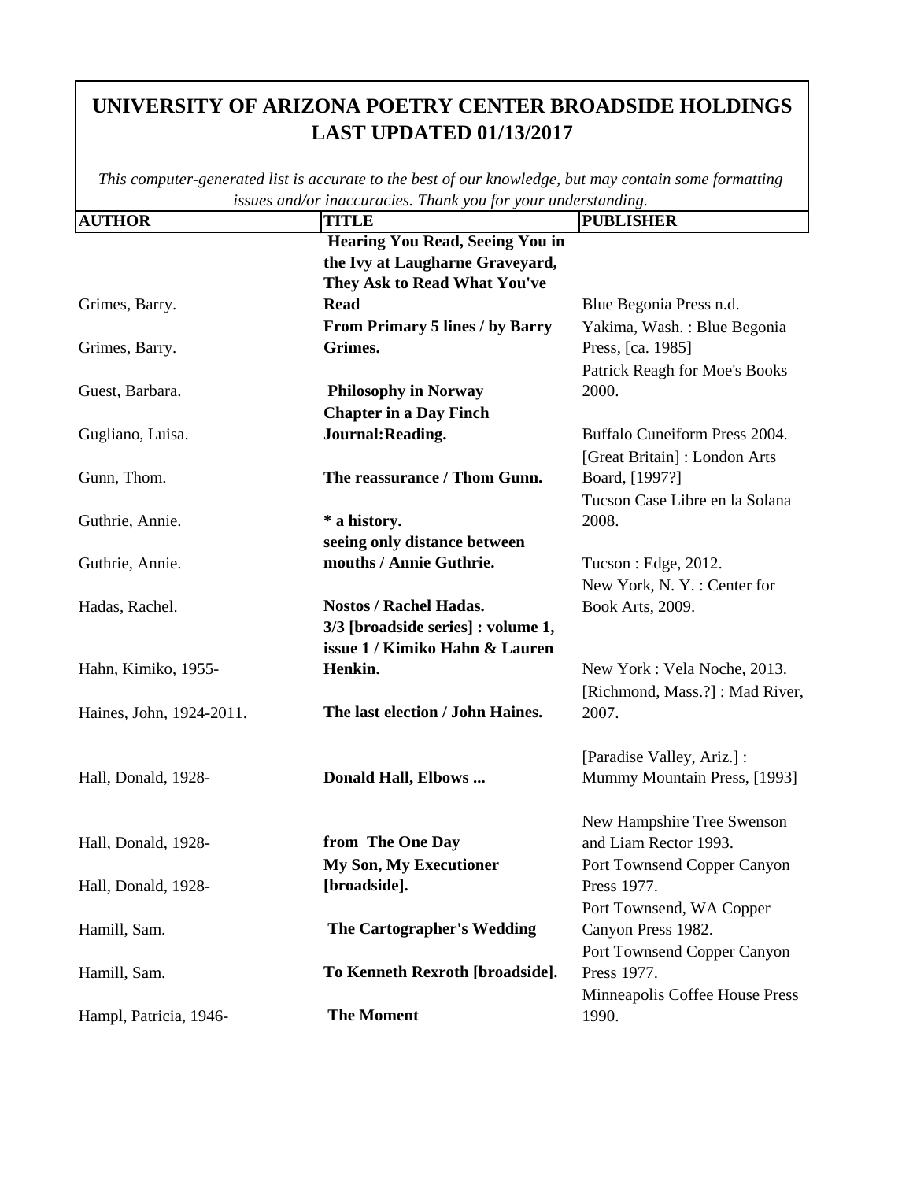# UNIVERSITY OF ARIZONA POETRY CENTER BROADSIDE HOLDINGS LAST UPDATED 01/13/2017

*This computer-generated list is accurate to the best of our knowledge, but may contain some formatting issues and/or inaccuracies. Thank you for your understanding.*

| AUTHOR | TITLE | PUBLISHER |
|---|---|---|
| Grimes, Barry. | **Hearing You Read, Seeing You in the Ivy at Laugharne Graveyard, They Ask to Read What You've Read** | Blue Begonia Press n.d. |
| Grimes, Barry. | **From Primary 5 lines / by Barry Grimes.** | Yakima, Wash. : Blue Begonia Press, [ca. 1985] |
| Guest, Barbara. | **Philosophy in Norway** | Patrick Reagh for Moe's Books 2000. |
| Gugliano, Luisa. | **Chapter in a Day Finch Journal:Reading.** | Buffalo Cuneiform Press 2004. |
| Gunn, Thom. | **The reassurance / Thom Gunn.** | [Great Britain] : London Arts Board, [1997?] |
| Guthrie, Annie. | **\* a history.** | Tucson Case Libre en la Solana 2008. |
| Guthrie, Annie. | **seeing only distance between mouths / Annie Guthrie.** | Tucson : Edge, 2012. |
| Hadas, Rachel. | **Nostos / Rachel Hadas.** | New York, N. Y. : Center for Book Arts, 2009. |
| Hahn, Kimiko, 1955- | **3/3 [broadside series] : volume 1, issue 1 / Kimiko Hahn & Lauren Henkin.** | New York : Vela Noche, 2013. |
| Haines, John, 1924-2011. | **The last election / John Haines.** | [Richmond, Mass.?] : Mad River, 2007. |
| Hall, Donald, 1928- | **Donald Hall, Elbows ...** | [Paradise Valley, Ariz.] : Mummy Mountain Press, [1993] |
| Hall, Donald, 1928- | **from The One Day** | New Hampshire Tree Swenson and Liam Rector 1993. |
| Hall, Donald, 1928- | **My Son, My Executioner [broadside].** | Port Townsend Copper Canyon Press 1977. |
| Hamill, Sam. | **The Cartographer's Wedding** | Port Townsend, WA Copper Canyon Press 1982. |
| Hamill, Sam. | **To Kenneth Rexroth [broadside].** | Port Townsend Copper Canyon Press 1977. |
| Hampl, Patricia, 1946- | **The Moment** | Minneapolis Coffee House Press 1990. |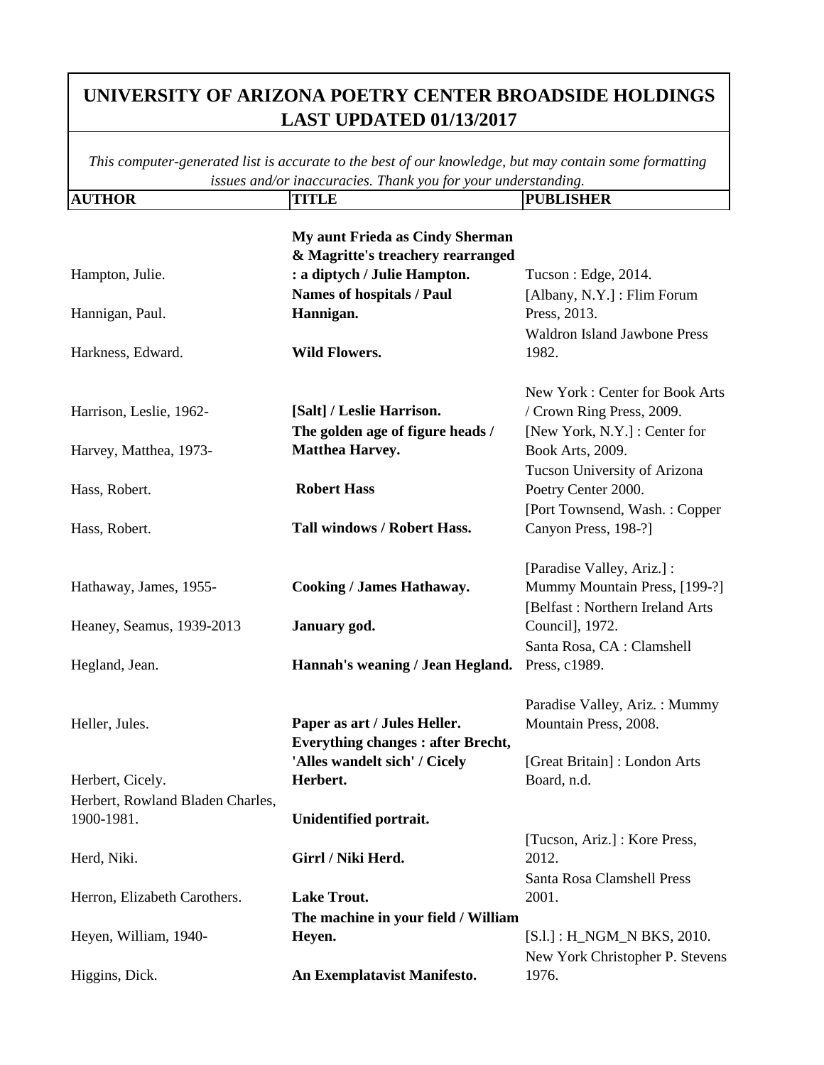# UNIVERSITY OF ARIZONA POETRY CENTER BROADSIDE HOLDINGS
## LAST UPDATED 01/13/2017

*This computer-generated list is accurate to the best of our knowledge, but may contain some formatting issues and/or inaccuracies. Thank you for your understanding.*

| AUTHOR | TITLE | PUBLISHER |
|---|---|---|
| Hampton, Julie. | **My aunt Frieda as Cindy Sherman & Magritte's treachery rearranged : a diptych / Julie Hampton.** | Tucson : Edge, 2014. |
| Hannigan, Paul. | **Names of hospitals / Paul Hannigan.** | [Albany, N.Y.] : Flim Forum Press, 2013. |
| Harkness, Edward. | **Wild Flowers.** | Waldron Island Jawbone Press 1982. |
| Harrison, Leslie, 1962- | **[Salt] / Leslie Harrison.** | New York : Center for Book Arts / Crown Ring Press, 2009. |
| Harvey, Matthea, 1973- | **The golden age of figure heads / Matthea Harvey.** | [New York, N.Y.] : Center for Book Arts, 2009. |
| Hass, Robert. | **Robert Hass** | Tucson University of Arizona Poetry Center 2000. |
| Hass, Robert. | **Tall windows / Robert Hass.** | [Port Townsend, Wash. : Copper Canyon Press, 198-?] |
| Hathaway, James, 1955- | **Cooking / James Hathaway.** | [Paradise Valley, Ariz.] : Mummy Mountain Press, [199-?] |
| Heaney, Seamus, 1939-2013 | **January god.** | [Belfast : Northern Ireland Arts Council], 1972. |
| Hegland, Jean. | **Hannah's weaning / Jean Hegland.** | Santa Rosa, CA : Clamshell Press, c1989. |
| Heller, Jules. | **Paper as art / Jules Heller.** | Paradise Valley, Ariz. : Mummy Mountain Press, 2008. |
| Herbert, Cicely. | **Everything changes : after Brecht, 'Alles wandelt sich' / Cicely Herbert.** | [Great Britain] : London Arts Board, n.d. |
| Herbert, Rowland Bladen Charles, 1900-1981. | **Unidentified portrait.** | |
| Herd, Niki. | **Girrl / Niki Herd.** | [Tucson, Ariz.] : Kore Press, 2012. |
| Herron, Elizabeth Carothers. | **Lake Trout.** | Santa Rosa Clamshell Press 2001. |
| Heyen, William, 1940- | **The machine in your field / William Heyen.** | [S.l.] : H_NGM_N BKS, 2010. |
| Higgins, Dick. | **An Exemplatavist Manifesto.** | New York Christopher P. Stevens 1976. |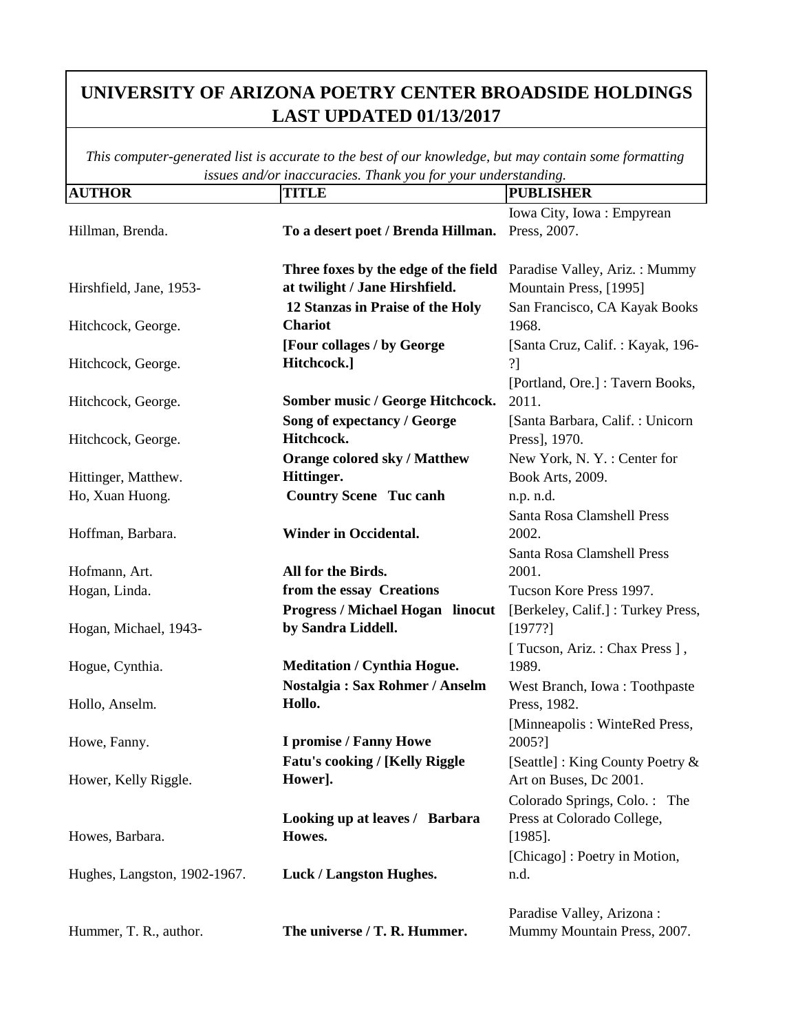# UNIVERSITY OF ARIZONA POETRY CENTER BROADSIDE HOLDINGS LAST UPDATED 01/13/2017

*This computer-generated list is accurate to the best of our knowledge, but may contain some formatting issues and/or inaccuracies. Thank you for your understanding.*

| AUTHOR | TITLE | PUBLISHER |
|---|---|---|
| Hillman, Brenda. | **To a desert poet / Brenda Hillman.** | Iowa City, Iowa : Empyrean Press, 2007. |
| Hirshfield, Jane, 1953- | **Three foxes by the edge of the field at twilight / Jane Hirshfield.** | Paradise Valley, Ariz. : Mummy Mountain Press, [1995] |
| Hitchcock, George. | **12 Stanzas in Praise of the Holy Chariot** | San Francisco, CA Kayak Books 1968. |
| Hitchcock, George. | **[Four collages / by George Hitchcock.]** | [Santa Cruz, Calif. : Kayak, 196-?] |
| Hitchcock, George. | **Somber music / George Hitchcock.** | [Portland, Ore.] : Tavern Books, 2011. |
| Hitchcock, George. | **Song of expectancy / George Hitchcock.** | [Santa Barbara, Calif. : Unicorn Press], 1970. |
| Hittinger, Matthew. | **Orange colored sky / Matthew Hittinger.** | New York, N. Y. : Center for Book Arts, 2009. |
| Ho, Xuan Huong. | **Country Scene Tuc canh** | n.p. n.d. |
| Hoffman, Barbara. | **Winder in Occidental.** | Santa Rosa Clamshell Press 2002. |
| Hofmann, Art. | **All for the Birds.** | Santa Rosa Clamshell Press 2001. |
| Hogan, Linda. | **from the essay Creations** | Tucson Kore Press 1997. |
| Hogan, Michael, 1943- | **Progress / Michael Hogan linocut by Sandra Liddell.** | [Berkeley, Calif.] : Turkey Press, [1977?] |
| Hogue, Cynthia. | **Meditation / Cynthia Hogue.** | [ Tucson, Ariz. : Chax Press ] , 1989. |
| Hollo, Anselm. | **Nostalgia : Sax Rohmer / Anselm Hollo.** | West Branch, Iowa : Toothpaste Press, 1982. |
| Howe, Fanny. | **I promise / Fanny Howe** | [Minneapolis : WinteRed Press, 2005?] |
| Hower, Kelly Riggle. | **Fatu's cooking / [Kelly Riggle Hower].** | [Seattle] : King County Poetry & Art on Buses, Dc 2001. |
| Howes, Barbara. | **Looking up at leaves / Barbara Howes.** | Colorado Springs, Colo. : The Press at Colorado College, [1985]. |
| Hughes, Langston, 1902-1967. | **Luck / Langston Hughes.** | [Chicago] : Poetry in Motion, n.d. |
| Hummer, T. R., author. | **The universe / T. R. Hummer.** | Paradise Valley, Arizona : Mummy Mountain Press, 2007. |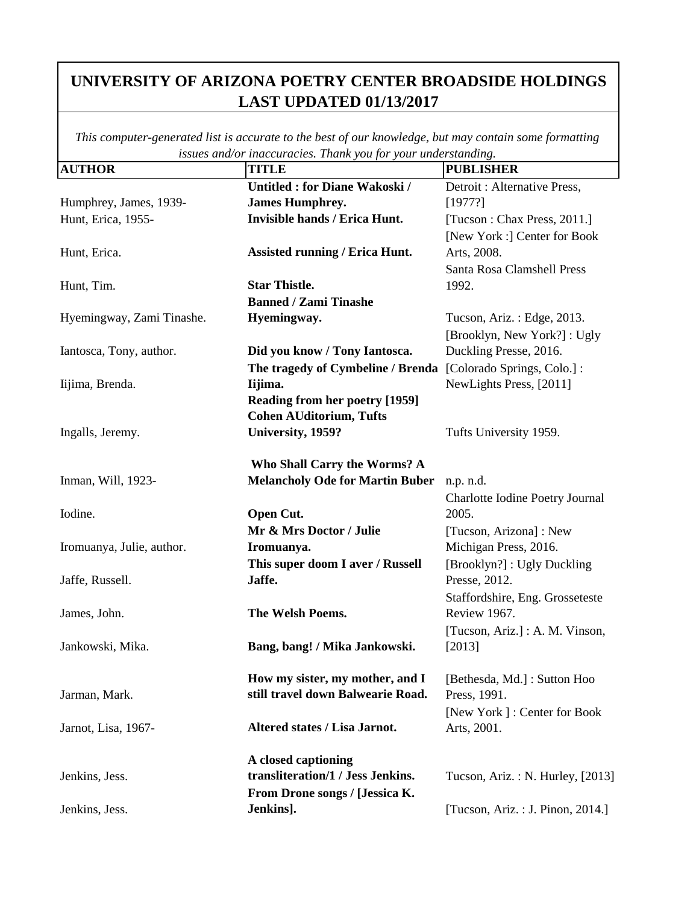# UNIVERSITY OF ARIZONA POETRY CENTER BROADSIDE HOLDINGS LAST UPDATED 01/13/2017

*This computer-generated list is accurate to the best of our knowledge, but may contain some formatting issues and/or inaccuracies. Thank you for your understanding.*

| AUTHOR | TITLE | PUBLISHER |
|---|---|---|
| Humphrey, James, 1939- | **Untitled : for Diane Wakoski / James Humphrey.** | Detroit : Alternative Press, [1977?] |
| Hunt, Erica, 1955- | **Invisible hands / Erica Hunt.** | [Tucson : Chax Press, 2011.] |
| Hunt, Erica. | **Assisted running / Erica Hunt.** | [New York :] Center for Book Arts, 2008. |
| Hunt, Tim. | **Star Thistle.** | Santa Rosa Clamshell Press 1992. |
| Hyemingway, Zami Tinashe. | **Banned / Zami Tinashe Hyemingway.** | Tucson, Ariz. : Edge, 2013. |
| Iantosca, Tony, author. | **Did you know / Tony Iantosca.** | [Brooklyn, New York?] : Ugly Duckling Presse, 2016. |
| Iijima, Brenda. | **The tragedy of Cymbeline / Brenda Iijima.** | [Colorado Springs, Colo.] : NewLights Press, [2011] |
| Ingalls, Jeremy. | **Reading from her poetry [1959] Cohen AUditorium, Tufts University, 1959?** | Tufts University 1959. |
| Inman, Will, 1923- | **Who Shall Carry the Worms? A Melancholy Ode for Martin Buber** | n.p. n.d. |
| Iodine. | **Open Cut.** | Charlotte Iodine Poetry Journal 2005. |
| Iromuanya, Julie, author. | **Mr & Mrs Doctor / Julie Iromuanya.** | [Tucson, Arizona] : New Michigan Press, 2016. |
| Jaffe, Russell. | **This super doom I aver / Russell Jaffe.** | [Brooklyn?] : Ugly Duckling Presse, 2012. |
| James, John. | **The Welsh Poems.** | Staffordshire, Eng. Grosseteste Review 1967. |
| Jankowski, Mika. | **Bang, bang! / Mika Jankowski.** | [Tucson, Ariz.] : A. M. Vinson, [2013] |
| Jarman, Mark. | **How my sister, my mother, and I still travel down Balwearie Road.** | [Bethesda, Md.] : Sutton Hoo Press, 1991. |
| Jarnot, Lisa, 1967- | **Altered states / Lisa Jarnot.** | [New York ] : Center for Book Arts, 2001. |
| Jenkins, Jess. | **A closed captioning transliteration/1 / Jess Jenkins.** | Tucson, Ariz. : N. Hurley, [2013] |
| Jenkins, Jess. | **From Drone songs / [Jessica K. Jenkins].** | [Tucson, Ariz. : J. Pinon, 2014.] |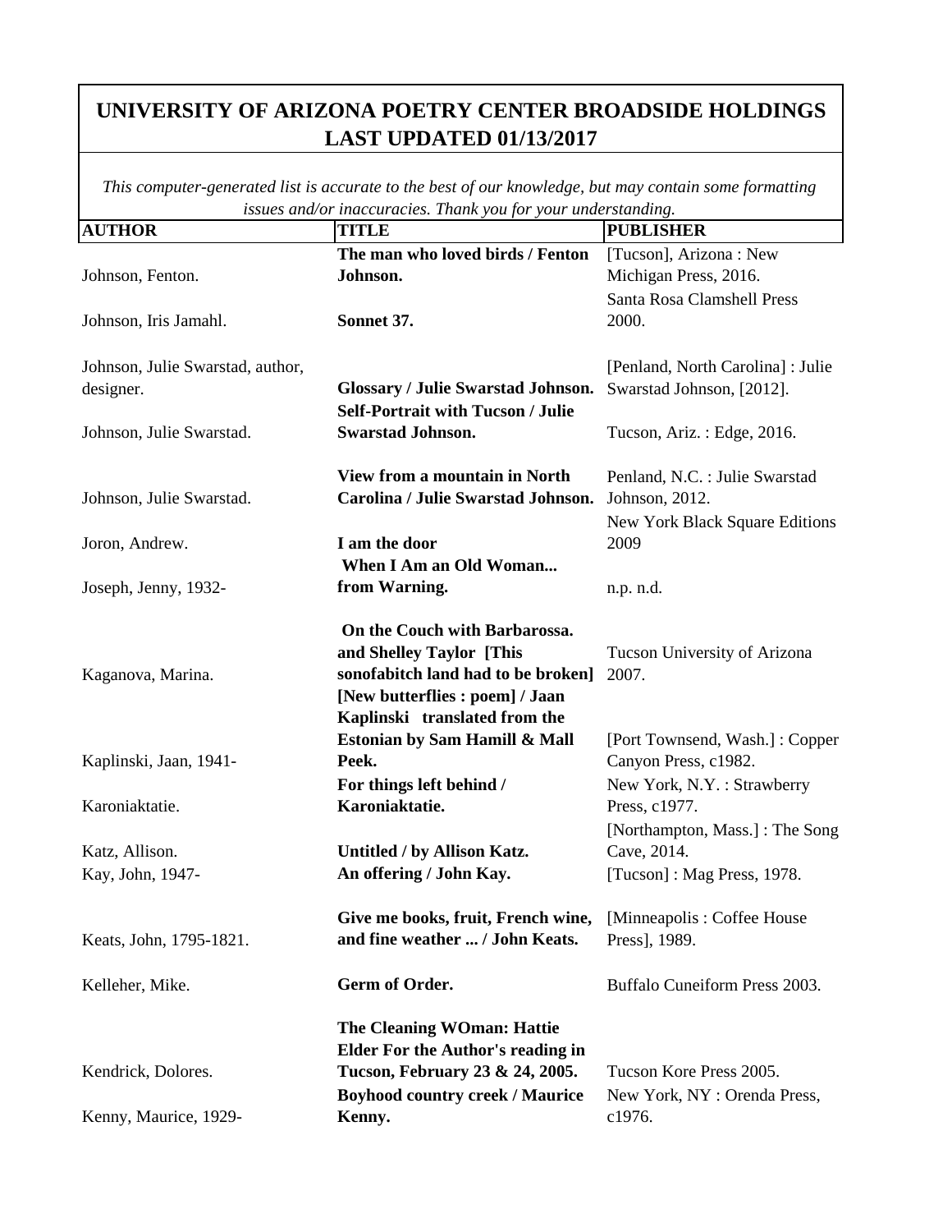# UNIVERSITY OF ARIZONA POETRY CENTER BROADSIDE HOLDINGS LAST UPDATED 01/13/2017

*This computer-generated list is accurate to the best of our knowledge, but may contain some formatting issues and/or inaccuracies. Thank you for your understanding.*

| AUTHOR | TITLE | PUBLISHER |
|---|---|---|
| Johnson, Fenton. | **The man who loved birds / Fenton Johnson.** | [Tucson], Arizona : New Michigan Press, 2016. |
| Johnson, Iris Jamahl. | **Sonnet 37.** | Santa Rosa Clamshell Press 2000. |
| Johnson, Julie Swarstad, author, designer. | **Glossary / Julie Swarstad Johnson.** | [Penland, North Carolina] : Julie Swarstad Johnson, [2012]. |
| Johnson, Julie Swarstad. | **Self-Portrait with Tucson / Julie Swarstad Johnson.** | Tucson, Ariz. : Edge, 2016. |
| Johnson, Julie Swarstad. | **View from a mountain in North Carolina / Julie Swarstad Johnson.** | Penland, N.C. : Julie Swarstad Johnson, 2012. |
| Joron, Andrew. | **I am the door** | New York Black Square Editions 2009 |
| Joseph, Jenny, 1932- | **When I Am an Old Woman... from Warning.** | n.p. n.d. |
| Kaganova, Marina. | **On the Couch with Barbarossa. and Shelley Taylor [This sonofabitch land had to be broken]** | Tucson University of Arizona 2007. |
| Kaplinski, Jaan, 1941- | **[New butterflies : poem] / Jaan Kaplinski translated from the Estonian by Sam Hamill & Mall Peek.** | [Port Townsend, Wash.] : Copper Canyon Press, c1982. |
| Karoniaktatie. | **For things left behind / Karoniaktatie.** | New York, N.Y. : Strawberry Press, c1977. |
| Katz, Allison. | **Untitled / by Allison Katz.** | [Northampton, Mass.] : The Song Cave, 2014. |
| Kay, John, 1947- | **An offering / John Kay.** | [Tucson] : Mag Press, 1978. |
| Keats, John, 1795-1821. | **Give me books, fruit, French wine, and fine weather ... / John Keats.** | [Minneapolis : Coffee House Press], 1989. |
| Kelleher, Mike. | **Germ of Order.** | Buffalo Cuneiform Press 2003. |
| Kendrick, Dolores. | **The Cleaning WOman: Hattie Elder For the Author's reading in Tucson, February 23 & 24, 2005.** | Tucson Kore Press 2005. |
| Kenny, Maurice, 1929- | **Boyhood country creek / Maurice Kenny.** | New York, NY : Orenda Press, c1976. |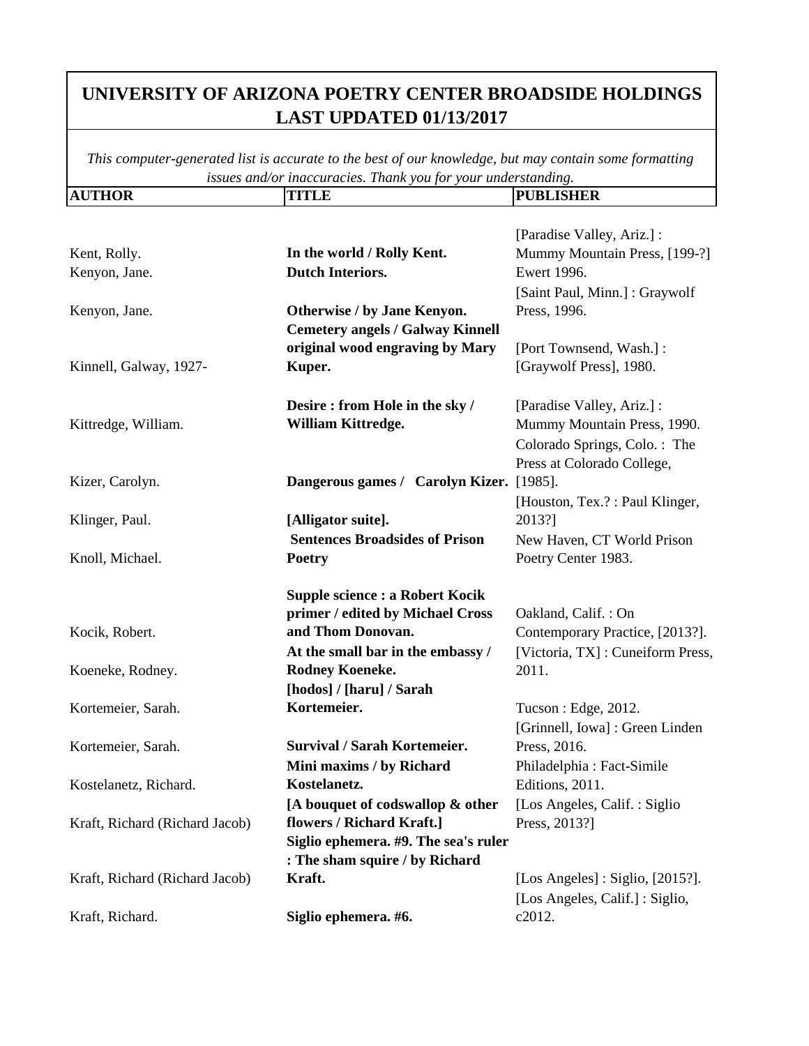# UNIVERSITY OF ARIZONA POETRY CENTER BROADSIDE HOLDINGS LAST UPDATED 01/13/2017

*This computer-generated list is accurate to the best of our knowledge, but may contain some formatting issues and/or inaccuracies. Thank you for your understanding.*

| AUTHOR | TITLE | PUBLISHER |
|---|---|---|
| Kent, Rolly. | **In the world / Rolly Kent.** | [Paradise Valley, Ariz.] : Mummy Mountain Press, [199-?] |
| Kenyon, Jane. | **Dutch Interiors.** | Ewert 1996. |
| Kenyon, Jane. | **Otherwise / by Jane Kenyon.** | [Saint Paul, Minn.] : Graywolf Press, 1996. |
| Kinnell, Galway, 1927- | **Cemetery angels / Galway Kinnell original wood engraving by Mary Kuper.** | [Port Townsend, Wash.] : [Graywolf Press], 1980. |
| Kittredge, William. | **Desire : from Hole in the sky / William Kittredge.** | [Paradise Valley, Ariz.] : Mummy Mountain Press, 1990. |
| Kizer, Carolyn. | **Dangerous games / Carolyn Kizer.** | Colorado Springs, Colo. : The Press at Colorado College, [1985]. |
| Klinger, Paul. | **[Alligator suite].** | [Houston, Tex.? : Paul Klinger, 2013?] |
| Knoll, Michael. | **Sentences Broadsides of Prison Poetry** | New Haven, CT World Prison Poetry Center 1983. |
| Kocik, Robert. | **Supple science : a Robert Kocik primer / edited by Michael Cross and Thom Donovan.** | Oakland, Calif. : On Contemporary Practice, [2013?]. |
| Koeneke, Rodney. | **At the small bar in the embassy / Rodney Koeneke.** | [Victoria, TX] : Cuneiform Press, 2011. |
| Kortemeier, Sarah. | **[hodos] / [haru] / Sarah Kortemeier.** | Tucson : Edge, 2012. |
| Kortemeier, Sarah. | **Survival / Sarah Kortemeier.** | [Grinnell, Iowa] : Green Linden Press, 2016. |
| Kostelanetz, Richard. | **Mini maxims / by Richard Kostelanetz.** | Philadelphia : Fact-Simile Editions, 2011. |
| Kraft, Richard (Richard Jacob) | **[A bouquet of codswallop & other flowers / Richard Kraft.]** | [Los Angeles, Calif. : Siglio Press, 2013?] |
| Kraft, Richard (Richard Jacob) | **Siglio ephemera. #9. The sea's ruler : The sham squire / by Richard Kraft.** | [Los Angeles] : Siglio, [2015?]. |
| Kraft, Richard. | **Siglio ephemera. #6.** | [Los Angeles, Calif.] : Siglio, c2012. |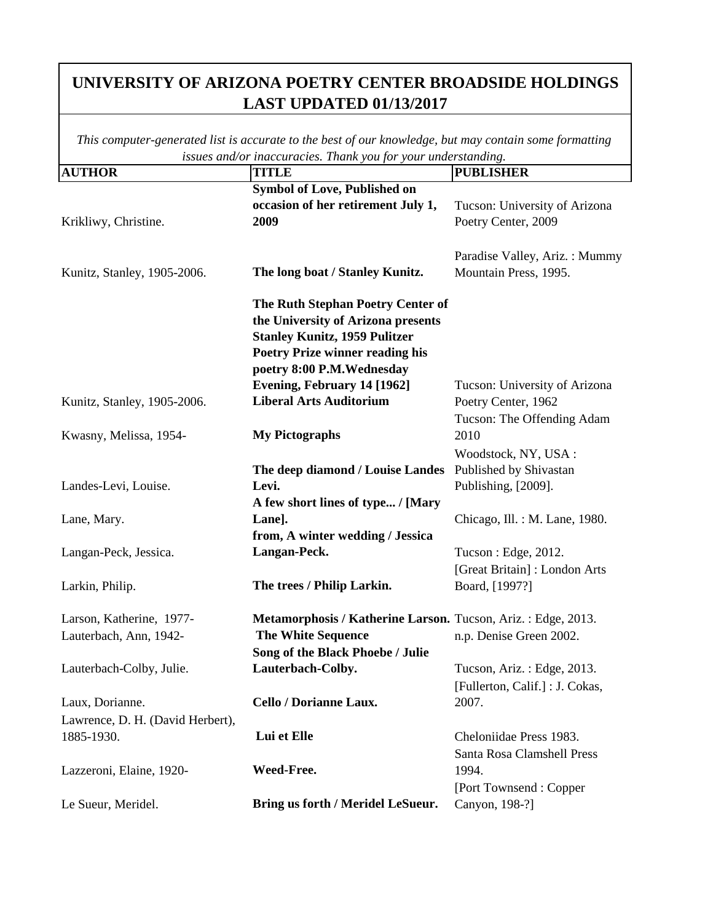# UNIVERSITY OF ARIZONA POETRY CENTER BROADSIDE HOLDINGS LAST UPDATED 01/13/2017

*This computer-generated list is accurate to the best of our knowledge, but may contain some formatting issues and/or inaccuracies. Thank you for your understanding.*

| AUTHOR | TITLE | PUBLISHER |
|---|---|---|
| Krikliwy, Christine. | **Symbol of Love, Published on occasion of her retirement July 1, 2009** | Tucson: University of Arizona Poetry Center, 2009 |
| Kunitz, Stanley, 1905-2006. | **The long boat / Stanley Kunitz.** | Paradise Valley, Ariz. : Mummy Mountain Press, 1995. |
| Kunitz, Stanley, 1905-2006. | **The Ruth Stephan Poetry Center of the University of Arizona presents Stanley Kunitz, 1959 Pulitzer Poetry Prize winner reading his poetry 8:00 P.M.Wednesday Evening, February 14 [1962] Liberal Arts Auditorium** | Tucson: University of Arizona Poetry Center, 1962 |
| Kwasny, Melissa, 1954- | **My Pictographs** | Tucson: The Offending Adam 2010 |
| Landes-Levi, Louise. | **The deep diamond / Louise Landes Levi.** | Woodstock, NY, USA : Published by Shivastan Publishing, [2009]. |
| Lane, Mary. | **A few short lines of type... / [Mary Lane].** | Chicago, Ill. : M. Lane, 1980. |
| Langan-Peck, Jessica. | **from, A winter wedding / Jessica Langan-Peck.** | Tucson : Edge, 2012. |
| Larkin, Philip. | **The trees / Philip Larkin.** | [Great Britain] : London Arts Board, [1997?] |
| Larson, Katherine, 1977- | **Metamorphosis / Katherine Larson.** | Tucson, Ariz. : Edge, 2013. |
| Lauterbach, Ann, 1942- | **The White Sequence** | n.p. Denise Green 2002. |
| Lauterbach-Colby, Julie. | **Song of the Black Phoebe / Julie Lauterbach-Colby.** | Tucson, Ariz. : Edge, 2013. |
| Laux, Dorianne. | **Cello / Dorianne Laux.** | [Fullerton, Calif.] : J. Cokas, 2007. |
| Lawrence, D. H. (David Herbert), 1885-1930. | **Lui et Elle** | Cheloniidae Press 1983. |
| Lazzeroni, Elaine, 1920- | **Weed-Free.** | Santa Rosa Clamshell Press 1994. |
| Le Sueur, Meridel. | **Bring us forth / Meridel LeSueur.** | [Port Townsend : Copper Canyon, 198-?] |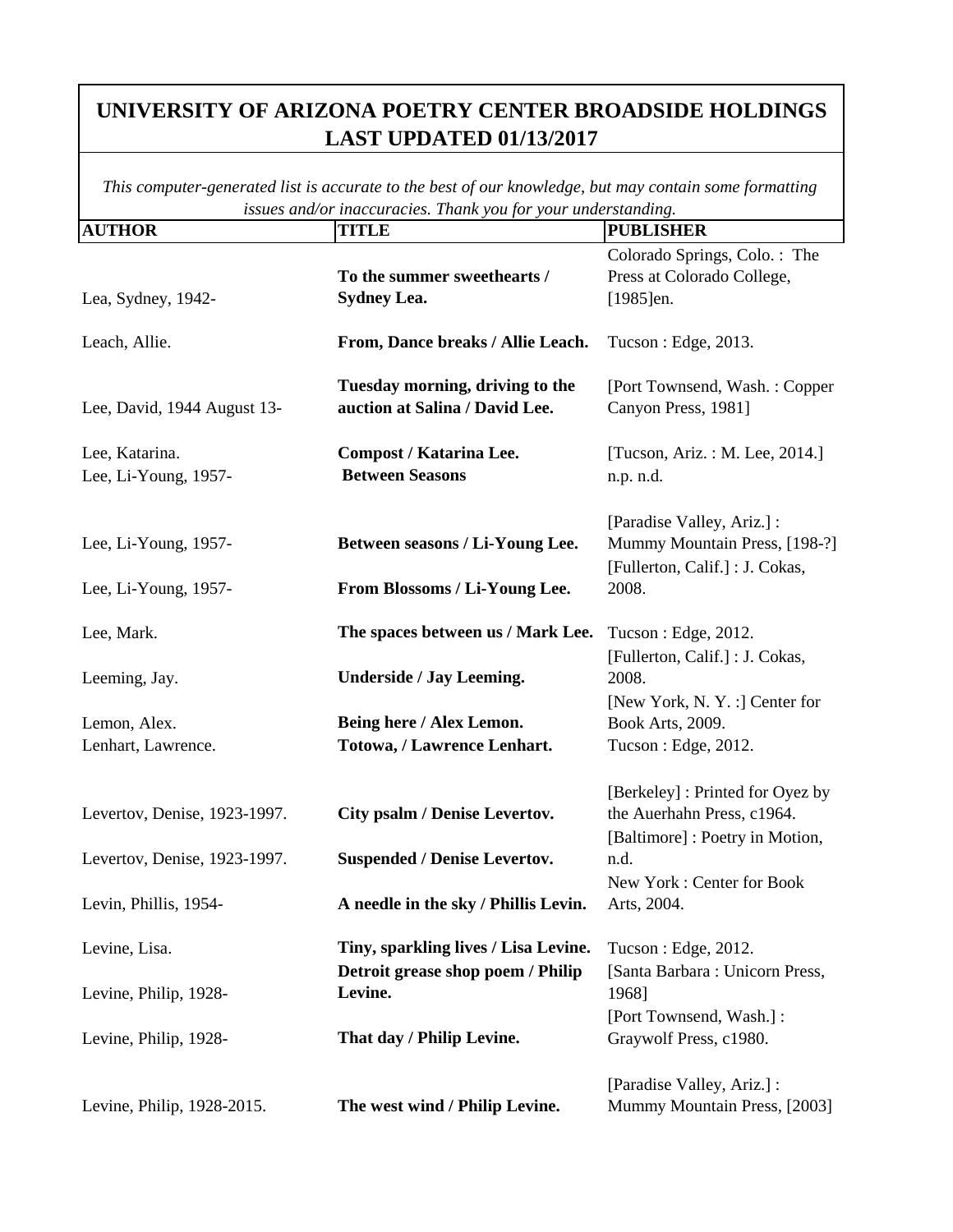# UNIVERSITY OF ARIZONA POETRY CENTER BROADSIDE HOLDINGS LAST UPDATED 01/13/2017

*This computer-generated list is accurate to the best of our knowledge, but may contain some formatting issues and/or inaccuracies. Thank you for your understanding.*

| AUTHOR | TITLE | PUBLISHER |
|---|---|---|
| Lea, Sydney, 1942- | **To the summer sweethearts / Sydney Lea.** | Colorado Springs, Colo. : The Press at Colorado College, [1985]en. |
| Leach, Allie. | **From, Dance breaks / Allie Leach.** | Tucson : Edge, 2013. |
| Lee, David, 1944 August 13- | **Tuesday morning, driving to the auction at Salina / David Lee.** | [Port Townsend, Wash. : Copper Canyon Press, 1981] |
| Lee, Katarina. | **Compost / Katarina Lee.** | [Tucson, Ariz. : M. Lee, 2014.] |
| Lee, Li-Young, 1957- | **Between Seasons** | n.p. n.d. |
| Lee, Li-Young, 1957- | **Between seasons / Li-Young Lee.** | [Paradise Valley, Ariz.] : Mummy Mountain Press, [198-?] |
| Lee, Li-Young, 1957- | **From Blossoms / Li-Young Lee.** | [Fullerton, Calif.] : J. Cokas, 2008. |
| Lee, Mark. | **The spaces between us / Mark Lee.** | Tucson : Edge, 2012. |
| Leeming, Jay. | **Underside / Jay Leeming.** | [Fullerton, Calif.] : J. Cokas, 2008. |
| Lemon, Alex. | **Being here / Alex Lemon.** | [New York, N. Y. :] Center for Book Arts, 2009. |
| Lenhart, Lawrence. | **Totowa, / Lawrence Lenhart.** | Tucson : Edge, 2012. |
| Levertov, Denise, 1923-1997. | **City psalm / Denise Levertov.** | [Berkeley] : Printed for Oyez by the Auerhahn Press, c1964. |
| Levertov, Denise, 1923-1997. | **Suspended / Denise Levertov.** | [Baltimore] : Poetry in Motion, n.d. |
| Levin, Phillis, 1954- | **A needle in the sky / Phillis Levin.** | New York : Center for Book Arts, 2004. |
| Levine, Lisa. | **Tiny, sparkling lives / Lisa Levine.** | Tucson : Edge, 2012. |
| Levine, Philip, 1928- | **Detroit grease shop poem / Philip Levine.** | [Santa Barbara : Unicorn Press, 1968] |
| Levine, Philip, 1928- | **That day / Philip Levine.** | [Port Townsend, Wash.] : Graywolf Press, c1980. |
| Levine, Philip, 1928-2015. | **The west wind / Philip Levine.** | [Paradise Valley, Ariz.] : Mummy Mountain Press, [2003] |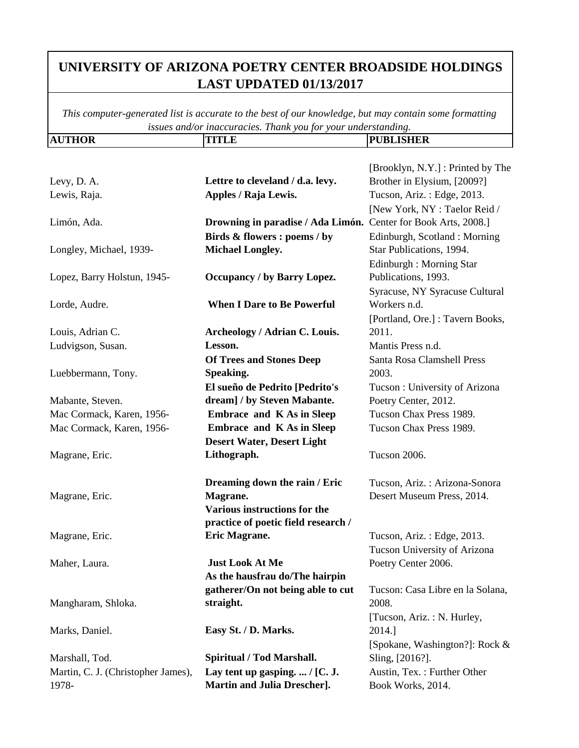# UNIVERSITY OF ARIZONA POETRY CENTER BROADSIDE HOLDINGS LAST UPDATED 01/13/2017

*This computer-generated list is accurate to the best of our knowledge, but may contain some formatting issues and/or inaccuracies. Thank you for your understanding.*

| AUTHOR | TITLE | PUBLISHER |
|---|---|---|
| Levy, D. A. | **Lettre to cleveland / d.a. levy.** | [Brooklyn, N.Y.] : Printed by The Brother in Elysium, [2009?] |
| Lewis, Raja. | **Apples / Raja Lewis.** | Tucson, Ariz. : Edge, 2013. |
| Limón, Ada. | **Drowning in paradise / Ada Limón.** | [New York, NY : Taelor Reid / Center for Book Arts, 2008.] |
| Longley, Michael, 1939- | **Birds & flowers : poems / by Michael Longley.** | Edinburgh, Scotland : Morning Star Publications, 1994. |
| Lopez, Barry Holstun, 1945- | **Occupancy / by Barry Lopez.** | Edinburgh : Morning Star Publications, 1993. |
| Lorde, Audre. | **When I Dare to Be Powerful** | Syracuse, NY Syracuse Cultural Workers n.d. |
| Louis, Adrian C. | **Archeology / Adrian C. Louis.** | [Portland, Ore.] : Tavern Books, 2011. |
| Ludvigson, Susan. | **Lesson.** | Mantis Press n.d. |
| Luebbermann, Tony. | **Of Trees and Stones Deep Speaking.** | Santa Rosa Clamshell Press 2003. |
| Mabante, Steven. | **El sueño de Pedrito [Pedrito's dream] / by Steven Mabante.** | Tucson : University of Arizona Poetry Center, 2012. |
| Mac Cormack, Karen, 1956- | **Embrace and K As in Sleep** | Tucson Chax Press 1989. |
| Mac Cormack, Karen, 1956- | **Embrace and K As in Sleep** | Tucson Chax Press 1989. |
| Magrane, Eric. | **Desert Water, Desert Light Lithograph.** | Tucson 2006. |
| Magrane, Eric. | **Dreaming down the rain / Eric Magrane.** | Tucson, Ariz. : Arizona-Sonora Desert Museum Press, 2014. |
| Magrane, Eric. | **Various instructions for the practice of poetic field research / Eric Magrane.** | Tucson, Ariz. : Edge, 2013. |
| Maher, Laura. | **Just Look At Me** | Tucson University of Arizona Poetry Center 2006. |
| Mangharam, Shloka. | **As the hausfrau do/The hairpin gatherer/On not being able to cut straight.** | Tucson: Casa Libre en la Solana, 2008. |
| Marks, Daniel. | **Easy St. / D. Marks.** | [Tucson, Ariz. : N. Hurley, 2014.] |
| Marshall, Tod. | **Spiritual / Tod Marshall.** | [Spokane, Washington?]: Rock & Sling, [2016?]. |
| Martin, C. J. (Christopher James), 1978- | **Lay tent up gasping. ... / [C. J. Martin and Julia Drescher].** | Austin, Tex. : Further Other Book Works, 2014. |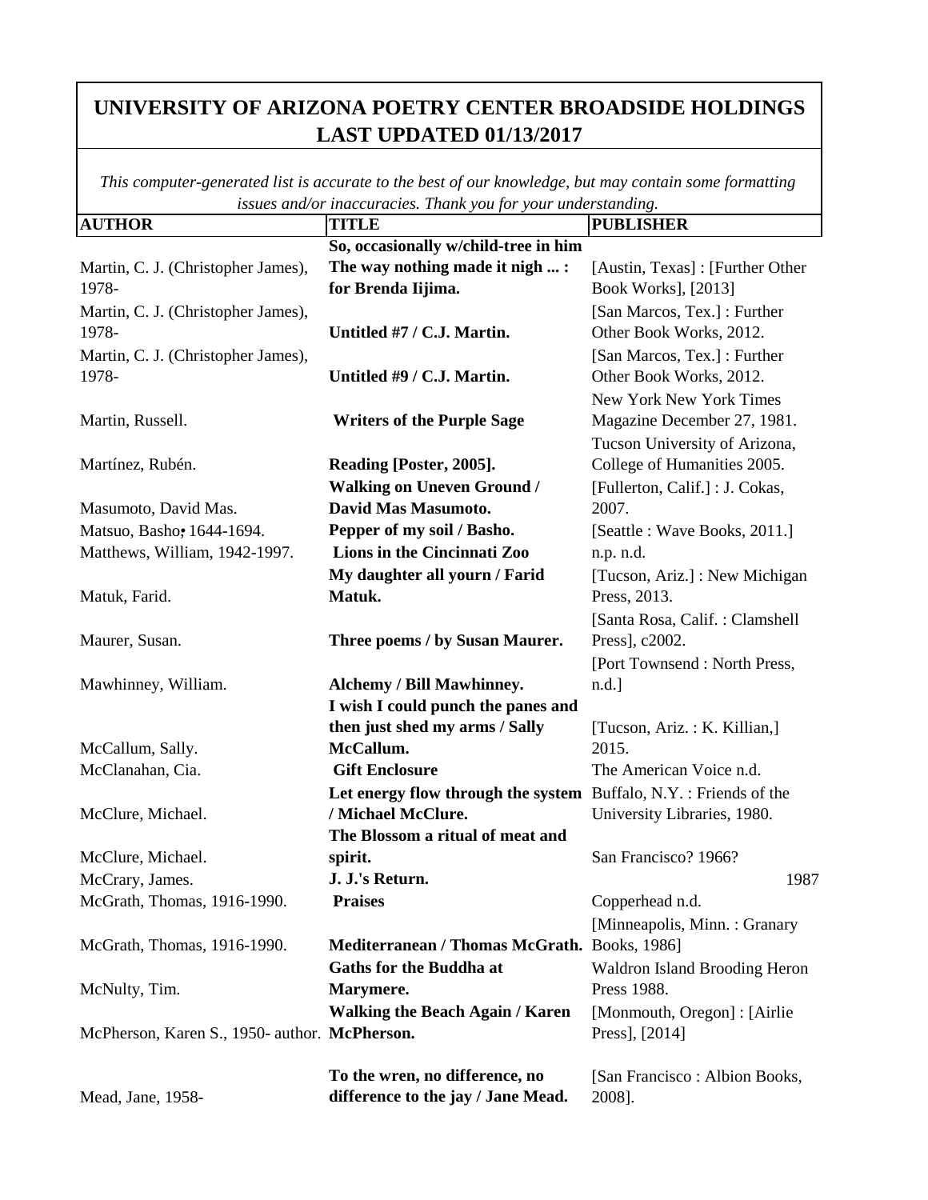# UNIVERSITY OF ARIZONA POETRY CENTER BROADSIDE HOLDINGS LAST UPDATED 01/13/2017

*This computer-generated list is accurate to the best of our knowledge, but may contain some formatting issues and/or inaccuracies. Thank you for your understanding.*

| AUTHOR | TITLE | PUBLISHER |
|---|---|---|
| Martin, C. J. (Christopher James), 1978- | **So, occasionally w/child-tree in him The way nothing made it nigh ... : for Brenda Iijima.** | [Austin, Texas] : [Further Other Book Works], [2013] |
| Martin, C. J. (Christopher James), 1978- | **Untitled #7 / C.J. Martin.** | [San Marcos, Tex.] : Further Other Book Works, 2012. |
| Martin, C. J. (Christopher James), 1978- | **Untitled #9 / C.J. Martin.** | [San Marcos, Tex.] : Further Other Book Works, 2012. |
| Martin, Russell. | **Writers of the Purple Sage** | New York New York Times Magazine December 27, 1981. |
| Martínez, Rubén. | **Reading [Poster, 2005].** | Tucson University of Arizona, College of Humanities 2005. |
| Masumoto, David Mas. | **Walking on Uneven Ground / David Mas Masumoto.** | [Fullerton, Calif.] : J. Cokas, 2007. |
| Matsuo, Basho, 1644-1694. | **Pepper of my soil / Basho.** | [Seattle : Wave Books, 2011.] |
| Matthews, William, 1942-1997. | **Lions in the Cincinnati Zoo** | n.p. n.d. |
| Matuk, Farid. | **My daughter all yourn / Farid Matuk.** | [Tucson, Ariz.] : New Michigan Press, 2013. |
| Maurer, Susan. | **Three poems / by Susan Maurer.** | [Santa Rosa, Calif. : Clamshell Press], c2002. |
| Mawhinney, William. | **Alchemy / Bill Mawhinney.** | [Port Townsend : North Press, n.d.] |
| McCallum, Sally. | **I wish I could punch the panes and then just shed my arms / Sally McCallum.** | [Tucson, Ariz. : K. Killian,] 2015. |
| McClanahan, Cia. | **Gift Enclosure** | The American Voice n.d. |
| McClure, Michael. | **Let energy flow through the system / Michael McClure.** | Buffalo, N.Y. : Friends of the University Libraries, 1980. |
| McClure, Michael. | **The Blossom a ritual of meat and spirit.** | San Francisco? 1966? |
| McCrary, James. | **J. J.'s Return.** | 1987 |
| McGrath, Thomas, 1916-1990. | **Praises** | Copperhead n.d. |
| McGrath, Thomas, 1916-1990. | **Mediterranean / Thomas McGrath.** | [Minneapolis, Minn. : Granary Books, 1986] |
| McNulty, Tim. | **Gaths for the Buddha at Marymere.** | Waldron Island Brooding Heron Press 1988. |
| McPherson, Karen S., 1950- author. | **Walking the Beach Again / Karen McPherson.** | [Monmouth, Oregon] : [Airlie Press], [2014] |
| Mead, Jane, 1958- | **To the wren, no difference, no difference to the jay / Jane Mead.** | [San Francisco : Albion Books, 2008]. |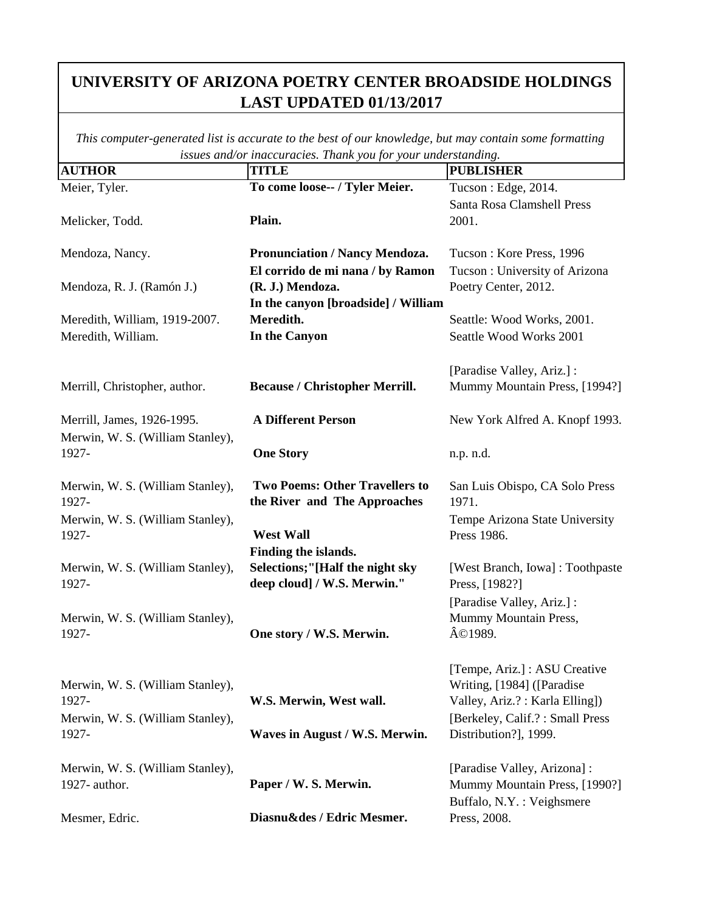# UNIVERSITY OF ARIZONA POETRY CENTER BROADSIDE HOLDINGS LAST UPDATED 01/13/2017

*This computer-generated list is accurate to the best of our knowledge, but may contain some formatting issues and/or inaccuracies. Thank you for your understanding.*

| AUTHOR | TITLE | PUBLISHER |
|---|---|---|
| Meier, Tyler. | **To come loose-- / Tyler Meier.** | Tucson : Edge, 2014. |
| Melicker, Todd. | **Plain.** | Santa Rosa Clamshell Press 2001. |
| Mendoza, Nancy. | **Pronunciation / Nancy Mendoza.** | Tucson : Kore Press, 1996 |
| Mendoza, R. J. (Ramón J.) | **El corrido de mi nana / by Ramon (R. J.) Mendoza.** | Tucson : University of Arizona Poetry Center, 2012. |
| Meredith, William, 1919-2007. | **In the canyon [broadside] / William Meredith.** | Seattle: Wood Works, 2001. |
| Meredith, William. | **In the Canyon** | Seattle Wood Works 2001 |
| Merrill, Christopher, author. | **Because / Christopher Merrill.** | [Paradise Valley, Ariz.] : Mummy Mountain Press, [1994?] |
| Merrill, James, 1926-1995. | **A Different Person** | New York Alfred A. Knopf 1993. |
| Merwin, W. S. (William Stanley), 1927- | **One Story** | n.p. n.d. |
| Merwin, W. S. (William Stanley), 1927- | **Two Poems: Other Travellers to the River and The Approaches** | San Luis Obispo, CA Solo Press 1971. |
| Merwin, W. S. (William Stanley), 1927- | **West Wall** | Tempe Arizona State University Press 1986. |
| Merwin, W. S. (William Stanley), 1927- | **Finding the islands. Selections;"[Half the night sky deep cloud] / W.S. Merwin."** | [West Branch, Iowa] : Toothpaste Press, [1982?] |
| Merwin, W. S. (William Stanley), 1927- | **One story / W.S. Merwin.** | [Paradise Valley, Ariz.] : Mummy Mountain Press, Â©1989. |
| Merwin, W. S. (William Stanley), 1927- | **W.S. Merwin, West wall.** | [Tempe, Ariz.] : ASU Creative Writing, [1984] ([Paradise Valley, Ariz.? : Karla Elling]) |
| Merwin, W. S. (William Stanley), 1927- | **Waves in August / W.S. Merwin.** | [Berkeley, Calif.? : Small Press Distribution?], 1999. |
| Merwin, W. S. (William Stanley), 1927- author. | **Paper / W. S. Merwin.** | [Paradise Valley, Arizona] : Mummy Mountain Press, [1990?] |
| Mesmer, Edric. | **Diasnu&des / Edric Mesmer.** | Buffalo, N.Y. : Veighsmere Press, 2008. |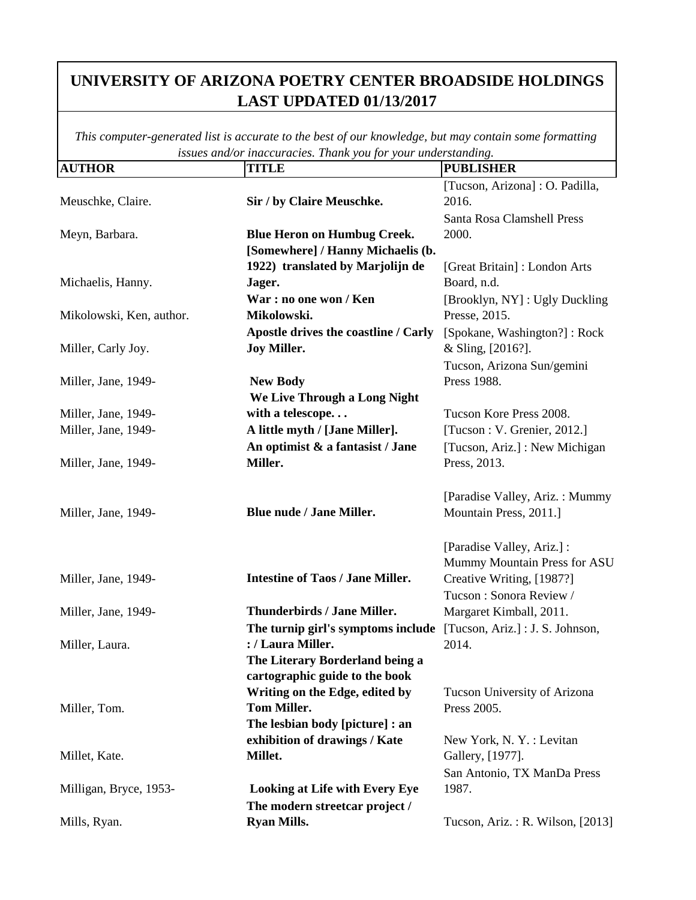# UNIVERSITY OF ARIZONA POETRY CENTER BROADSIDE HOLDINGS LAST UPDATED 01/13/2017

*This computer-generated list is accurate to the best of our knowledge, but may contain some formatting issues and/or inaccuracies. Thank you for your understanding.*

| AUTHOR | TITLE | PUBLISHER |
|---|---|---|
| Meuschke, Claire. | **Sir / by Claire Meuschke.** | [Tucson, Arizona] : O. Padilla, 2016. |
| Meyn, Barbara. | **Blue Heron on Humbug Creek.** | Santa Rosa Clamshell Press 2000. |
| Michaelis, Hanny. | **[Somewhere] / Hanny Michaelis (b. 1922) translated by Marjolijn de Jager.** | [Great Britain] : London Arts Board, n.d. |
| Mikolowski, Ken, author. | **War : no one won / Ken Mikolowski.** | [Brooklyn, NY] : Ugly Duckling Presse, 2015. |
| Miller, Carly Joy. | **Apostle drives the coastline / Carly Joy Miller.** | [Spokane, Washington?] : Rock & Sling, [2016?]. |
| Miller, Jane, 1949- | **New Body** | Tucson, Arizona Sun/gemini Press 1988. |
| Miller, Jane, 1949- | **We Live Through a Long Night with a telescope. . .** | Tucson Kore Press 2008. |
| Miller, Jane, 1949- | **A little myth / [Jane Miller].** | [Tucson : V. Grenier, 2012.] |
| Miller, Jane, 1949- | **An optimist & a fantasist / Jane Miller.** | [Tucson, Ariz.] : New Michigan Press, 2013. |
| Miller, Jane, 1949- | **Blue nude / Jane Miller.** | [Paradise Valley, Ariz. : Mummy Mountain Press, 2011.] |
| Miller, Jane, 1949- | **Intestine of Taos / Jane Miller.** | [Paradise Valley, Ariz.] : Mummy Mountain Press for ASU Creative Writing, [1987?] |
| Miller, Jane, 1949- | **Thunderbirds / Jane Miller.** | Tucson : Sonora Review / Margaret Kimball, 2011. |
| Miller, Laura. | **The turnip girl's symptoms include : / Laura Miller.** | [Tucson, Ariz.] : J. S. Johnson, 2014. |
| Miller, Tom. | **The Literary Borderland being a cartographic guide to the book Writing on the Edge, edited by Tom Miller.** | Tucson University of Arizona Press 2005. |
| Millet, Kate. | **The lesbian body [picture] : an exhibition of drawings / Kate Millet.** | New York, N. Y. : Levitan Gallery, [1977]. |
| Milligan, Bryce, 1953- | **Looking at Life with Every Eye** | San Antonio, TX ManDa Press 1987. |
| Mills, Ryan. | **The modern streetcar project / Ryan Mills.** | Tucson, Ariz. : R. Wilson, [2013] |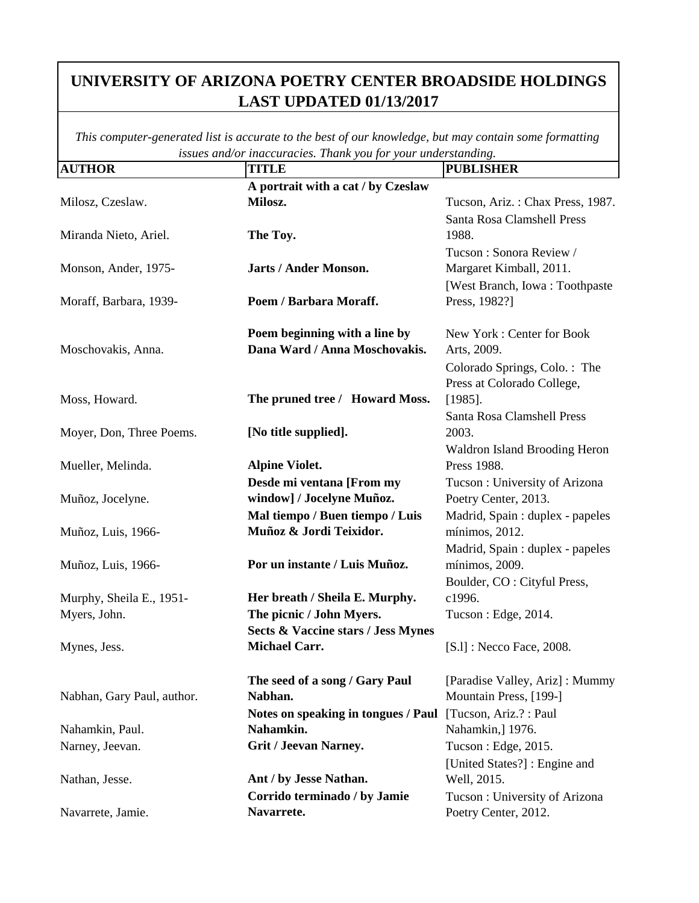# UNIVERSITY OF ARIZONA POETRY CENTER BROADSIDE HOLDINGS LAST UPDATED 01/13/2017

*This computer-generated list is accurate to the best of our knowledge, but may contain some formatting issues and/or inaccuracies. Thank you for your understanding.*

| AUTHOR | TITLE | PUBLISHER |
|---|---|---|
| Milosz, Czeslaw. | **A portrait with a cat / by Czeslaw Milosz.** | Tucson, Ariz. : Chax Press, 1987. |
| Miranda Nieto, Ariel. | **The Toy.** | Santa Rosa Clamshell Press 1988. |
| Monson, Ander, 1975- | **Jarts / Ander Monson.** | Tucson : Sonora Review / Margaret Kimball, 2011. |
| Moraff, Barbara, 1939- | **Poem / Barbara Moraff.** | [West Branch, Iowa : Toothpaste Press, 1982?] |
| Moschovakis, Anna. | **Poem beginning with a line by Dana Ward / Anna Moschovakis.** | New York : Center for Book Arts, 2009. |
| Moss, Howard. | **The pruned tree / Howard Moss.** | Colorado Springs, Colo. : The Press at Colorado College, [1985]. |
| Moyer, Don, Three Poems. | **[No title supplied].** | Santa Rosa Clamshell Press 2003. |
| Mueller, Melinda. | **Alpine Violet.** | Waldron Island Brooding Heron Press 1988. |
| Muñoz, Jocelyne. | **Desde mi ventana [From my window] / Jocelyne Muñoz.** | Tucson : University of Arizona Poetry Center, 2013. |
| Muñoz, Luis, 1966- | **Mal tiempo / Buen tiempo / Luis Muñoz & Jordi Teixidor.** | Madrid, Spain : duplex - papeles mínimos, 2012. |
| Muñoz, Luis, 1966- | **Por un instante / Luis Muñoz.** | Madrid, Spain : duplex - papeles mínimos, 2009. |
| Murphy, Sheila E., 1951- | **Her breath / Sheila E. Murphy.** | Boulder, CO : Cityful Press, c1996. |
| Myers, John. | **The picnic / John Myers.** | Tucson : Edge, 2014. |
| Mynes, Jess. | **Sects & Vaccine stars / Jess Mynes Michael Carr.** | [S.l] : Necco Face, 2008. |
| Nabhan, Gary Paul, author. | **The seed of a song / Gary Paul Nabhan.** | [Paradise Valley, Ariz] : Mummy Mountain Press, [199-] |
| Nahamkin, Paul. | **Notes on speaking in tongues / Paul Nahamkin.** | [Tucson, Ariz.? : Paul Nahamkin,] 1976. |
| Narney, Jeevan. | **Grit / Jeevan Narney.** | Tucson : Edge, 2015. |
| Nathan, Jesse. | **Ant / by Jesse Nathan.** | [United States?] : Engine and Well, 2015. |
| Navarrete, Jamie. | **Corrido terminado / by Jamie Navarrete.** | Tucson : University of Arizona Poetry Center, 2012. |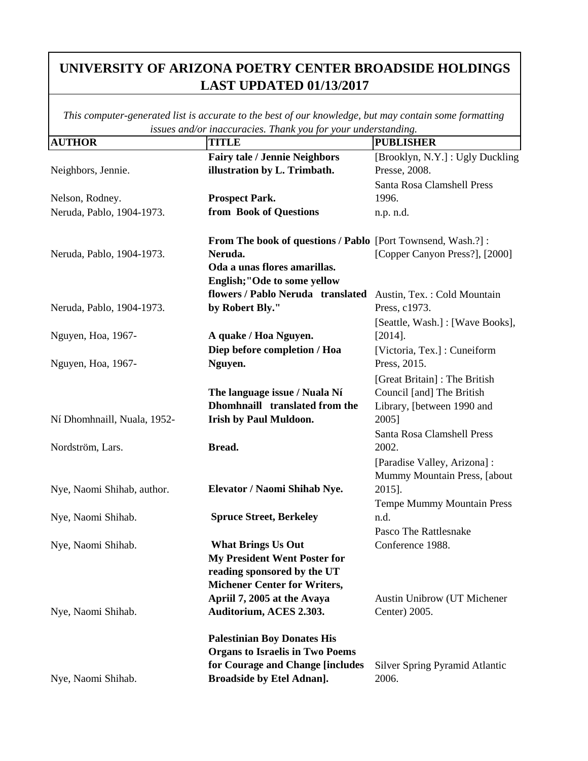# UNIVERSITY OF ARIZONA POETRY CENTER BROADSIDE HOLDINGS LAST UPDATED 01/13/2017

*This computer-generated list is accurate to the best of our knowledge, but may contain some formatting issues and/or inaccuracies. Thank you for your understanding.*

| AUTHOR | TITLE | PUBLISHER |
|---|---|---|
| Neighbors, Jennie. | **Fairy tale / Jennie Neighbors illustration by L. Trimbath.** | [Brooklyn, N.Y.] : Ugly Duckling Presse, 2008. |
| Nelson, Rodney. | **Prospect Park.** | Santa Rosa Clamshell Press 1996. |
| Neruda, Pablo, 1904-1973. | **from Book of Questions** | n.p. n.d. |
| Neruda, Pablo, 1904-1973. | **From The book of questions / Pablo Neruda.** | [Port Townsend, Wash.?] : [Copper Canyon Press?], [2000] |
| Neruda, Pablo, 1904-1973. | **Oda a unas flores amarillas. English;"Ode to some yellow flowers / Pablo Neruda translated by Robert Bly."** | Austin, Tex. : Cold Mountain Press, c1973. |
| Nguyen, Hoa, 1967- | **A quake / Hoa Nguyen.** | [Seattle, Wash.] : [Wave Books], [2014]. |
| Nguyen, Hoa, 1967- | **Diep before completion / Hoa Nguyen.** | [Victoria, Tex.] : Cuneiform Press, 2015. |
| Ní Dhomhnaill, Nuala, 1952- | **The language issue / Nuala Ní Dhomhnaill translated from the Irish by Paul Muldoon.** | [Great Britain] : The British Council [and] The British Library, [between 1990 and 2005] |
| Nordström, Lars. | **Bread.** | Santa Rosa Clamshell Press 2002. |
| Nye, Naomi Shihab, author. | **Elevator / Naomi Shihab Nye.** | [Paradise Valley, Arizona] : Mummy Mountain Press, [about 2015]. |
| Nye, Naomi Shihab. | **Spruce Street, Berkeley** | Tempe Mummy Mountain Press n.d. |
| Nye, Naomi Shihab. | **What Brings Us Out** | Pasco The Rattlesnake Conference 1988. |
| Nye, Naomi Shihab. | **My President Went Poster for reading sponsored by the UT Michener Center for Writers, Apriil 7, 2005 at the Avaya Auditorium, ACES 2.303.** | Austin Unibrow (UT Michener Center) 2005. |
| Nye, Naomi Shihab. | **Palestinian Boy Donates His Organs to Israelis in Two Poems for Courage and Change [includes Broadside by Etel Adnan].** | Silver Spring Pyramid Atlantic 2006. |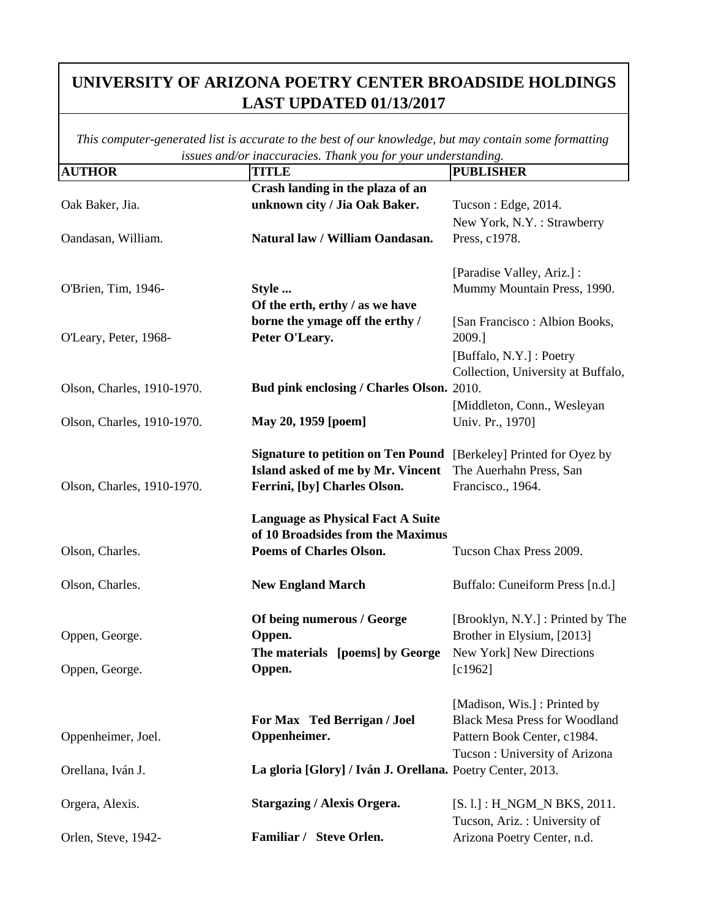# UNIVERSITY OF ARIZONA POETRY CENTER BROADSIDE HOLDINGS LAST UPDATED 01/13/2017

*This computer-generated list is accurate to the best of our knowledge, but may contain some formatting issues and/or inaccuracies. Thank you for your understanding.*

| AUTHOR | TITLE | PUBLISHER |
|---|---|---|
| Oak Baker, Jia. | **Crash landing in the plaza of an unknown city / Jia Oak Baker.** | Tucson : Edge, 2014. |
| Oandasan, William. | **Natural law / William Oandasan.** | New York, N.Y. : Strawberry Press, c1978. |
| O'Brien, Tim, 1946- | **Style ...** | [Paradise Valley, Ariz.] : Mummy Mountain Press, 1990. |
| O'Leary, Peter, 1968- | **Of the erth, erthy / as we have borne the ymage off the erthy / Peter O'Leary.** | [San Francisco : Albion Books, 2009.] |
| Olson, Charles, 1910-1970. | **Bud pink enclosing / Charles Olson.** | [Buffalo, N.Y.] : Poetry Collection, University at Buffalo, 2010. |
| Olson, Charles, 1910-1970. | **May 20, 1959 [poem]** | [Middleton, Conn., Wesleyan Univ. Pr., 1970] |
| Olson, Charles, 1910-1970. | **Signature to petition on Ten Pound Island asked of me by Mr. Vincent Ferrini, [by] Charles Olson.** | [Berkeley] Printed for Oyez by The Auerhahn Press, San Francisco., 1964. |
| Olson, Charles. | **Language as Physical Fact A Suite of 10 Broadsides from the Maximus Poems of Charles Olson.** | Tucson Chax Press 2009. |
| Olson, Charles. | **New England March** | Buffalo: Cuneiform Press [n.d.] |
| Oppen, George. | **Of being numerous / George Oppen.** | [Brooklyn, N.Y.] : Printed by The Brother in Elysium, [2013] |
| Oppen, George. | **The materials [poems] by George Oppen.** | New York] New Directions [c1962] |
| Oppenheimer, Joel. | **For Max Ted Berrigan / Joel Oppenheimer.** | [Madison, Wis.] : Printed by Black Mesa Press for Woodland Pattern Book Center, c1984. |
| Orellana, Iván J. | **La gloria [Glory] / Iván J. Orellana.** | Tucson : University of Arizona Poetry Center, 2013. |
| Orgera, Alexis. | **Stargazing / Alexis Orgera.** | [S. l.] : H_NGM_N BKS, 2011. |
| Orlen, Steve, 1942- | **Familiar / Steve Orlen.** | Tucson, Ariz. : University of Arizona Poetry Center, n.d. |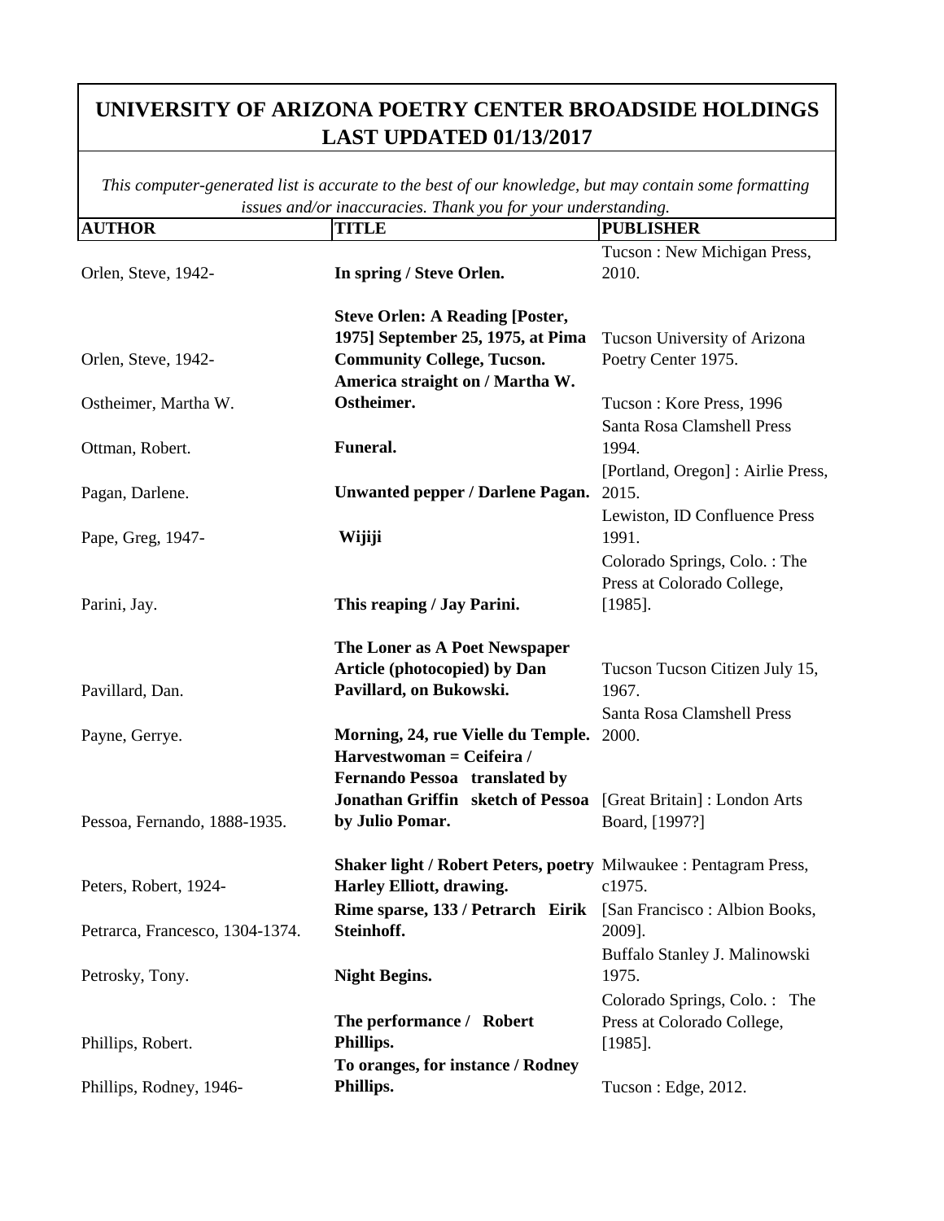# UNIVERSITY OF ARIZONA POETRY CENTER BROADSIDE HOLDINGS LAST UPDATED 01/13/2017

*This computer-generated list is accurate to the best of our knowledge, but may contain some formatting issues and/or inaccuracies. Thank you for your understanding.*

| AUTHOR | TITLE | PUBLISHER |
|---|---|---|
| Orlen, Steve, 1942- | **In spring / Steve Orlen.** | Tucson : New Michigan Press, 2010. |
| Orlen, Steve, 1942- | **Steve Orlen: A Reading [Poster, 1975] September 25, 1975, at Pima Community College, Tucson.** | Tucson University of Arizona Poetry Center 1975. |
| Ostheimer, Martha W. | **America straight on / Martha W. Ostheimer.** | Tucson : Kore Press, 1996 |
| Ottman, Robert. | **Funeral.** | Santa Rosa Clamshell Press 1994. |
| Pagan, Darlene. | **Unwanted pepper / Darlene Pagan.** | [Portland, Oregon] : Airlie Press, 2015. |
| Pape, Greg, 1947- | **Wijiji** | Lewiston, ID Confluence Press 1991. |
| Parini, Jay. | **This reaping / Jay Parini.** | Colorado Springs, Colo. : The Press at Colorado College, [1985]. |
| Pavillard, Dan. | **The Loner as A Poet Newspaper Article (photocopied) by Dan Pavillard, on Bukowski.** | Tucson Tucson Citizen July 15, 1967. |
| Payne, Gerrye. | **Morning, 24, rue Vielle du Temple.** | Santa Rosa Clamshell Press 2000. |
| Pessoa, Fernando, 1888-1935. | **Harvestwoman = Ceifeira / Fernando Pessoa translated by Jonathan Griffin sketch of Pessoa by Julio Pomar.** | [Great Britain] : London Arts Board, [1997?] |
| Peters, Robert, 1924- | **Shaker light / Robert Peters, poetry Harley Elliott, drawing.** | Milwaukee : Pentagram Press, c1975. |
| Petrarca, Francesco, 1304-1374. | **Rime sparse, 133 / Petrarch Eirik Steinhoff.** | [San Francisco : Albion Books, 2009]. |
| Petrosky, Tony. | **Night Begins.** | Buffalo Stanley J. Malinowski 1975. |
| Phillips, Robert. | **The performance / Robert Phillips.** | Colorado Springs, Colo. : The Press at Colorado College, [1985]. |
| Phillips, Rodney, 1946- | **To oranges, for instance / Rodney Phillips.** | Tucson : Edge, 2012. |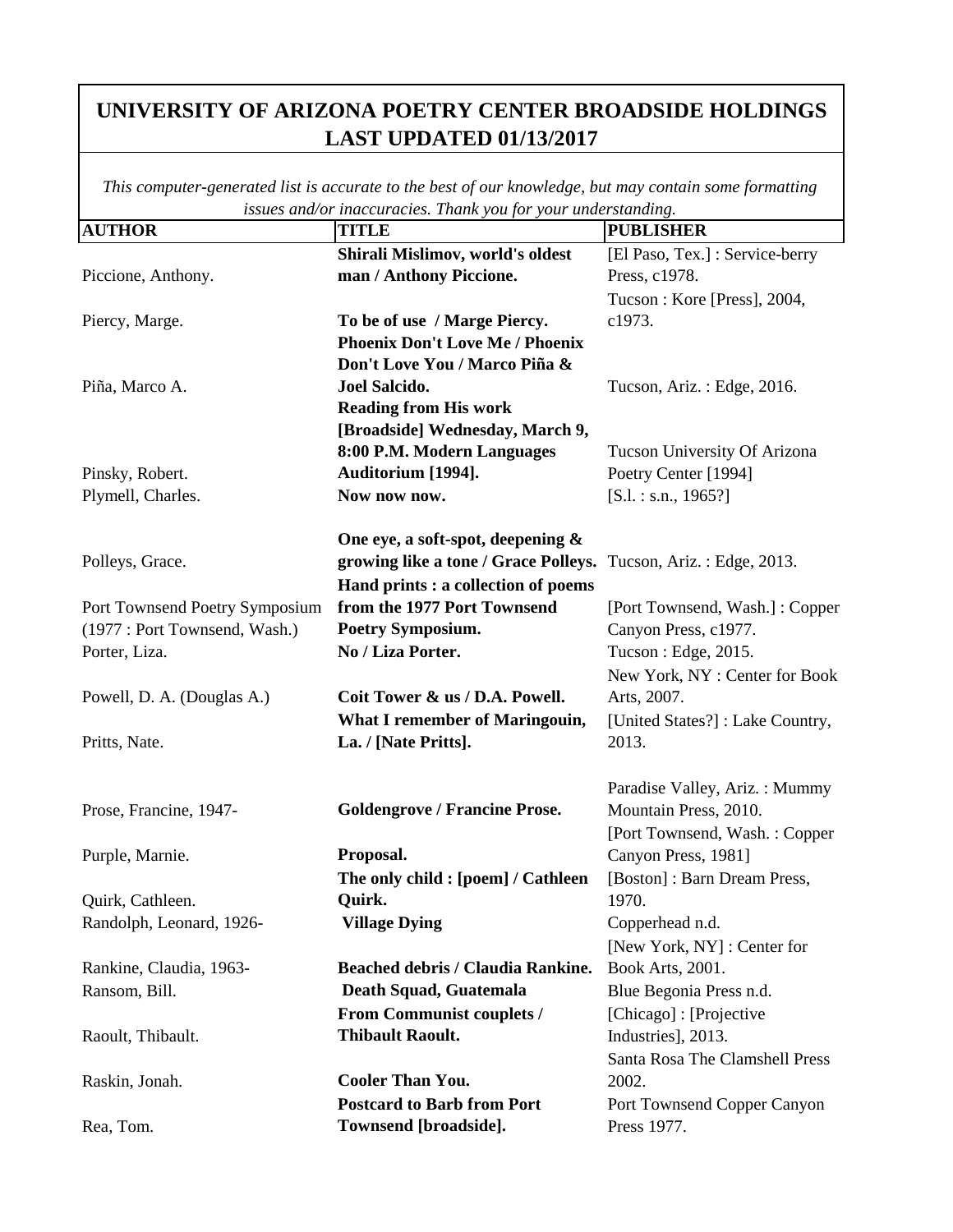# UNIVERSITY OF ARIZONA POETRY CENTER BROADSIDE HOLDINGS LAST UPDATED 01/13/2017

*This computer-generated list is accurate to the best of our knowledge, but may contain some formatting issues and/or inaccuracies. Thank you for your understanding.*

| AUTHOR | TITLE | PUBLISHER |
|---|---|---|
| Piccione, Anthony. | **Shirali Mislimov, world's oldest man / Anthony Piccione.** | [El Paso, Tex.] : Service-berry Press, c1978. |
| Piercy, Marge. | **To be of use / Marge Piercy.** | Tucson : Kore [Press], 2004, c1973. |
| Piña, Marco A. | **Phoenix Don't Love Me / Phoenix Don't Love You / Marco Piña & Joel Salcido.** | Tucson, Ariz. : Edge, 2016. |
| Pinsky, Robert. | **Reading from His work [Broadside] Wednesday, March 9, 8:00 P.M. Modern Languages Auditorium [1994].** | Tucson University Of Arizona Poetry Center [1994] |
| Plymell, Charles. | **Now now now.** | [S.l. : s.n., 1965?] |
| Polleys, Grace. | **One eye, a soft-spot, deepening & growing like a tone / Grace Polleys.** | Tucson, Ariz. : Edge, 2013. |
| Port Townsend Poetry Symposium (1977 : Port Townsend, Wash.) | **Hand prints : a collection of poems from the 1977 Port Townsend Poetry Symposium.** | [Port Townsend, Wash.] : Copper Canyon Press, c1977. |
| Porter, Liza. | **No / Liza Porter.** | Tucson : Edge, 2015. |
| Powell, D. A. (Douglas A.) | **Coit Tower & us / D.A. Powell.** | New York, NY : Center for Book Arts, 2007. |
| Pritts, Nate. | **What I remember of Maringouin, La. / [Nate Pritts].** | [United States?] : Lake Country, 2013. |
| Prose, Francine, 1947- | **Goldengrove / Francine Prose.** | Paradise Valley, Ariz. : Mummy Mountain Press, 2010. |
| Purple, Marnie. | **Proposal.** | [Port Townsend, Wash. : Copper Canyon Press, 1981] |
| Quirk, Cathleen. | **The only child : [poem] / Cathleen Quirk.** | [Boston] : Barn Dream Press, 1970. |
| Randolph, Leonard, 1926- | **Village Dying** | Copperhead n.d. |
| Rankine, Claudia, 1963- | **Beached debris / Claudia Rankine.** | [New York, NY] : Center for Book Arts, 2001. |
| Ransom, Bill. | **Death Squad, Guatemala** | Blue Begonia Press n.d. |
| Raoult, Thibault. | **From Communist couplets / Thibault Raoult.** | [Chicago] : [Projective Industries], 2013. |
| Raskin, Jonah. | **Cooler Than You.** | Santa Rosa The Clamshell Press 2002. |
| Rea, Tom. | **Postcard to Barb from Port Townsend [broadside].** | Port Townsend Copper Canyon Press 1977. |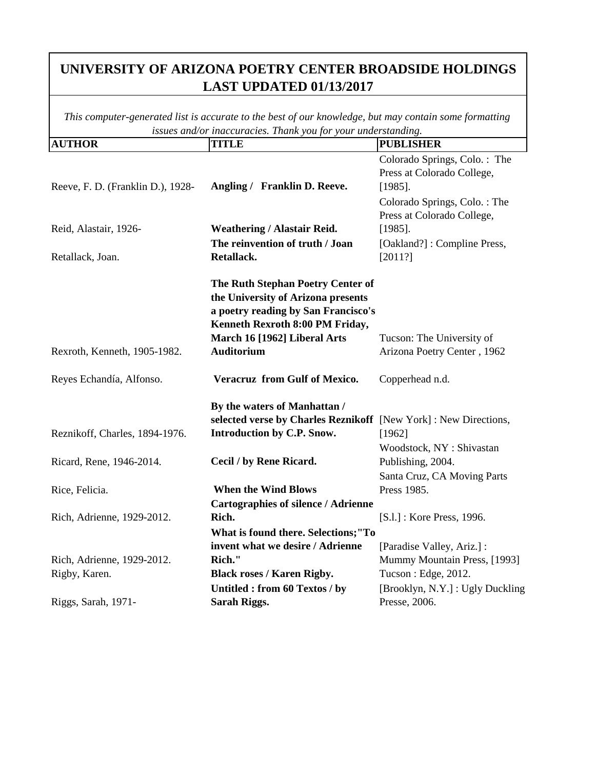# UNIVERSITY OF ARIZONA POETRY CENTER BROADSIDE HOLDINGS
# LAST UPDATED 01/13/2017

*This computer-generated list is accurate to the best of our knowledge, but may contain some formatting issues and/or inaccuracies. Thank you for your understanding.*

| AUTHOR | TITLE | PUBLISHER |
|---|---|---|
| Reeve, F. D. (Franklin D.), 1928- | **Angling / Franklin D. Reeve.** | Colorado Springs, Colo. : The Press at Colorado College, [1985]. |
| Reid, Alastair, 1926- | **Weathering / Alastair Reid.** | Colorado Springs, Colo. : The Press at Colorado College, [1985]. |
| Retallack, Joan. | **The reinvention of truth / Joan Retallack.** | [Oakland?] : Compline Press, [2011?] |
| Rexroth, Kenneth, 1905-1982. | **The Ruth Stephan Poetry Center of the University of Arizona presents a poetry reading by San Francisco's Kenneth Rexroth 8:00 PM Friday, March 16 [1962] Liberal Arts Auditorium** | Tucson: The University of Arizona Poetry Center , 1962 |
| Reyes Echandía, Alfonso. | **Veracruz from Gulf of Mexico.** | Copperhead n.d. |
| Reznikoff, Charles, 1894-1976. | **By the waters of Manhattan / selected verse by Charles Reznikoff Introduction by C.P. Snow.** | [New York] : New Directions, [1962] |
| Ricard, Rene, 1946-2014. | **Cecil / by Rene Ricard.** | Woodstock, NY : Shivastan Publishing, 2004. |
| Rice, Felicia. | **When the Wind Blows** | Santa Cruz, CA Moving Parts Press 1985. |
| Rich, Adrienne, 1929-2012. | **Cartographies of silence / Adrienne Rich.** | [S.l.] : Kore Press, 1996. |
| Rich, Adrienne, 1929-2012. | **What is found there. Selections;"To invent what we desire / Adrienne Rich."** | [Paradise Valley, Ariz.] : Mummy Mountain Press, [1993] |
| Rigby, Karen. | **Black roses / Karen Rigby.** | Tucson : Edge, 2012. |
| Riggs, Sarah, 1971- | **Untitled : from 60 Textos / by Sarah Riggs.** | [Brooklyn, N.Y.] : Ugly Duckling Presse, 2006. |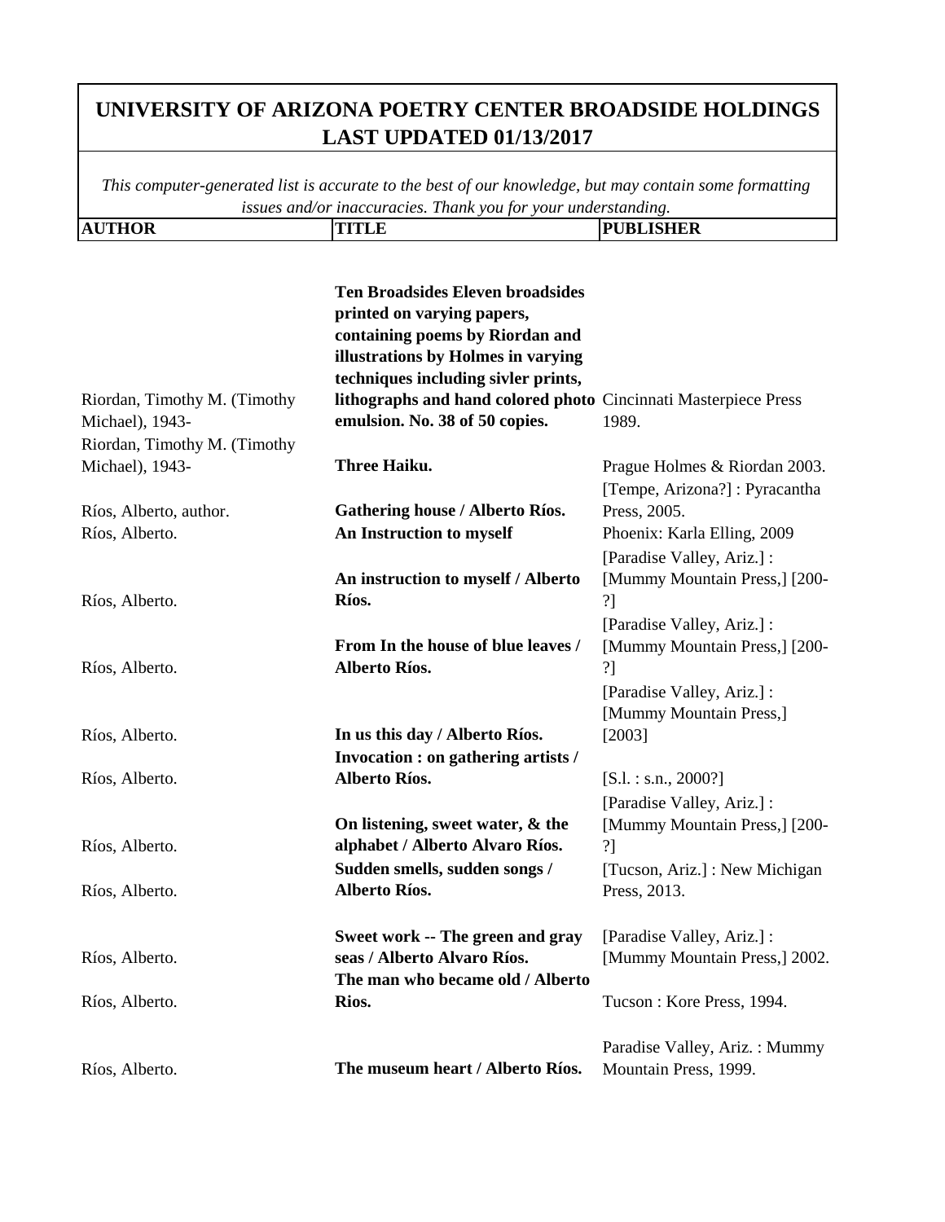# UNIVERSITY OF ARIZONA POETRY CENTER BROADSIDE HOLDINGS LAST UPDATED 01/13/2017

*This computer-generated list is accurate to the best of our knowledge, but may contain some formatting issues and/or inaccuracies. Thank you for your understanding.*

| AUTHOR | TITLE | PUBLISHER |
|---|---|---|
| Riordan, Timothy M. (Timothy Michael), 1943- | **Ten Broadsides Eleven broadsides printed on varying papers, containing poems by Riordan and illustrations by Holmes in varying techniques including sivler prints, lithographs and hand colored photo emulsion. No. 38 of 50 copies.** | Cincinnati Masterpiece Press 1989. |
| Riordan, Timothy M. (Timothy Michael), 1943- | **Three Haiku.** | Prague Holmes & Riordan 2003. |
| Ríos, Alberto, author. | **Gathering house / Alberto Ríos.** | [Tempe, Arizona?] : Pyracantha Press, 2005. |
| Ríos, Alberto. | **An Instruction to myself** | Phoenix: Karla Elling, 2009 |
| Ríos, Alberto. | **An instruction to myself / Alberto Ríos.** | [Paradise Valley, Ariz.] : [Mummy Mountain Press,] [200-?] |
| Ríos, Alberto. | **From In the house of blue leaves / Alberto Ríos.** | [Paradise Valley, Ariz.] : [Mummy Mountain Press,] [200-?] |
| Ríos, Alberto. | **In us this day / Alberto Ríos.** | [Paradise Valley, Ariz.] : [Mummy Mountain Press,] [2003] |
| Ríos, Alberto. | **Invocation : on gathering artists / Alberto Ríos.** | [S.l. : s.n., 2000?] |
| Ríos, Alberto. | **On listening, sweet water, & the alphabet / Alberto Alvaro Ríos.** | [Paradise Valley, Ariz.] : [Mummy Mountain Press,] [200-?] |
| Ríos, Alberto. | **Sudden smells, sudden songs / Alberto Ríos.** | [Tucson, Ariz.] : New Michigan Press, 2013. |
| Ríos, Alberto. | **Sweet work -- The green and gray seas / Alberto Alvaro Ríos.** | [Paradise Valley, Ariz.] : [Mummy Mountain Press,] 2002. |
| Ríos, Alberto. | **The man who became old / Alberto Rios.** | Tucson : Kore Press, 1994. |
| Ríos, Alberto. | **The museum heart / Alberto Ríos.** | Paradise Valley, Ariz. : Mummy Mountain Press, 1999. |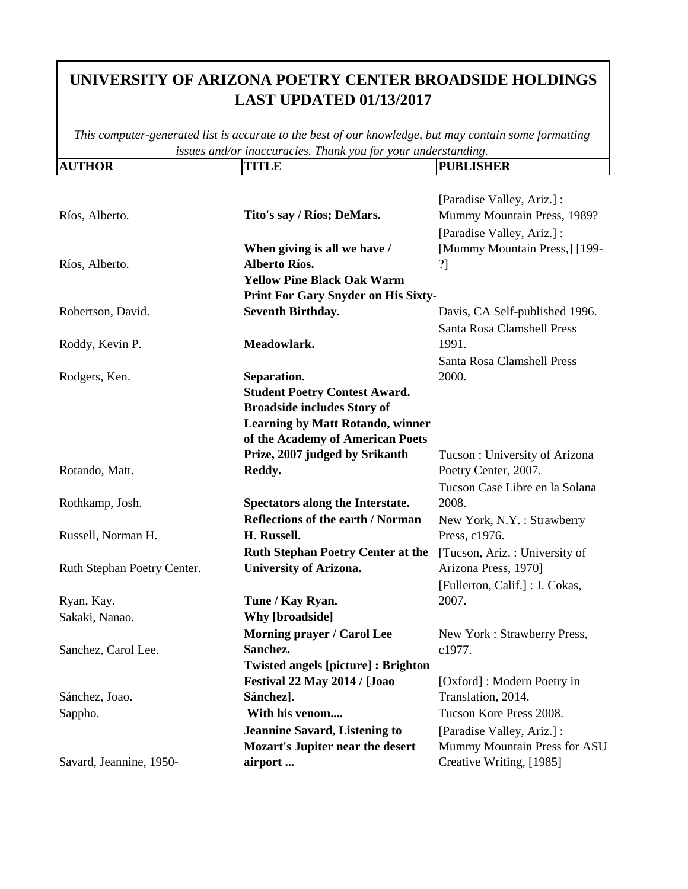# UNIVERSITY OF ARIZONA POETRY CENTER BROADSIDE HOLDINGS LAST UPDATED 01/13/2017

*This computer-generated list is accurate to the best of our knowledge, but may contain some formatting issues and/or inaccuracies. Thank you for your understanding.*

| AUTHOR | TITLE | PUBLISHER |
|---|---|---|
| Ríos, Alberto. | **Tito's say / Ríos; DeMars.** | [Paradise Valley, Ariz.] : Mummy Mountain Press, 1989? |
| Ríos, Alberto. | **When giving is all we have / Alberto Ríos.** | [Paradise Valley, Ariz.] : [Mummy Mountain Press,] [199-?] |
| Robertson, David. | **Yellow Pine Black Oak Warm Print For Gary Snyder on His Sixty-Seventh Birthday.** | Davis, CA Self-published 1996. |
| Roddy, Kevin P. | **Meadowlark.** | Santa Rosa Clamshell Press 1991. |
| Rodgers, Ken. | **Separation.** | Santa Rosa Clamshell Press 2000. |
| Rotando, Matt. | **Student Poetry Contest Award. Broadside includes Story of Learning by Matt Rotando, winner of the Academy of American Poets Prize, 2007 judged by Srikanth Reddy.** | Tucson : University of Arizona Poetry Center, 2007. |
| Rothkamp, Josh. | **Spectators along the Interstate.** | Tucson Case Libre en la Solana 2008. |
| Russell, Norman H. | **Reflections of the earth / Norman H. Russell.** | New York, N.Y. : Strawberry Press, c1976. |
| Ruth Stephan Poetry Center. | **Ruth Stephan Poetry Center at the University of Arizona.** | [Tucson, Ariz. : University of Arizona Press, 1970] |
| Ryan, Kay. | **Tune / Kay Ryan.** | [Fullerton, Calif.] : J. Cokas, 2007. |
| Sakaki, Nanao. | **Why [broadside]** | |
| Sanchez, Carol Lee. | **Morning prayer / Carol Lee Sanchez.** | New York : Strawberry Press, c1977. |
| Sánchez, Joao. | **Twisted angels [picture] : Brighton Festival 22 May 2014 / [Joao Sánchez].** | [Oxford] : Modern Poetry in Translation, 2014. |
| Sappho. | **With his venom....** | Tucson Kore Press 2008. |
| Savard, Jeannine, 1950- | **Jeannine Savard, Listening to Mozart's Jupiter near the desert airport ...** | [Paradise Valley, Ariz.] : Mummy Mountain Press for ASU Creative Writing, [1985] |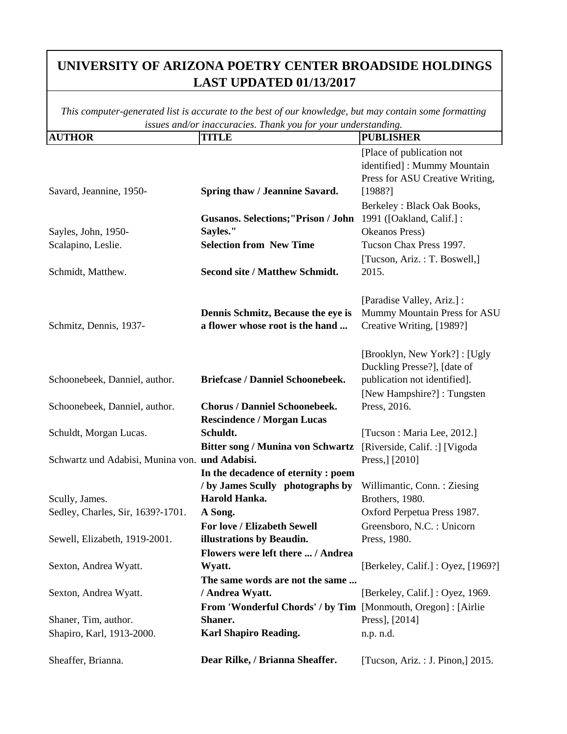# UNIVERSITY OF ARIZONA POETRY CENTER BROADSIDE HOLDINGS LAST UPDATED 01/13/2017

*This computer-generated list is accurate to the best of our knowledge, but may contain some formatting issues and/or inaccuracies. Thank you for your understanding.*

| AUTHOR | TITLE | PUBLISHER |
|---|---|---|
| Savard, Jeannine, 1950- | **Spring thaw / Jeannine Savard.** | [Place of publication not identified] : Mummy Mountain Press for ASU Creative Writing, [1988?] |
| Sayles, John, 1950- | **Gusanos. Selections;"Prison / John Sayles."** | Berkeley : Black Oak Books, 1991 ([Oakland, Calif.] : Okeanos Press) |
| Scalapino, Leslie. | **Selection from New Time** | Tucson Chax Press 1997. |
| Schmidt, Matthew. | **Second site / Matthew Schmidt.** | [Tucson, Ariz. : T. Boswell,] 2015. |
| Schmitz, Dennis, 1937- | **Dennis Schmitz, Because the eye is a flower whose root is the hand ...** | [Paradise Valley, Ariz.] : Mummy Mountain Press for ASU Creative Writing, [1989?] |
| Schoonebeek, Danniel, author. | **Briefcase / Danniel Schoonebeek.** | [Brooklyn, New York?] : [Ugly Duckling Presse?], [date of publication not identified]. |
| Schoonebeek, Danniel, author. | **Chorus / Danniel Schoonebeek.** | [New Hampshire?] : Tungsten Press, 2016. |
| Schuldt, Morgan Lucas. | **Rescindence / Morgan Lucas Schuldt.** | [Tucson : Maria Lee, 2012.] |
| Schwartz und Adabisi, Munina von. | **Bitter song / Munina von Schwartz und Adabisi.** | [Riverside, Calif. :] [Vigoda Press,] [2010] |
| Scully, James. | **In the decadence of eternity : poem / by James Scully photographs by Harold Hanka.** | Willimantic, Conn. : Ziesing Brothers, 1980. |
| Sedley, Charles, Sir, 1639?-1701. | **A Song.** | Oxford Perpetua Press 1987. |
| Sewell, Elizabeth, 1919-2001. | **For love / Elizabeth Sewell illustrations by Beaudin.** | Greensboro, N.C. : Unicorn Press, 1980. |
| Sexton, Andrea Wyatt. | **Flowers were left there ... / Andrea Wyatt.** | [Berkeley, Calif.] : Oyez, [1969?] |
| Sexton, Andrea Wyatt. | **The same words are not the same ... / Andrea Wyatt.** | [Berkeley, Calif.] : Oyez, 1969. |
| Shaner, Tim, author. | **From 'Wonderful Chords' / by Tim Shaner.** | [Monmouth, Oregon] : [Airlie Press], [2014] |
| Shapiro, Karl, 1913-2000. | **Karl Shapiro Reading.** | n.p. n.d. |
| Sheaffer, Brianna. | **Dear Rilke, / Brianna Sheaffer.** | [Tucson, Ariz. : J. Pinon,] 2015. |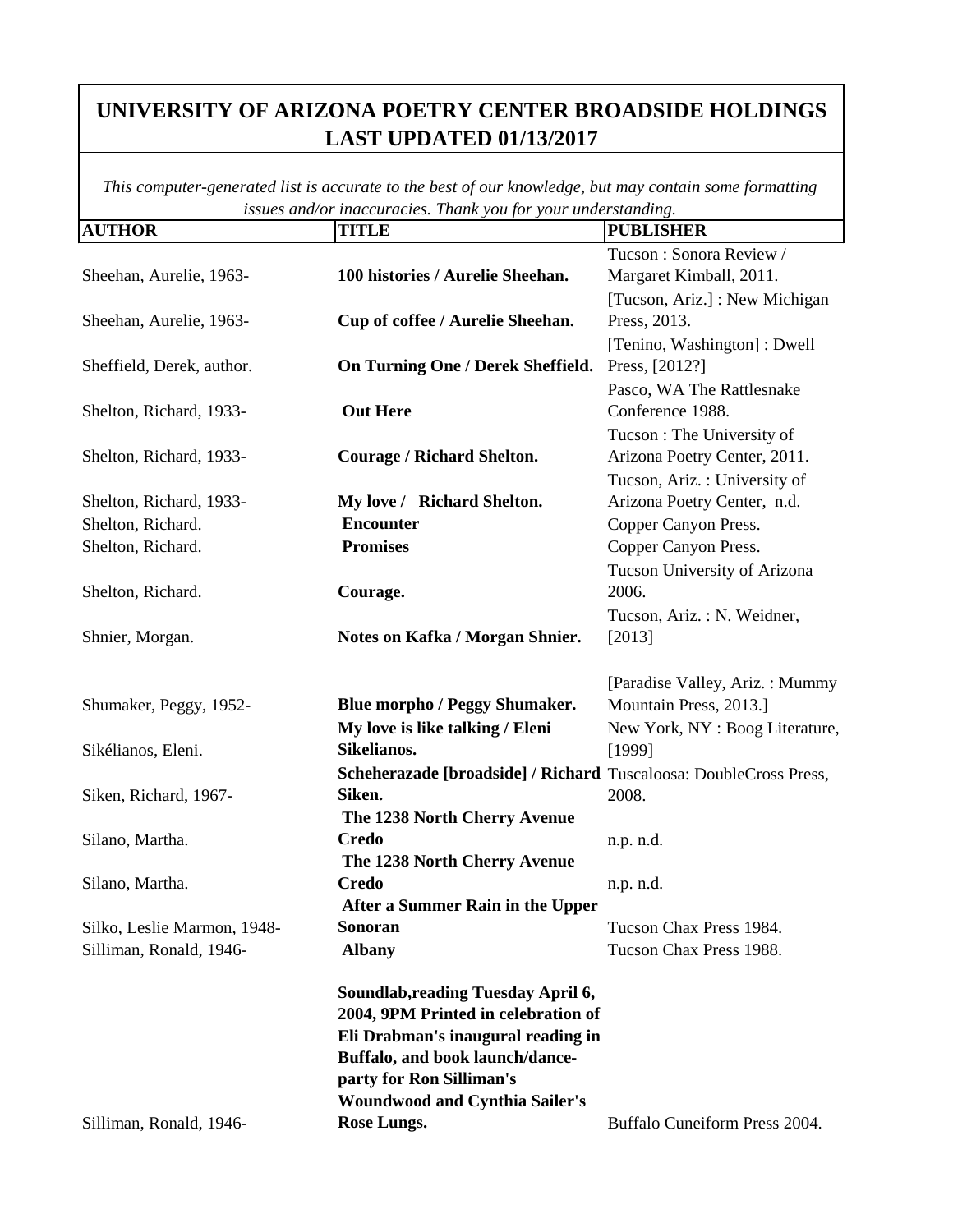# UNIVERSITY OF ARIZONA POETRY CENTER BROADSIDE HOLDINGS LAST UPDATED 01/13/2017

*This computer-generated list is accurate to the best of our knowledge, but may contain some formatting issues and/or inaccuracies. Thank you for your understanding.*

| AUTHOR | TITLE | PUBLISHER |
|---|---|---|
| Sheehan, Aurelie, 1963- | **100 histories / Aurelie Sheehan.** | Tucson : Sonora Review / Margaret Kimball, 2011. |
| Sheehan, Aurelie, 1963- | **Cup of coffee / Aurelie Sheehan.** | [Tucson, Ariz.] : New Michigan Press, 2013. |
| Sheffield, Derek, author. | **On Turning One / Derek Sheffield.** | [Tenino, Washington] : Dwell Press, [2012?] |
| Shelton, Richard, 1933- | **Out Here** | Pasco, WA The Rattlesnake Conference 1988. |
| Shelton, Richard, 1933- | **Courage / Richard Shelton.** | Tucson : The University of Arizona Poetry Center, 2011. |
| Shelton, Richard, 1933- | **My love / Richard Shelton.** | Tucson, Ariz. : University of Arizona Poetry Center, n.d. |
| Shelton, Richard. | **Encounter** | Copper Canyon Press. |
| Shelton, Richard. | **Promises** | Copper Canyon Press. |
| Shelton, Richard. | **Courage.** | Tucson University of Arizona 2006. |
| Shnier, Morgan. | **Notes on Kafka / Morgan Shnier.** | Tucson, Ariz. : N. Weidner, [2013] |
| Shumaker, Peggy, 1952- | **Blue morpho / Peggy Shumaker.** | [Paradise Valley, Ariz. : Mummy Mountain Press, 2013.] |
| Sikélianos, Eleni. | **My love is like talking / Eleni Sikelianos.** | New York, NY : Boog Literature, [1999] |
| Siken, Richard, 1967- | **Scheherazade [broadside] / Richard Siken.** | Tuscaloosa: DoubleCross Press, 2008. |
| Silano, Martha. | **The 1238 North Cherry Avenue Credo** | n.p. n.d. |
| Silano, Martha. | **The 1238 North Cherry Avenue Credo** | n.p. n.d. |
| Silko, Leslie Marmon, 1948- | **After a Summer Rain in the Upper Sonoran** | Tucson Chax Press 1984. |
| Silliman, Ronald, 1946- | **Albany** | Tucson Chax Press 1988. |
| Silliman, Ronald, 1946- | **Soundlab,reading Tuesday April 6, 2004, 9PM Printed in celebration of Eli Drabman's inaugural reading in Buffalo, and book launch/dance-party for Ron Silliman's Woundwood and Cynthia Sailer's Rose Lungs.** | Buffalo Cuneiform Press 2004. |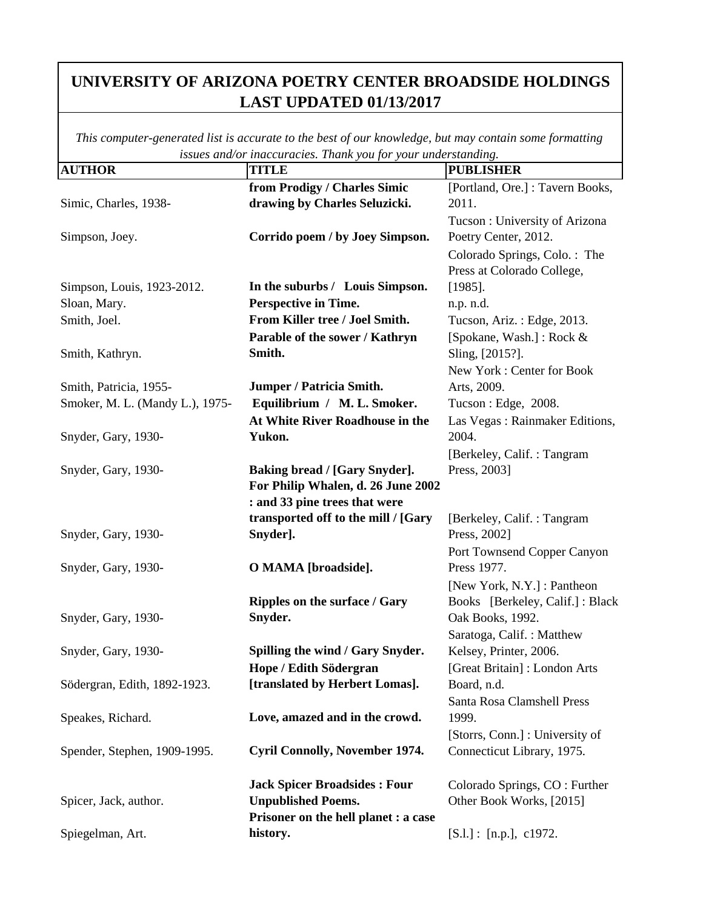# UNIVERSITY OF ARIZONA POETRY CENTER BROADSIDE HOLDINGS LAST UPDATED 01/13/2017

*This computer-generated list is accurate to the best of our knowledge, but may contain some formatting issues and/or inaccuracies. Thank you for your understanding.*

| AUTHOR | TITLE | PUBLISHER |
|---|---|---|
| Simic, Charles, 1938- | **from Prodigy / Charles Simic drawing by Charles Seluzicki.** | [Portland, Ore.] : Tavern Books, 2011. |
| Simpson, Joey. | **Corrido poem / by Joey Simpson.** | Tucson : University of Arizona Poetry Center, 2012. |
| Simpson, Louis, 1923-2012. | **In the suburbs / Louis Simpson.** | Colorado Springs, Colo. : The Press at Colorado College, [1985]. |
| Sloan, Mary. | **Perspective in Time.** | n.p. n.d. |
| Smith, Joel. | **From Killer tree / Joel Smith.** | Tucson, Ariz. : Edge, 2013. |
| Smith, Kathryn. | **Parable of the sower / Kathryn Smith.** | [Spokane, Wash.] : Rock & Sling, [2015?]. |
| Smith, Patricia, 1955- | **Jumper / Patricia Smith.** | New York : Center for Book Arts, 2009. |
| Smoker, M. L. (Mandy L.), 1975- | **Equilibrium / M. L. Smoker.** | Tucson : Edge, 2008. |
| Snyder, Gary, 1930- | **At White River Roadhouse in the Yukon.** | Las Vegas : Rainmaker Editions, 2004. |
| Snyder, Gary, 1930- | **Baking bread / [Gary Snyder].** | [Berkeley, Calif. : Tangram Press, 2003] |
| Snyder, Gary, 1930- | **For Philip Whalen, d. 26 June 2002 : and 33 pine trees that were transported off to the mill / [Gary Snyder].** | [Berkeley, Calif. : Tangram Press, 2002] |
| Snyder, Gary, 1930- | **O MAMA [broadside].** | Port Townsend Copper Canyon Press 1977. |
| Snyder, Gary, 1930- | **Ripples on the surface / Gary Snyder.** | [New York, N.Y.] : Pantheon Books [Berkeley, Calif.] : Black Oak Books, 1992. |
| Snyder, Gary, 1930- | **Spilling the wind / Gary Snyder.** | Saratoga, Calif. : Matthew Kelsey, Printer, 2006. |
| Södergran, Edith, 1892-1923. | **Hope / Edith Södergran [translated by Herbert Lomas].** | [Great Britain] : London Arts Board, n.d. |
| Speakes, Richard. | **Love, amazed and in the crowd.** | Santa Rosa Clamshell Press 1999. |
| Spender, Stephen, 1909-1995. | **Cyril Connolly, November 1974.** | [Storrs, Conn.] : University of Connecticut Library, 1975. |
| Spicer, Jack, author. | **Jack Spicer Broadsides : Four Unpublished Poems.** | Colorado Springs, CO : Further Other Book Works, [2015] |
| Spiegelman, Art. | **Prisoner on the hell planet : a case history.** | [S.l.] : [n.p.], c1972. |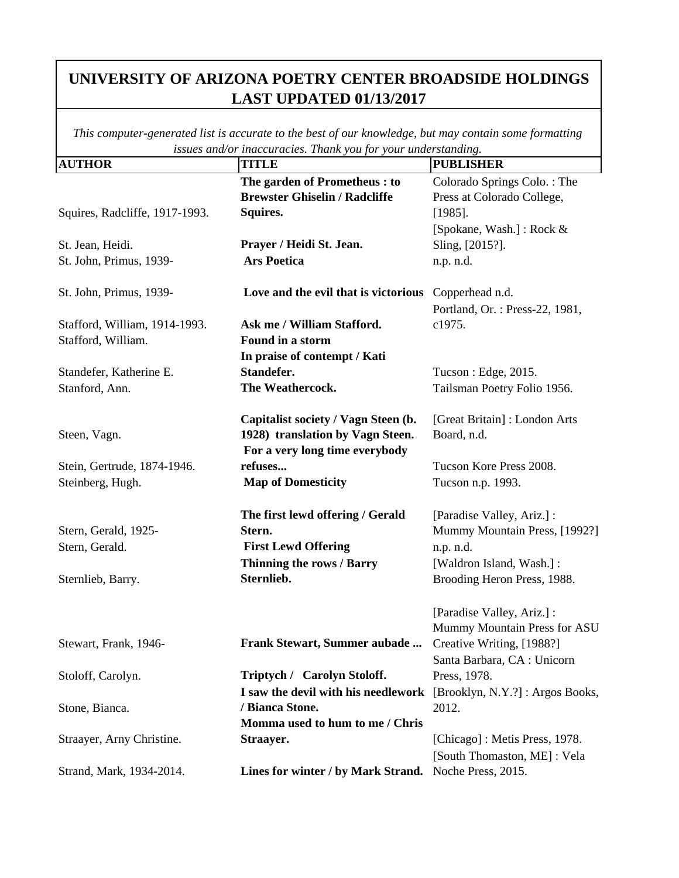# UNIVERSITY OF ARIZONA POETRY CENTER BROADSIDE HOLDINGS
# LAST UPDATED 01/13/2017

*This computer-generated list is accurate to the best of our knowledge, but may contain some formatting issues and/or inaccuracies. Thank you for your understanding.*

| AUTHOR | TITLE | PUBLISHER |
|---|---|---|
| Squires, Radcliffe, 1917-1993. | **The garden of Prometheus : to Brewster Ghiselin / Radcliffe Squires.** | Colorado Springs Colo. : The Press at Colorado College, [1985]. |
| St. Jean, Heidi. | **Prayer / Heidi St. Jean.** | [Spokane, Wash.] : Rock & Sling, [2015?]. |
| St. John, Primus, 1939- | **Ars Poetica** | n.p. n.d. |
| St. John, Primus, 1939- | **Love and the evil that is victorious** | Copperhead n.d. |
| Stafford, William, 1914-1993. | **Ask me / William Stafford.** | Portland, Or. : Press-22, 1981, c1975. |
| Stafford, William. | **Found in a storm** | |
| Standefer, Katherine E. | **In praise of contempt / Kati Standefer.** | Tucson : Edge, 2015. |
| Stanford, Ann. | **The Weathercock.** | Tailsman Poetry Folio 1956. |
| Steen, Vagn. | **Capitalist society / Vagn Steen (b. 1928) translation by Vagn Steen.** | [Great Britain] : London Arts Board, n.d. |
| Stein, Gertrude, 1874-1946. | **For a very long time everybody refuses...** | Tucson Kore Press 2008. |
| Steinberg, Hugh. | **Map of Domesticity** | Tucson n.p. 1993. |
| Stern, Gerald, 1925- | **The first lewd offering / Gerald Stern.** | [Paradise Valley, Ariz.] : Mummy Mountain Press, [1992?] |
| Stern, Gerald. | **First Lewd Offering** | n.p. n.d. |
| Sternlieb, Barry. | **Thinning the rows / Barry Sternlieb.** | [Waldron Island, Wash.] : Brooding Heron Press, 1988. |
| Stewart, Frank, 1946- | **Frank Stewart, Summer aubade ...** | [Paradise Valley, Ariz.] : Mummy Mountain Press for ASU Creative Writing, [1988?] |
| Stoloff, Carolyn. | **Triptych / Carolyn Stoloff.** | Santa Barbara, CA : Unicorn Press, 1978. |
| Stone, Bianca. | **I saw the devil with his needlework / Bianca Stone.** | [Brooklyn, N.Y.?] : Argos Books, 2012. |
| Straayer, Arny Christine. | **Momma used to hum to me / Chris Straayer.** | [Chicago] : Metis Press, 1978. |
| Strand, Mark, 1934-2014. | **Lines for winter / by Mark Strand.** | [South Thomaston, ME] : Vela Noche Press, 2015. |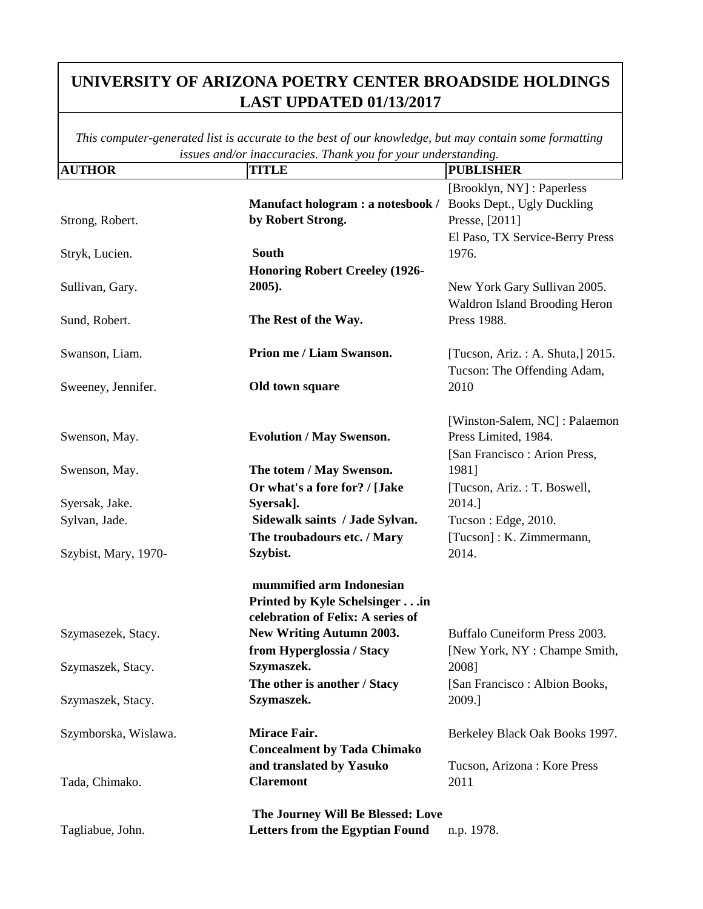# UNIVERSITY OF ARIZONA POETRY CENTER BROADSIDE HOLDINGS LAST UPDATED 01/13/2017

*This computer-generated list is accurate to the best of our knowledge, but may contain some formatting issues and/or inaccuracies. Thank you for your understanding.*

| AUTHOR | TITLE | PUBLISHER |
|---|---|---|
| Strong, Robert. | **Manufact hologram : a notesbook / by Robert Strong.** | [Brooklyn, NY] : Paperless Books Dept., Ugly Duckling Presse, [2011] |
| Stryk, Lucien. | **South** | El Paso, TX Service-Berry Press 1976. |
| Sullivan, Gary. | **Honoring Robert Creeley (1926-2005).** | New York Gary Sullivan 2005. |
| Sund, Robert. | **The Rest of the Way.** | Waldron Island Brooding Heron Press 1988. |
| Swanson, Liam. | **Prion me / Liam Swanson.** | [Tucson, Ariz. : A. Shuta,] 2015. |
| Sweeney, Jennifer. | **Old town square** | Tucson: The Offending Adam, 2010 |
| Swenson, May. | **Evolution / May Swenson.** | [Winston-Salem, NC] : Palaemon Press Limited, 1984. |
| Swenson, May. | **The totem / May Swenson.** | [San Francisco : Arion Press, 1981] |
| Syersak, Jake. | **Or what's a fore for? / [Jake Syersak].** | [Tucson, Ariz. : T. Boswell, 2014.] |
| Sylvan, Jade. | **Sidewalk saints / Jade Sylvan.** | Tucson : Edge, 2010. |
| Szybist, Mary, 1970- | **The troubadours etc. / Mary Szybist.** | [Tucson] : K. Zimmermann, 2014. |
| Szymasezek, Stacy. | **mummified arm Indonesian Printed by Kyle Schelsinger . . .in celebration of Felix: A series of New Writing Autumn 2003.** | Buffalo Cuneiform Press 2003. |
| Szymaszek, Stacy. | **from Hyperglossia / Stacy Szymaszek.** | [New York, NY : Champe Smith, 2008] |
| Szymaszek, Stacy. | **The other is another / Stacy Szymaszek.** | [San Francisco : Albion Books, 2009.] |
| Szymborska, Wislawa. | **Mirace Fair.** | Berkeley Black Oak Books 1997. |
| Tada, Chimako. | **Concealment by Tada Chimako and translated by Yasuko Claremont** | Tucson, Arizona : Kore Press 2011 |
| Tagliabue, John. | **The Journey Will Be Blessed: Love Letters from the Egyptian Found** | n.p. 1978. |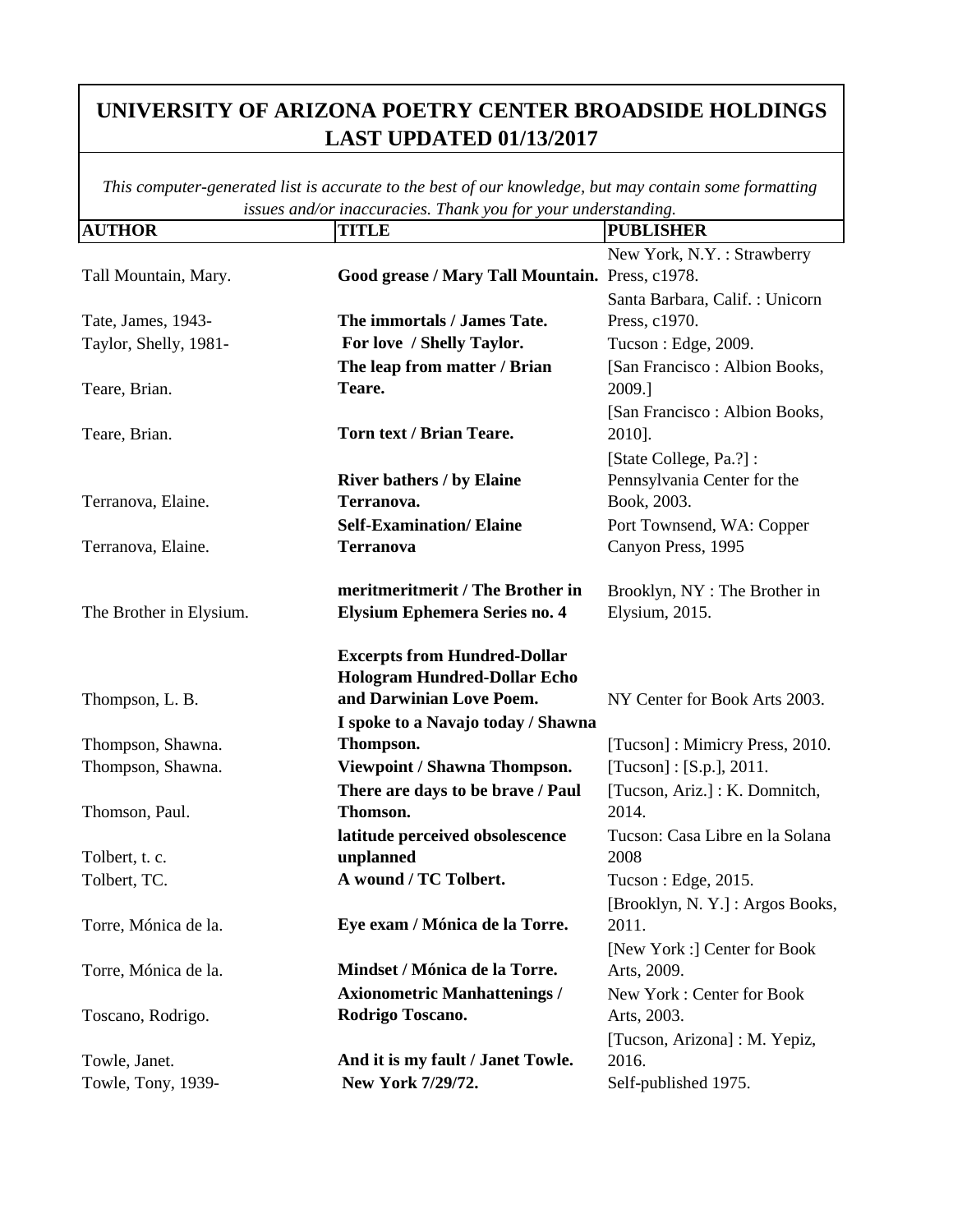# UNIVERSITY OF ARIZONA POETRY CENTER BROADSIDE HOLDINGS LAST UPDATED 01/13/2017

*This computer-generated list is accurate to the best of our knowledge, but may contain some formatting issues and/or inaccuracies. Thank you for your understanding.*

| AUTHOR | TITLE | PUBLISHER |
|---|---|---|
| Tall Mountain, Mary. | **Good grease / Mary Tall Mountain.** | New York, N.Y. : Strawberry Press, c1978. |
| Tate, James, 1943- | **The immortals / James Tate.** | Santa Barbara, Calif. : Unicorn Press, c1970. |
| Taylor, Shelly, 1981- | **For love / Shelly Taylor.** | Tucson : Edge, 2009. |
| Teare, Brian. | **The leap from matter / Brian Teare.** | [San Francisco : Albion Books, 2009.] |
| Teare, Brian. | **Torn text / Brian Teare.** | [San Francisco : Albion Books, 2010]. |
| Terranova, Elaine. | **River bathers / by Elaine Terranova.** | [State College, Pa.?] : Pennsylvania Center for the Book, 2003. |
| Terranova, Elaine. | **Self-Examination/ Elaine Terranova** | Port Townsend, WA: Copper Canyon Press, 1995 |
| The Brother in Elysium. | **meritmeritmerit / The Brother in Elysium Ephemera Series no. 4** | Brooklyn, NY : The Brother in Elysium, 2015. |
| Thompson, L. B. | **Excerpts from Hundred-Dollar Hologram Hundred-Dollar Echo and Darwinian Love Poem.** | NY Center for Book Arts 2003. |
| Thompson, Shawna. | **I spoke to a Navajo today / Shawna Thompson.** | [Tucson] : Mimicry Press, 2010. |
| Thompson, Shawna. | **Viewpoint / Shawna Thompson.** | [Tucson] : [S.p.], 2011. |
| Thomson, Paul. | **There are days to be brave / Paul Thomson.** | [Tucson, Ariz.] : K. Domnitch, 2014. |
| Tolbert, t. c. | **latitude perceived obsolescence unplanned** | Tucson: Casa Libre en la Solana 2008 |
| Tolbert, TC. | **A wound / TC Tolbert.** | Tucson : Edge, 2015. |
| Torre, Mónica de la. | **Eye exam / Mónica de la Torre.** | [Brooklyn, N. Y.] : Argos Books, 2011. |
| Torre, Mónica de la. | **Mindset / Mónica de la Torre.** | [New York :] Center for Book Arts, 2009. |
| Toscano, Rodrigo. | **Axionometric Manhattenings / Rodrigo Toscano.** | New York : Center for Book Arts, 2003. |
| Towle, Janet. | **And it is my fault / Janet Towle.** | [Tucson, Arizona] : M. Yepiz, 2016. |
| Towle, Tony, 1939- | **New York 7/29/72.** | Self-published 1975. |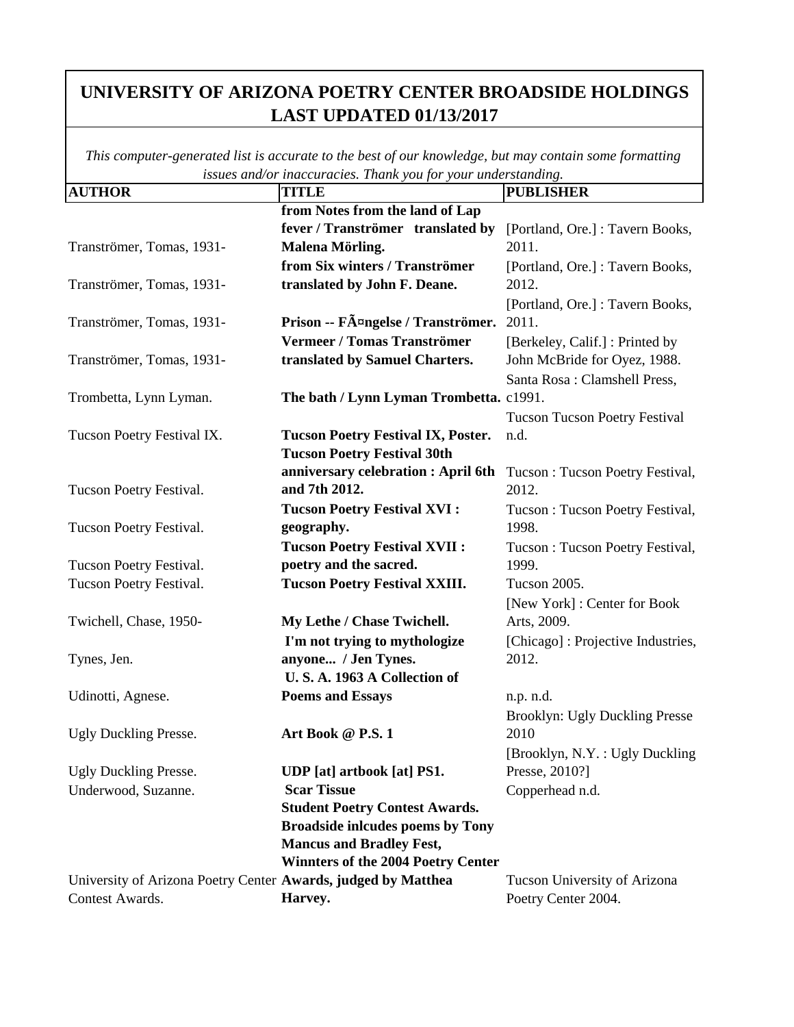# UNIVERSITY OF ARIZONA POETRY CENTER BROADSIDE HOLDINGS LAST UPDATED 01/13/2017

*This computer-generated list is accurate to the best of our knowledge, but may contain some formatting issues and/or inaccuracies. Thank you for your understanding.*

| AUTHOR | TITLE | PUBLISHER |
|---|---|---|
| Tranströmer, Tomas, 1931- | **from Notes from the land of Lap fever / Tranströmer translated by Malena Mörling.** | [Portland, Ore.] : Tavern Books, 2011. |
| Tranströmer, Tomas, 1931- | **from Six winters / Tranströmer translated by John F. Deane.** | [Portland, Ore.] : Tavern Books, 2012. |
| Tranströmer, Tomas, 1931- | **Prison -- FÃ¤ngelse / Tranströmer.** | [Portland, Ore.] : Tavern Books, 2011. |
| Tranströmer, Tomas, 1931- | **Vermeer / Tomas Tranströmer translated by Samuel Charters.** | [Berkeley, Calif.] : Printed by John McBride for Oyez, 1988. |
| Trombetta, Lynn Lyman. | **The bath / Lynn Lyman Trombetta.** | Santa Rosa : Clamshell Press, c1991. |
| Tucson Poetry Festival IX. | **Tucson Poetry Festival IX, Poster.** | Tucson Tucson Poetry Festival n.d. |
| Tucson Poetry Festival. | **Tucson Poetry Festival 30th anniversary celebration : April 6th and 7th 2012.** | Tucson : Tucson Poetry Festival, 2012. |
| Tucson Poetry Festival. | **Tucson Poetry Festival XVI : geography.** | Tucson : Tucson Poetry Festival, 1998. |
| Tucson Poetry Festival. | **Tucson Poetry Festival XVII : poetry and the sacred.** | Tucson : Tucson Poetry Festival, 1999. |
| Tucson Poetry Festival. | **Tucson Poetry Festival XXIII.** | Tucson 2005. |
| Twichell, Chase, 1950- | **My Lethe / Chase Twichell.** | [New York] : Center for Book Arts, 2009. |
| Tynes, Jen. | **I'm not trying to mythologize anyone... / Jen Tynes.** | [Chicago] : Projective Industries, 2012. |
| Udinotti, Agnese. | **U. S. A. 1963 A Collection of Poems and Essays** | n.p. n.d. |
| Ugly Duckling Presse. | **Art Book @ P.S. 1** | Brooklyn: Ugly Duckling Presse 2010 |
| Ugly Duckling Presse. | **UDP [at] artbook [at] PS1.** | [Brooklyn, N.Y. : Ugly Duckling Presse, 2010?] |
| Underwood, Suzanne. | **Scar Tissue** | Copperhead n.d. |
| University of Arizona Poetry Center Contest Awards. | **Student Poetry Contest Awards. Broadside inlcudes poems by Tony Mancus and Bradley Fest, Winnters of the 2004 Poetry Center Awards, judged by Matthea Harvey.** | Tucson University of Arizona Poetry Center 2004. |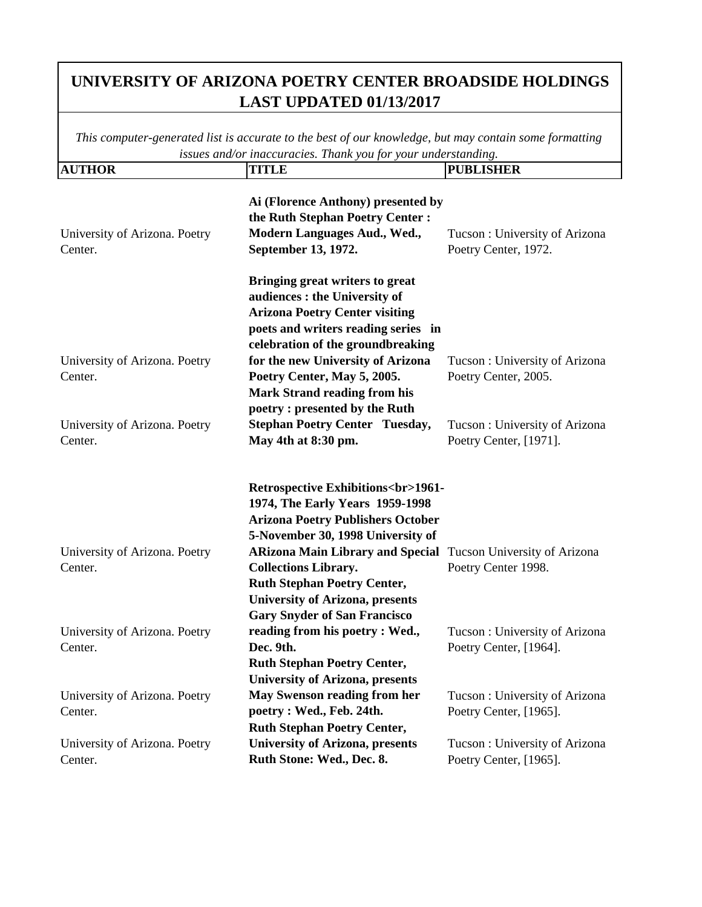# UNIVERSITY OF ARIZONA POETRY CENTER BROADSIDE HOLDINGS
## LAST UPDATED 01/13/2017

*This computer-generated list is accurate to the best of our knowledge, but may contain some formatting issues and/or inaccuracies. Thank you for your understanding.*

| AUTHOR | TITLE | PUBLISHER |
|---|---|---|
| University of Arizona. Poetry Center. | **Ai (Florence Anthony) presented by the Ruth Stephan Poetry Center : Modern Languages Aud., Wed., September 13, 1972.** | Tucson : University of Arizona Poetry Center, 1972. |
| University of Arizona. Poetry Center. | **Bringing great writers to great audiences : the University of Arizona Poetry Center visiting poets and writers reading series in celebration of the groundbreaking for the new University of Arizona Poetry Center, May 5, 2005.** | Tucson : University of Arizona Poetry Center, 2005. |
| University of Arizona. Poetry Center. | **Mark Strand reading from his poetry : presented by the Ruth Stephan Poetry Center Tuesday, May 4th at 8:30 pm.** | Tucson : University of Arizona Poetry Center, [1971]. |
| University of Arizona. Poetry Center. | **Retrospective Exhibitions<br>1961-1974, The Early Years 1959-1998 Arizona Poetry Publishers October 5-November 30, 1998 University of ARizona Main Library and Special Collections Library.** | Tucson University of Arizona Poetry Center 1998. |
| University of Arizona. Poetry Center. | **Ruth Stephan Poetry Center, University of Arizona, presents Gary Snyder of San Francisco reading from his poetry : Wed., Dec. 9th.** | Tucson : University of Arizona Poetry Center, [1964]. |
| University of Arizona. Poetry Center. | **Ruth Stephan Poetry Center, University of Arizona, presents May Swenson reading from her poetry : Wed., Feb. 24th.** | Tucson : University of Arizona Poetry Center, [1965]. |
| University of Arizona. Poetry Center. | **Ruth Stephan Poetry Center, University of Arizona, presents Ruth Stone: Wed., Dec. 8.** | Tucson : University of Arizona Poetry Center, [1965]. |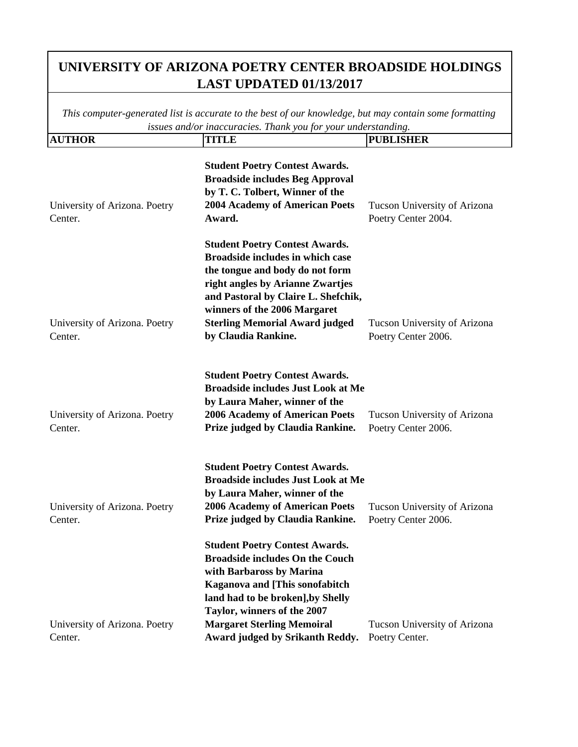# UNIVERSITY OF ARIZONA POETRY CENTER BROADSIDE HOLDINGS LAST UPDATED 01/13/2017

*This computer-generated list is accurate to the best of our knowledge, but may contain some formatting issues and/or inaccuracies. Thank you for your understanding.*

| AUTHOR | TITLE | PUBLISHER |
|---|---|---|
| University of Arizona. Poetry Center. | **Student Poetry Contest Awards. Broadside includes Beg Approval by T. C. Tolbert, Winner of the 2004 Academy of American Poets Award.** | Tucson University of Arizona Poetry Center 2004. |
| University of Arizona. Poetry Center. | **Student Poetry Contest Awards. Broadside includes in which case the tongue and body do not form right angles by Arianne Zwartjes and Pastoral by Claire L. Shefchik, winners of the 2006 Margaret Sterling Memorial Award judged by Claudia Rankine.** | Tucson University of Arizona Poetry Center 2006. |
| University of Arizona. Poetry Center. | **Student Poetry Contest Awards. Broadside includes Just Look at Me by Laura Maher, winner of the 2006 Academy of American Poets Prize judged by Claudia Rankine.** | Tucson University of Arizona Poetry Center 2006. |
| University of Arizona. Poetry Center. | **Student Poetry Contest Awards. Broadside includes Just Look at Me by Laura Maher, winner of the 2006 Academy of American Poets Prize judged by Claudia Rankine.** | Tucson University of Arizona Poetry Center 2006. |
| University of Arizona. Poetry Center. | **Student Poetry Contest Awards. Broadside includes On the Couch with Barbaross by Marina Kaganova and [This sonofabitch land had to be broken],by Shelly Taylor, winners of the 2007 Margaret Sterling Memoiral Award judged by Srikanth Reddy.** | Tucson University of Arizona Poetry Center. |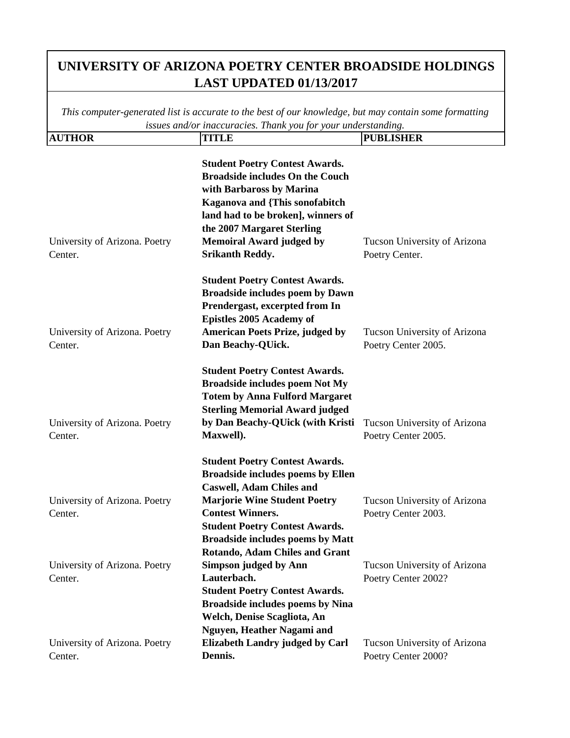# UNIVERSITY OF ARIZONA POETRY CENTER BROADSIDE HOLDINGS LAST UPDATED 01/13/2017

*This computer-generated list is accurate to the best of our knowledge, but may contain some formatting issues and/or inaccuracies. Thank you for your understanding.*

| AUTHOR | TITLE | PUBLISHER |
| --- | --- | --- |
| University of Arizona. Poetry Center. | **Student Poetry Contest Awards. Broadside includes On the Couch with Barbaross by Marina Kaganova and {This sonofabitch land had to be broken], winners of the 2007 Margaret Sterling Memoiral Award judged by Srikanth Reddy.** | Tucson University of Arizona Poetry Center. |
| University of Arizona. Poetry Center. | **Student Poetry Contest Awards. Broadside includes poem by Dawn Prendergast, excerpted from In Epistles 2005 Academy of American Poets Prize, judged by Dan Beachy-QUick.** | Tucson University of Arizona Poetry Center 2005. |
| University of Arizona. Poetry Center. | **Student Poetry Contest Awards. Broadside includes poem Not My Totem by Anna Fulford Margaret Sterling Memorial Award judged by Dan Beachy-QUick (with Kristi Maxwell).** | Tucson University of Arizona Poetry Center 2005. |
| University of Arizona. Poetry Center. | **Student Poetry Contest Awards. Broadside includes poems by Ellen Caswell, Adam Chiles and Marjorie Wine Student Poetry Contest Winners.** | Tucson University of Arizona Poetry Center 2003. |
| University of Arizona. Poetry Center. | **Student Poetry Contest Awards. Broadside includes poems by Matt Rotando, Adam Chiles and Grant Simpson judged by Ann Lauterbach.** | Tucson University of Arizona Poetry Center 2002? |
| University of Arizona. Poetry Center. | **Student Poetry Contest Awards. Broadside includes poems by Nina Welch, Denise Scagliota, An Nguyen, Heather Nagami and Elizabeth Landry judged by Carl Dennis.** | Tucson University of Arizona Poetry Center 2000? |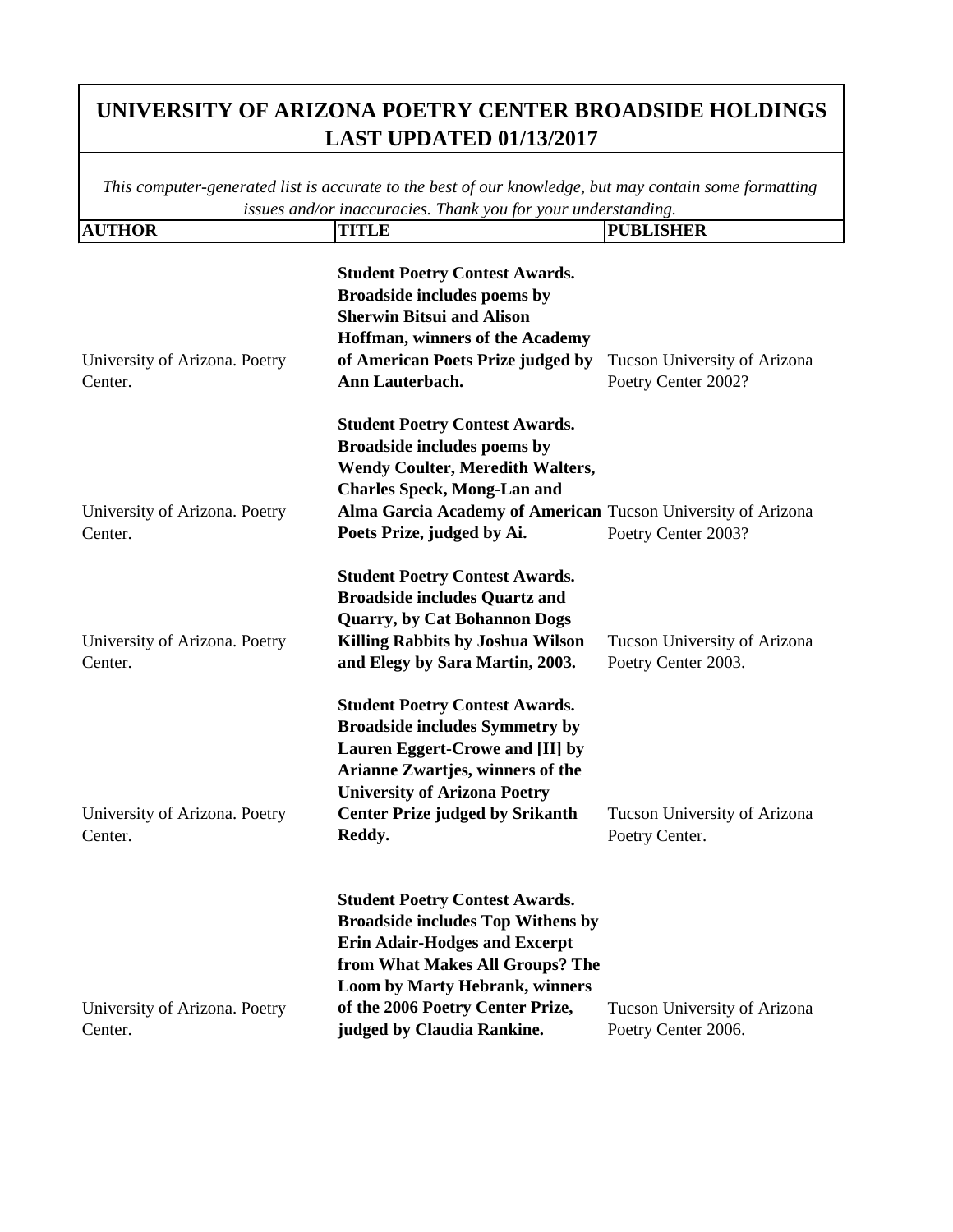# UNIVERSITY OF ARIZONA POETRY CENTER BROADSIDE HOLDINGS LAST UPDATED 01/13/2017

*This computer-generated list is accurate to the best of our knowledge, but may contain some formatting issues and/or inaccuracies. Thank you for your understanding.*

| AUTHOR | TITLE | PUBLISHER |
|---|---|---|
| University of Arizona. Poetry Center. | **Student Poetry Contest Awards. Broadside includes poems by Sherwin Bitsui and Alison Hoffman, winners of the Academy of American Poets Prize judged by Ann Lauterbach.** | Tucson University of Arizona Poetry Center 2002? |
| University of Arizona. Poetry Center. | **Student Poetry Contest Awards. Broadside includes poems by Wendy Coulter, Meredith Walters, Charles Speck, Mong-Lan and Alma Garcia Academy of American Poets Prize, judged by Ai.** | Tucson University of Arizona Poetry Center 2003? |
| University of Arizona. Poetry Center. | **Student Poetry Contest Awards. Broadside includes Quartz and Quarry, by Cat Bohannon Dogs Killing Rabbits by Joshua Wilson and Elegy by Sara Martin, 2003.** | Tucson University of Arizona Poetry Center 2003. |
| University of Arizona. Poetry Center. | **Student Poetry Contest Awards. Broadside includes Symmetry by Lauren Eggert-Crowe and [II] by Arianne Zwartjes, winners of the University of Arizona Poetry Center Prize judged by Srikanth Reddy.** | Tucson University of Arizona Poetry Center. |
| University of Arizona. Poetry Center. | **Student Poetry Contest Awards. Broadside includes Top Withens by Erin Adair-Hodges and Excerpt from What Makes All Groups? The Loom by Marty Hebrank, winners of the 2006 Poetry Center Prize, judged by Claudia Rankine.** | Tucson University of Arizona Poetry Center 2006. |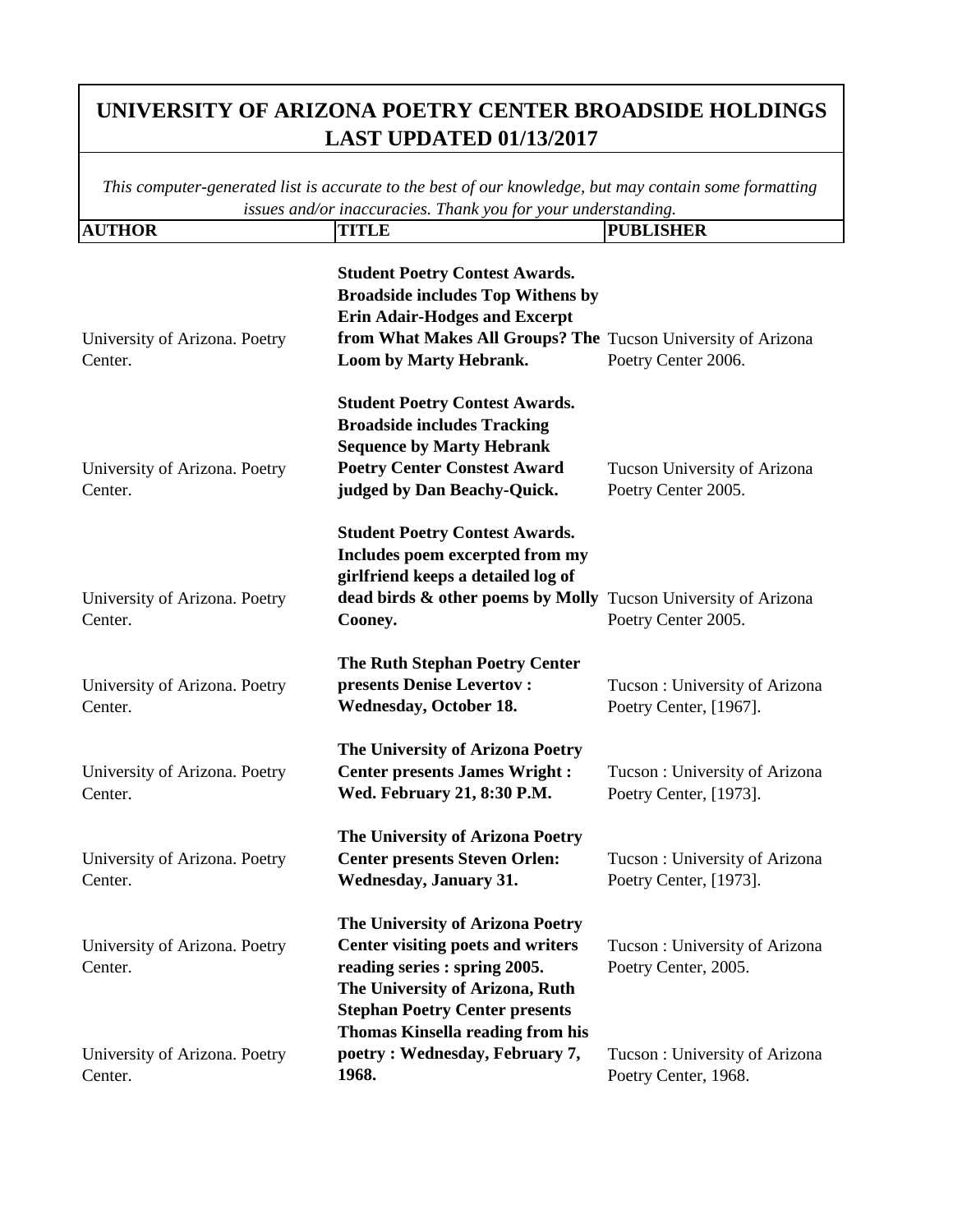# UNIVERSITY OF ARIZONA POETRY CENTER BROADSIDE HOLDINGS LAST UPDATED 01/13/2017

*This computer-generated list is accurate to the best of our knowledge, but may contain some formatting issues and/or inaccuracies. Thank you for your understanding.*

| AUTHOR | TITLE | PUBLISHER |
|---|---|---|
| University of Arizona. Poetry Center. | **Student Poetry Contest Awards. Broadside includes Top Withens by Erin Adair-Hodges and Excerpt from What Makes All Groups? The Loom by Marty Hebrank.** | Tucson University of Arizona Poetry Center 2006. |
| University of Arizona. Poetry Center. | **Student Poetry Contest Awards. Broadside includes Tracking Sequence by Marty Hebrank Poetry Center Constest Award judged by Dan Beachy-Quick.** | Tucson University of Arizona Poetry Center 2005. |
| University of Arizona. Poetry Center. | **Student Poetry Contest Awards. Includes poem excerpted from my girlfriend keeps a detailed log of dead birds & other poems by Molly Cooney.** | Tucson University of Arizona Poetry Center 2005. |
| University of Arizona. Poetry Center. | **The Ruth Stephan Poetry Center presents Denise Levertov : Wednesday, October 18.** | Tucson : University of Arizona Poetry Center, [1967]. |
| University of Arizona. Poetry Center. | **The University of Arizona Poetry Center presents James Wright : Wed. February 21, 8:30 P.M.** | Tucson : University of Arizona Poetry Center, [1973]. |
| University of Arizona. Poetry Center. | **The University of Arizona Poetry Center presents Steven Orlen: Wednesday, January 31.** | Tucson : University of Arizona Poetry Center, [1973]. |
| University of Arizona. Poetry Center. | **The University of Arizona Poetry Center visiting poets and writers reading series : spring 2005.** | Tucson : University of Arizona Poetry Center, 2005. |
| University of Arizona. Poetry Center. | **The University of Arizona, Ruth Stephan Poetry Center presents Thomas Kinsella reading from his poetry : Wednesday, February 7, 1968.** | Tucson : University of Arizona Poetry Center, 1968. |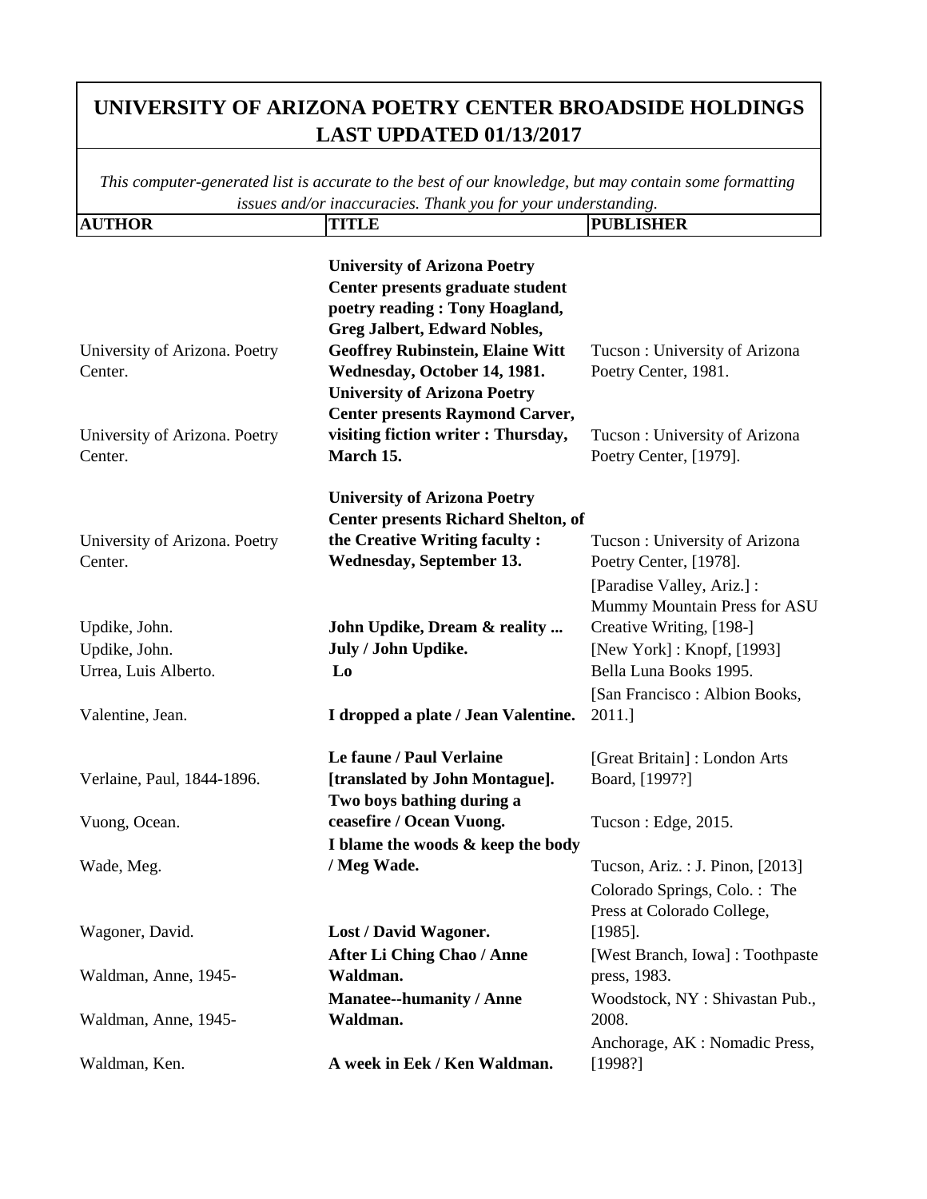# UNIVERSITY OF ARIZONA POETRY CENTER BROADSIDE HOLDINGS LAST UPDATED 01/13/2017

*This computer-generated list is accurate to the best of our knowledge, but may contain some formatting issues and/or inaccuracies. Thank you for your understanding.*

| AUTHOR | TITLE | PUBLISHER |
|---|---|---|
| University of Arizona. Poetry Center. | **University of Arizona Poetry Center presents graduate student poetry reading : Tony Hoagland, Greg Jalbert, Edward Nobles, Geoffrey Rubinstein, Elaine Witt Wednesday, October 14, 1981.** | Tucson : University of Arizona Poetry Center, 1981. |
| University of Arizona. Poetry Center. | **University of Arizona Poetry Center presents Raymond Carver, visiting fiction writer : Thursday, March 15.** | Tucson : University of Arizona Poetry Center, [1979]. |
| University of Arizona. Poetry Center. | **University of Arizona Poetry Center presents Richard Shelton, of the Creative Writing faculty : Wednesday, September 13.** | Tucson : University of Arizona Poetry Center, [1978]. |
| Updike, John. | **John Updike, Dream & reality ...** | [Paradise Valley, Ariz.] : Mummy Mountain Press for ASU Creative Writing, [198-] |
| Updike, John. | **July / John Updike.** | [New York] : Knopf, [1993] |
| Urrea, Luis Alberto. | **Lo** | Bella Luna Books 1995. |
| Valentine, Jean. | **I dropped a plate / Jean Valentine.** | [San Francisco : Albion Books, 2011.] |
| Verlaine, Paul, 1844-1896. | **Le faune / Paul Verlaine [translated by John Montague].** | [Great Britain] : London Arts Board, [1997?] |
| Vuong, Ocean. | **Two boys bathing during a ceasefire / Ocean Vuong.** | Tucson : Edge, 2015. |
| Wade, Meg. | **I blame the woods & keep the body / Meg Wade.** | Tucson, Ariz. : J. Pinon, [2013] |
| Wagoner, David. | **Lost / David Wagoner.** | Colorado Springs, Colo. : The Press at Colorado College, [1985]. |
| Waldman, Anne, 1945- | **After Li Ching Chao / Anne Waldman.** | [West Branch, Iowa] : Toothpaste press, 1983. |
| Waldman, Anne, 1945- | **Manatee--humanity / Anne Waldman.** | Woodstock, NY : Shivastan Pub., 2008. |
| Waldman, Ken. | **A week in Eek / Ken Waldman.** | Anchorage, AK : Nomadic Press, [1998?] |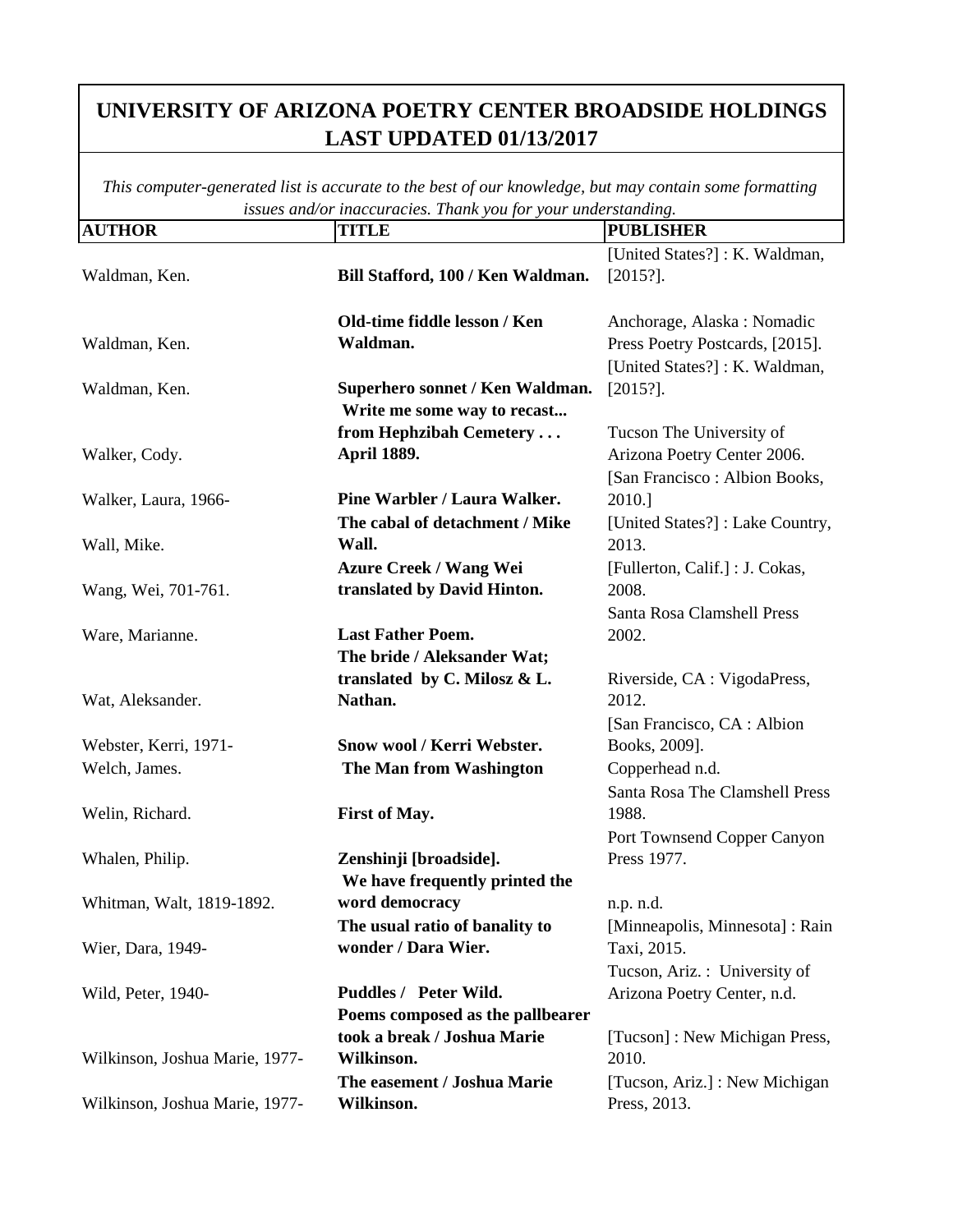# UNIVERSITY OF ARIZONA POETRY CENTER BROADSIDE HOLDINGS
## LAST UPDATED 01/13/2017

*This computer-generated list is accurate to the best of our knowledge, but may contain some formatting issues and/or inaccuracies. Thank you for your understanding.*

| AUTHOR | TITLE | PUBLISHER |
|---|---|---|
| Waldman, Ken. | **Bill Stafford, 100 / Ken Waldman.** | [United States?] : K. Waldman, [2015?]. |
| Waldman, Ken. | **Old-time fiddle lesson / Ken Waldman.** | Anchorage, Alaska : Nomadic Press Poetry Postcards, [2015]. |
| Waldman, Ken. | **Superhero sonnet / Ken Waldman.** | [United States?] : K. Waldman, [2015?]. |
| Walker, Cody. | **Write me some way to recast... from Hephzibah Cemetery . . . April 1889.** | Tucson The University of Arizona Poetry Center 2006. |
| Walker, Laura, 1966- | **Pine Warbler / Laura Walker.** | [San Francisco : Albion Books, 2010.] |
| Wall, Mike. | **The cabal of detachment / Mike Wall.** | [United States?] : Lake Country, 2013. |
| Wang, Wei, 701-761. | **Azure Creek / Wang Wei translated by David Hinton.** | [Fullerton, Calif.] : J. Cokas, 2008. |
| Ware, Marianne. | **Last Father Poem.** | Santa Rosa Clamshell Press 2002. |
| Wat, Aleksander. | **The bride / Aleksander Wat; translated by C. Milosz & L. Nathan.** | Riverside, CA : VigodaPress, 2012. |
| Webster, Kerri, 1971- | **Snow wool / Kerri Webster.** | [San Francisco, CA : Albion Books, 2009]. |
| Welch, James. | **The Man from Washington** | Copperhead n.d. |
| Welin, Richard. | **First of May.** | Santa Rosa The Clamshell Press 1988. |
| Whalen, Philip. | **Zenshinji [broadside].** | Port Townsend Copper Canyon Press 1977. |
| Whitman, Walt, 1819-1892. | **We have frequently printed the word democracy** | n.p. n.d. |
| Wier, Dara, 1949- | **The usual ratio of banality to wonder / Dara Wier.** | [Minneapolis, Minnesota] : Rain Taxi, 2015. |
| Wild, Peter, 1940- | **Puddles / Peter Wild.** | Tucson, Ariz. : University of Arizona Poetry Center, n.d. |
| Wilkinson, Joshua Marie, 1977- | **Poems composed as the pallbearer took a break / Joshua Marie Wilkinson.** | [Tucson] : New Michigan Press, 2010. |
| Wilkinson, Joshua Marie, 1977- | **The easement / Joshua Marie Wilkinson.** | [Tucson, Ariz.] : New Michigan Press, 2013. |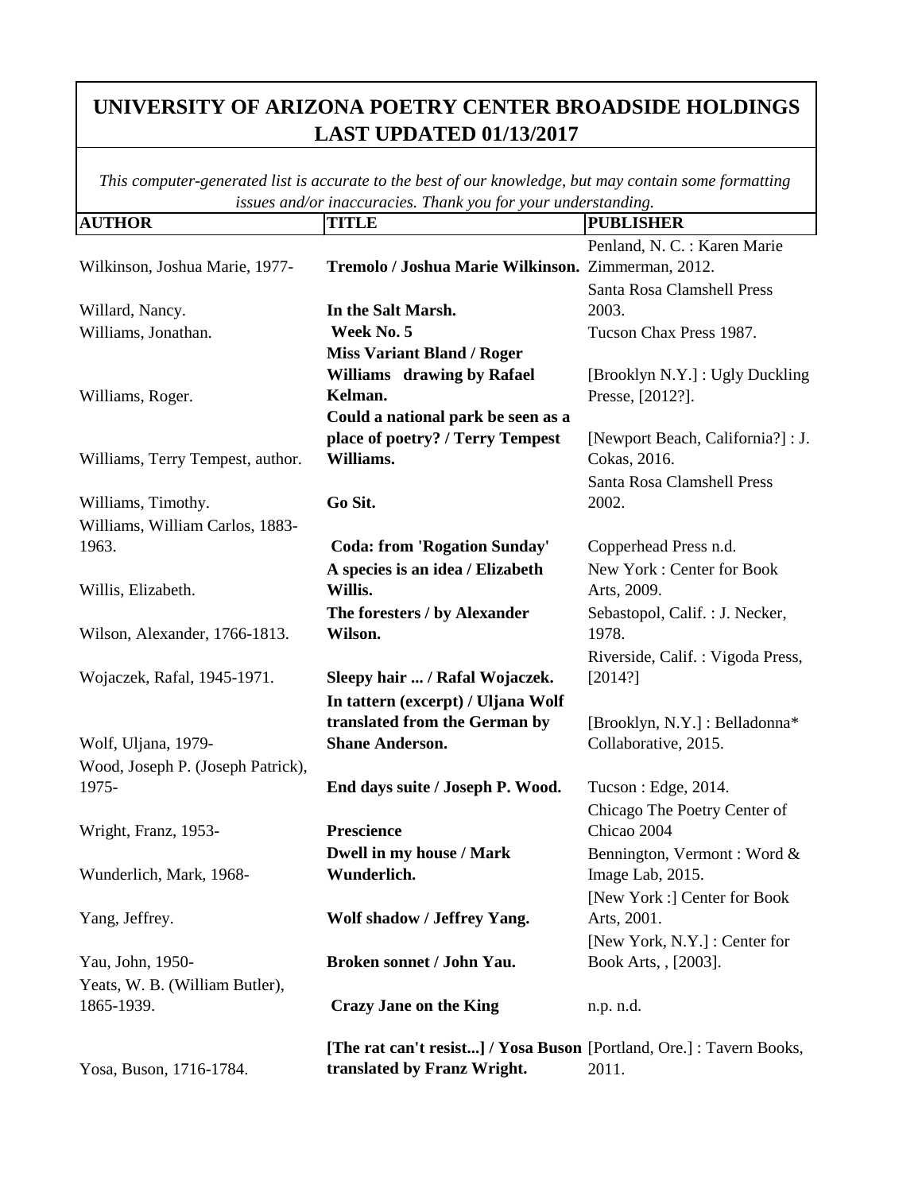# UNIVERSITY OF ARIZONA POETRY CENTER BROADSIDE HOLDINGS LAST UPDATED 01/13/2017

*This computer-generated list is accurate to the best of our knowledge, but may contain some formatting issues and/or inaccuracies. Thank you for your understanding.*

| AUTHOR | TITLE | PUBLISHER |
|---|---|---|
| Wilkinson, Joshua Marie, 1977- | **Tremolo / Joshua Marie Wilkinson.** | Penland, N. C. : Karen Marie Zimmerman, 2012. |
| Willard, Nancy. | **In the Salt Marsh.** | Santa Rosa Clamshell Press 2003. |
| Williams, Jonathan. | **Week No. 5** | Tucson Chax Press 1987. |
| Williams, Roger. | **Miss Variant Bland / Roger Williams drawing by Rafael Kelman.** | [Brooklyn N.Y.] : Ugly Duckling Presse, [2012?]. |
| Williams, Terry Tempest, author. | **Could a national park be seen as a place of poetry? / Terry Tempest Williams.** | [Newport Beach, California?] : J. Cokas, 2016. |
| Williams, Timothy. | **Go Sit.** | Santa Rosa Clamshell Press 2002. |
| Williams, William Carlos, 1883-1963. | **Coda: from 'Rogation Sunday'** | Copperhead Press n.d. |
| Willis, Elizabeth. | **A species is an idea / Elizabeth Willis.** | New York : Center for Book Arts, 2009. |
| Wilson, Alexander, 1766-1813. | **The foresters / by Alexander Wilson.** | Sebastopol, Calif. : J. Necker, 1978. |
| Wojaczek, Rafal, 1945-1971. | **Sleepy hair ... / Rafal Wojaczek.** | Riverside, Calif. : Vigoda Press, [2014?] |
| Wolf, Uljana, 1979- | **In tattern (excerpt) / Uljana Wolf translated from the German by Shane Anderson.** | [Brooklyn, N.Y.] : Belladonna* Collaborative, 2015. |
| Wood, Joseph P. (Joseph Patrick), 1975- | **End days suite / Joseph P. Wood.** | Tucson : Edge, 2014. |
| Wright, Franz, 1953- | **Prescience** | Chicago The Poetry Center of Chicao 2004 |
| Wunderlich, Mark, 1968- | **Dwell in my house / Mark Wunderlich.** | Bennington, Vermont : Word & Image Lab, 2015. |
| Yang, Jeffrey. | **Wolf shadow / Jeffrey Yang.** | [New York :] Center for Book Arts, 2001. |
| Yau, John, 1950- | **Broken sonnet / John Yau.** | [New York, N.Y.] : Center for Book Arts, , [2003]. |
| Yeats, W. B. (William Butler), 1865-1939. | **Crazy Jane on the King** | n.p. n.d. |
| Yosa, Buson, 1716-1784. | **[The rat can't resist...] / Yosa Buson translated by Franz Wright.** | [Portland, Ore.] : Tavern Books, 2011. |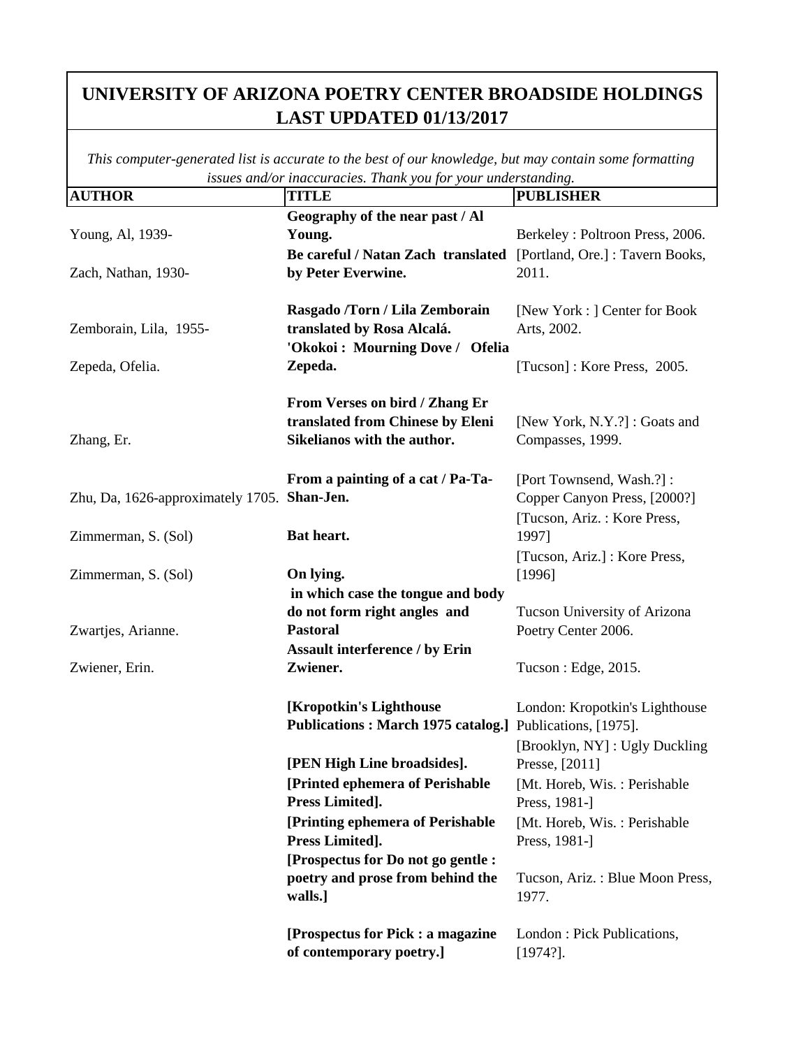# UNIVERSITY OF ARIZONA POETRY CENTER BROADSIDE HOLDINGS LAST UPDATED 01/13/2017

*This computer-generated list is accurate to the best of our knowledge, but may contain some formatting issues and/or inaccuracies. Thank you for your understanding.*

| AUTHOR | TITLE | PUBLISHER |
|---|---|---|
| Young, Al, 1939- | **Geography of the near past / Al Young.** | Berkeley : Poltroon Press, 2006. |
| Zach, Nathan, 1930- | **Be careful / Natan Zach translated by Peter Everwine.** | [Portland, Ore.] : Tavern Books, 2011. |
| Zemborain, Lila, 1955- | **Rasgado /Torn / Lila Zemborain translated by Rosa Alcalá.** | [New York : ] Center for Book Arts, 2002. |
| Zepeda, Ofelia. | **'Okokoi : Mourning Dove / Ofelia Zepeda.** | [Tucson] : Kore Press, 2005. |
| Zhang, Er. | **From Verses on bird / Zhang Er translated from Chinese by Eleni Sikelianos with the author.** | [New York, N.Y.?] : Goats and Compasses, 1999. |
| Zhu, Da, 1626-approximately 1705. | **From a painting of a cat / Pa-Ta-Shan-Jen.** | [Port Townsend, Wash.?] : Copper Canyon Press, [2000?] |
| Zimmerman, S. (Sol) | **Bat heart.** | [Tucson, Ariz. : Kore Press, 1997] |
| Zimmerman, S. (Sol) | **On lying.** | [Tucson, Ariz.] : Kore Press, [1996] |
| Zwartjes, Arianne. | **in which case the tongue and body do not form right angles and Pastoral** | Tucson University of Arizona Poetry Center 2006. |
| Zwiener, Erin. | **Assault interference / by Erin Zwiener.** | Tucson : Edge, 2015. |
| | **[Kropotkin's Lighthouse Publications : March 1975 catalog.]** | London: Kropotkin's Lighthouse Publications, [1975]. |
| | **[PEN High Line broadsides].** | [Brooklyn, NY] : Ugly Duckling Presse, [2011] |
| | **[Printed ephemera of Perishable Press Limited].** | [Mt. Horeb, Wis. : Perishable Press, 1981-] |
| | **[Printing ephemera of Perishable Press Limited].** | [Mt. Horeb, Wis. : Perishable Press, 1981-] |
| | **[Prospectus for Do not go gentle : poetry and prose from behind the walls.]** | Tucson, Ariz. : Blue Moon Press, 1977. |
| | **[Prospectus for Pick : a magazine of contemporary poetry.]** | London : Pick Publications, [1974?]. |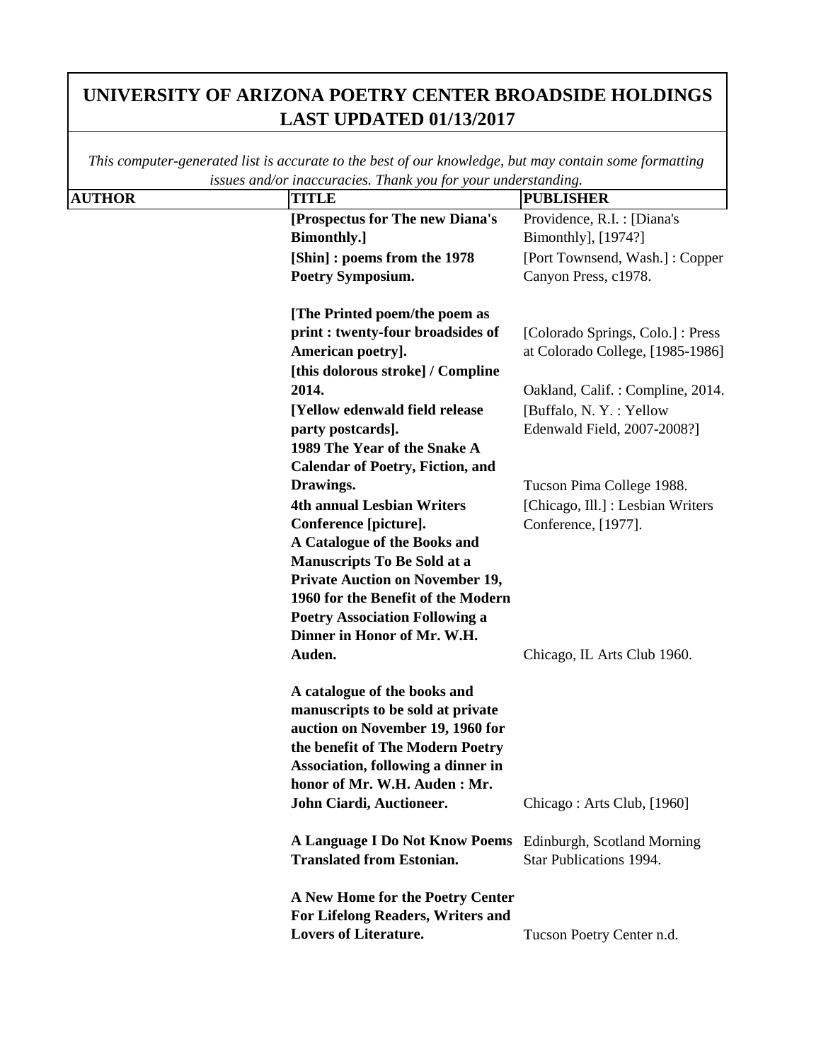# UNIVERSITY OF ARIZONA POETRY CENTER BROADSIDE HOLDINGS
# LAST UPDATED 01/13/2017

*This computer-generated list is accurate to the best of our knowledge, but may contain some formatting issues and/or inaccuracies. Thank you for your understanding.*

| AUTHOR | TITLE | PUBLISHER |
|---|---|---|
| | **[Prospectus for The new Diana's Bimonthly.]** | Providence, R.I. : [Diana's Bimonthly], [1974?] |
| | **[Shin] : poems from the 1978 Poetry Symposium.** | [Port Townsend, Wash.] : Copper Canyon Press, c1978. |
| | **[The Printed poem/the poem as print : twenty-four broadsides of American poetry].** | [Colorado Springs, Colo.] : Press at Colorado College, [1985-1986] |
| | **[this dolorous stroke] / Compline 2014.** | Oakland, Calif. : Compline, 2014. |
| | **[Yellow edenwald field release party postcards].** | [Buffalo, N. Y. : Yellow Edenwald Field, 2007-2008?] |
| | **1989 The Year of the Snake A Calendar of Poetry, Fiction, and Drawings.** | Tucson Pima College 1988. |
| | **4th annual Lesbian Writers Conference [picture].** | [Chicago, Ill.] : Lesbian Writers Conference, [1977]. |
| | **A Catalogue of the Books and Manuscripts To Be Sold at a Private Auction on November 19, 1960 for the Benefit of the Modern Poetry Association Following a Dinner in Honor of Mr. W.H. Auden.** | Chicago, IL Arts Club 1960. |
| | **A catalogue of the books and manuscripts to be sold at private auction on November 19, 1960 for the benefit of The Modern Poetry Association, following a dinner in honor of Mr. W.H. Auden : Mr. John Ciardi, Auctioneer.** | Chicago : Arts Club, [1960] |
| | **A Language I Do Not Know Poems Translated from Estonian.** | Edinburgh, Scotland Morning Star Publications 1994. |
| | **A New Home for the Poetry Center For Lifelong Readers, Writers and Lovers of Literature.** | Tucson Poetry Center n.d. |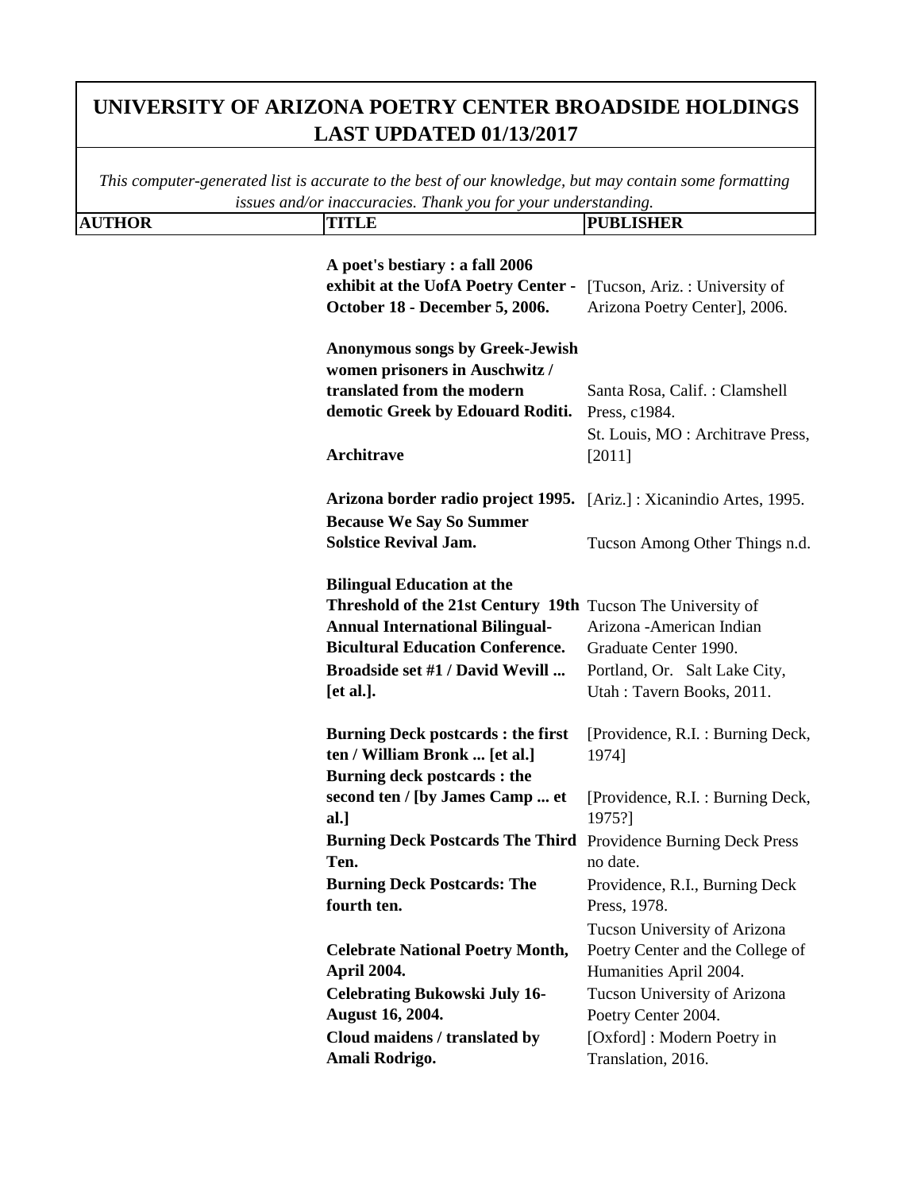# UNIVERSITY OF ARIZONA POETRY CENTER BROADSIDE HOLDINGS LAST UPDATED 01/13/2017

*This computer-generated list is accurate to the best of our knowledge, but may contain some formatting issues and/or inaccuracies. Thank you for your understanding.*

| AUTHOR | TITLE | PUBLISHER |
|---|---|---|
| | **A poet's bestiary : a fall 2006 exhibit at the UofA Poetry Center - October 18 - December 5, 2006.** | [Tucson, Ariz. : University of Arizona Poetry Center], 2006. |
| | **Anonymous songs by Greek-Jewish women prisoners in Auschwitz / translated from the modern demotic Greek by Edouard Roditi.** | Santa Rosa, Calif. : Clamshell Press, c1984. |
| | **Architrave** | St. Louis, MO : Architrave Press, [2011] |
| | **Arizona border radio project 1995.** | [Ariz.] : Xicanindio Artes, 1995. |
| | **Because We Say So Summer Solstice Revival Jam.** | Tucson Among Other Things n.d. |
| | **Bilingual Education at the Threshold of the 21st Century 19th Annual International Bilingual-Bicultural Education Conference.** | Tucson The University of Arizona -American Indian Graduate Center 1990. |
| | **Broadside set #1 / David Wevill ... [et al.].** | Portland, Or. Salt Lake City, Utah : Tavern Books, 2011. |
| | **Burning Deck postcards : the first ten / William Bronk ... [et al.]** | [Providence, R.I. : Burning Deck, 1974] |
| | **Burning deck postcards : the second ten / [by James Camp ... et al.]** | [Providence, R.I. : Burning Deck, 1975?] |
| | **Burning Deck Postcards The Third Ten.** | Providence Burning Deck Press no date. |
| | **Burning Deck Postcards: The fourth ten.** | Providence, R.I., Burning Deck Press, 1978. |
| | **Celebrate National Poetry Month, April 2004.** | Tucson University of Arizona Poetry Center and the College of Humanities April 2004. |
| | **Celebrating Bukowski July 16-August 16, 2004.** | Tucson University of Arizona Poetry Center 2004. |
| | **Cloud maidens / translated by Amali Rodrigo.** | [Oxford] : Modern Poetry in Translation, 2016. |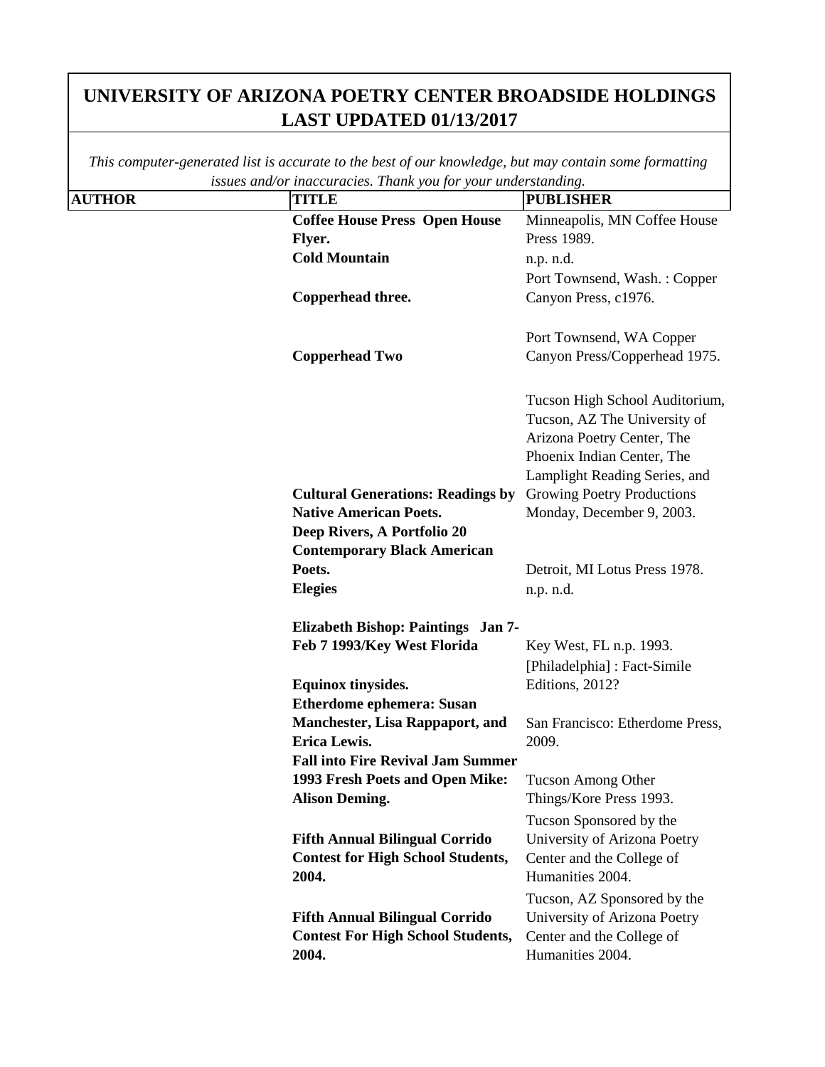# UNIVERSITY OF ARIZONA POETRY CENTER BROADSIDE HOLDINGS LAST UPDATED 01/13/2017

*This computer-generated list is accurate to the best of our knowledge, but may contain some formatting issues and/or inaccuracies. Thank you for your understanding.*

| AUTHOR | TITLE | PUBLISHER |
|---|---|---|
| | **Coffee House Press Open House Flyer.** | Minneapolis, MN Coffee House Press 1989. |
| | **Cold Mountain** | n.p. n.d. |
| | **Copperhead three.** | Port Townsend, Wash. : Copper Canyon Press, c1976. |
| | **Copperhead Two** | Port Townsend, WA Copper Canyon Press/Copperhead 1975. |
| | **Cultural Generations: Readings by Native American Poets.** | Tucson High School Auditorium, Tucson, AZ The University of Arizona Poetry Center, The Phoenix Indian Center, The Lamplight Reading Series, and Growing Poetry Productions Monday, December 9, 2003. |
| | **Deep Rivers, A Portfolio 20 Contemporary Black American Poets.** | Detroit, MI Lotus Press 1978. |
| | **Elegies** | n.p. n.d. |
| | **Elizabeth Bishop: Paintings Jan 7-Feb 7 1993/Key West Florida** | Key West, FL n.p. 1993. |
| | **Equinox tinysides.** | [Philadelphia] : Fact-Simile Editions, 2012? |
| | **Etherdome ephemera: Susan Manchester, Lisa Rappaport, and Erica Lewis.** | San Francisco: Etherdome Press, 2009. |
| | **Fall into Fire Revival Jam Summer 1993 Fresh Poets and Open Mike: Alison Deming.** | Tucson Among Other Things/Kore Press 1993. |
| | **Fifth Annual Bilingual Corrido Contest for High School Students, 2004.** | Tucson Sponsored by the University of Arizona Poetry Center and the College of Humanities 2004. |
| | **Fifth Annual Bilingual Corrido Contest For High School Students, 2004.** | Tucson, AZ Sponsored by the University of Arizona Poetry Center and the College of Humanities 2004. |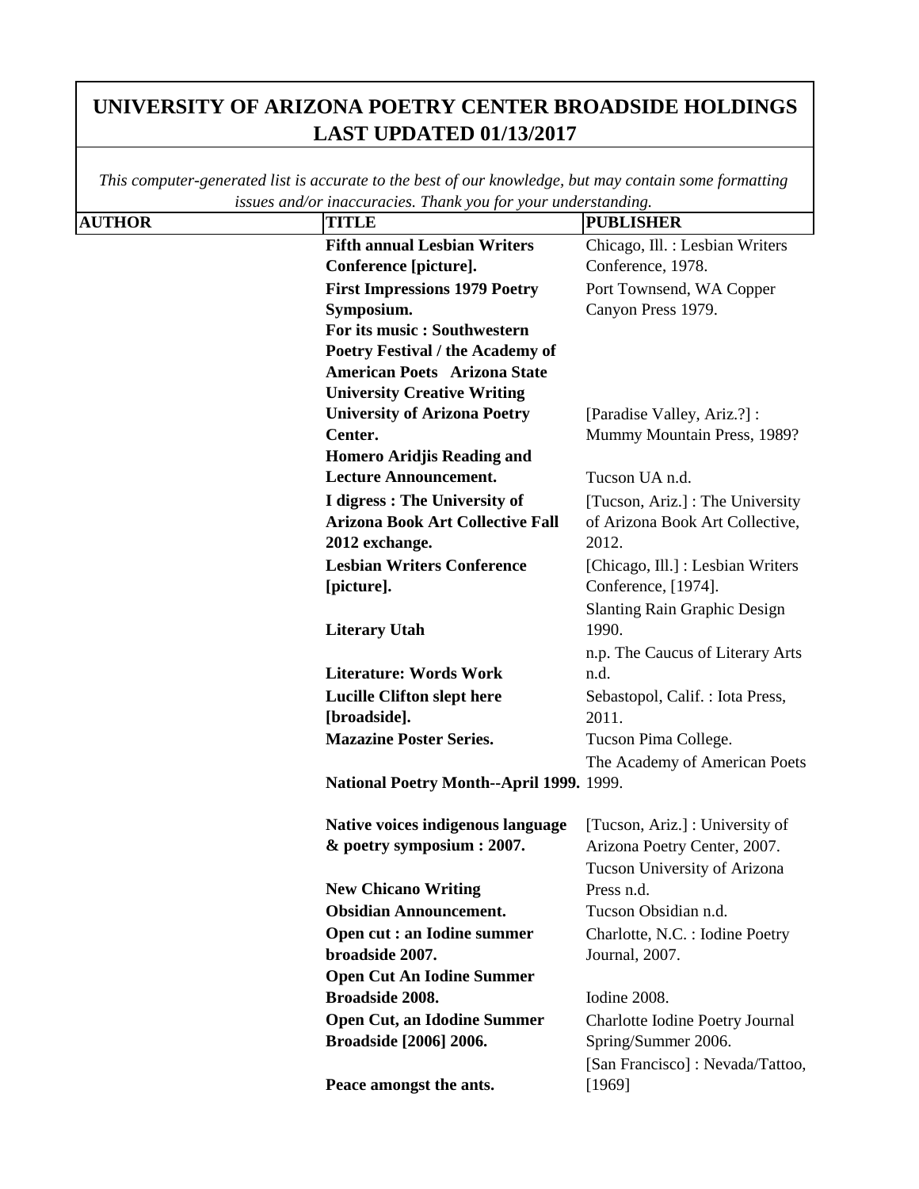# UNIVERSITY OF ARIZONA POETRY CENTER BROADSIDE HOLDINGS LAST UPDATED 01/13/2017

*This computer-generated list is accurate to the best of our knowledge, but may contain some formatting issues and/or inaccuracies. Thank you for your understanding.*

| AUTHOR | TITLE | PUBLISHER |
|---|---|---|
| | **Fifth annual Lesbian Writers Conference [picture].** | Chicago, Ill. : Lesbian Writers Conference, 1978. |
| | **First Impressions 1979 Poetry Symposium.** | Port Townsend, WA Copper Canyon Press 1979. |
| | **For its music : Southwestern Poetry Festival / the Academy of American Poets Arizona State University Creative Writing University of Arizona Poetry Center.** | [Paradise Valley, Ariz.?] : Mummy Mountain Press, 1989? |
| | **Homero Aridjis Reading and Lecture Announcement.** | Tucson UA n.d. |
| | **I digress : The University of Arizona Book Art Collective Fall 2012 exchange.** | [Tucson, Ariz.] : The University of Arizona Book Art Collective, 2012. |
| | **Lesbian Writers Conference [picture].** | [Chicago, Ill.] : Lesbian Writers Conference, [1974]. |
| | **Literary Utah** | Slanting Rain Graphic Design 1990. |
| | **Literature: Words Work** | n.p. The Caucus of Literary Arts n.d. |
| | **Lucille Clifton slept here [broadside].** | Sebastopol, Calif. : Iota Press, 2011. |
| | **Mazazine Poster Series.** | Tucson Pima College. |
| | **National Poetry Month--April 1999.** | The Academy of American Poets 1999. |
| | **Native voices indigenous language & poetry symposium : 2007.** | [Tucson, Ariz.] : University of Arizona Poetry Center, 2007. |
| | **New Chicano Writing** | Tucson University of Arizona Press n.d. |
| | **Obsidian Announcement.** | Tucson Obsidian n.d. |
| | **Open cut : an Iodine summer broadside 2007.** | Charlotte, N.C. : Iodine Poetry Journal, 2007. |
| | **Open Cut An Iodine Summer Broadside 2008.** | Iodine 2008. |
| | **Open Cut, an Idodine Summer Broadside [2006] 2006.** | Charlotte Iodine Poetry Journal Spring/Summer 2006. |
| | **Peace amongst the ants.** | [San Francisco] : Nevada/Tattoo, [1969] |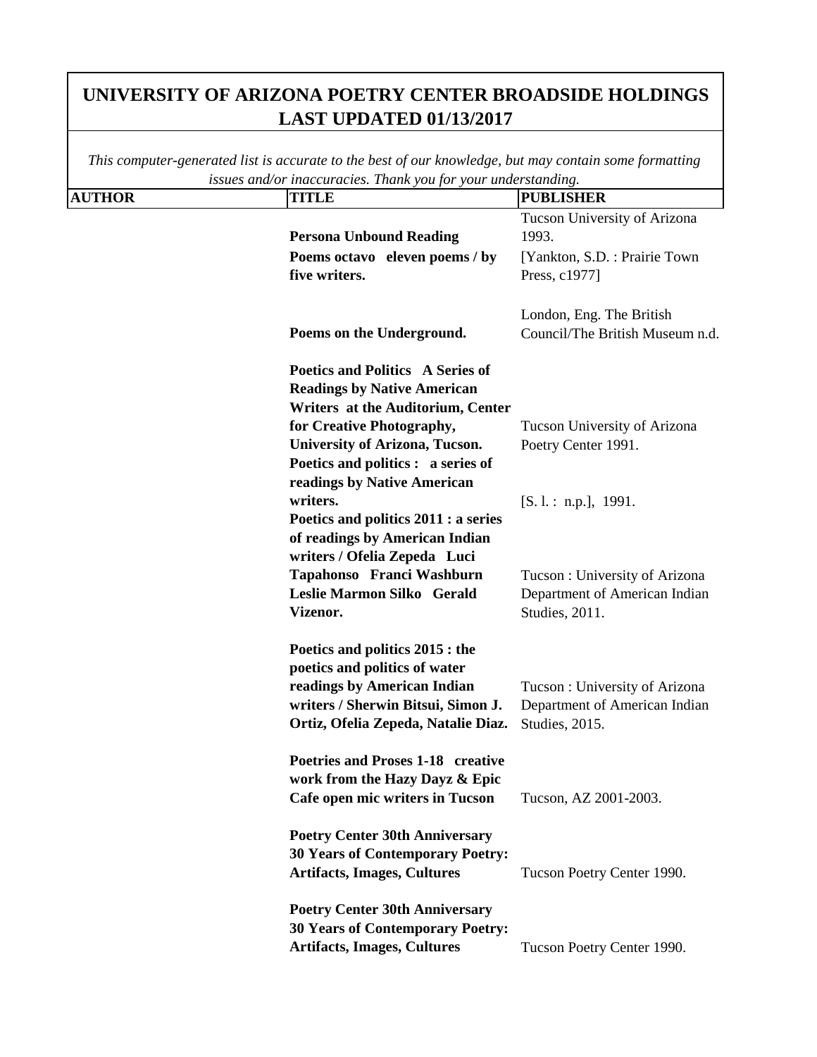# UNIVERSITY OF ARIZONA POETRY CENTER BROADSIDE HOLDINGS LAST UPDATED 01/13/2017

*This computer-generated list is accurate to the best of our knowledge, but may contain some formatting issues and/or inaccuracies. Thank you for your understanding.*

| AUTHOR | TITLE | PUBLISHER |
|---|---|---|
| | **Persona Unbound Reading** | Tucson University of Arizona 1993. |
| | **Poems octavo eleven poems / by five writers.** | [Yankton, S.D. : Prairie Town Press, c1977] |
| | **Poems on the Underground.** | London, Eng. The British Council/The British Museum n.d. |
| | **Poetics and Politics A Series of Readings by Native American Writers at the Auditorium, Center for Creative Photography, University of Arizona, Tucson.** | Tucson University of Arizona Poetry Center 1991. |
| | **Poetics and politics : a series of readings by Native American writers.** | [S. l. : n.p.], 1991. |
| | **Poetics and politics 2011 : a series of readings by American Indian writers / Ofelia Zepeda Luci Tapahonso Franci Washburn Leslie Marmon Silko Gerald Vizenor.** | Tucson : University of Arizona Department of American Indian Studies, 2011. |
| | **Poetics and politics 2015 : the poetics and politics of water readings by American Indian writers / Sherwin Bitsui, Simon J. Ortiz, Ofelia Zepeda, Natalie Diaz.** | Tucson : University of Arizona Department of American Indian Studies, 2015. |
| | **Poetries and Proses 1-18 creative work from the Hazy Dayz & Epic Cafe open mic writers in Tucson** | Tucson, AZ 2001-2003. |
| | **Poetry Center 30th Anniversary 30 Years of Contemporary Poetry: Artifacts, Images, Cultures** | Tucson Poetry Center 1990. |
| | **Poetry Center 30th Anniversary 30 Years of Contemporary Poetry: Artifacts, Images, Cultures** | Tucson Poetry Center 1990. |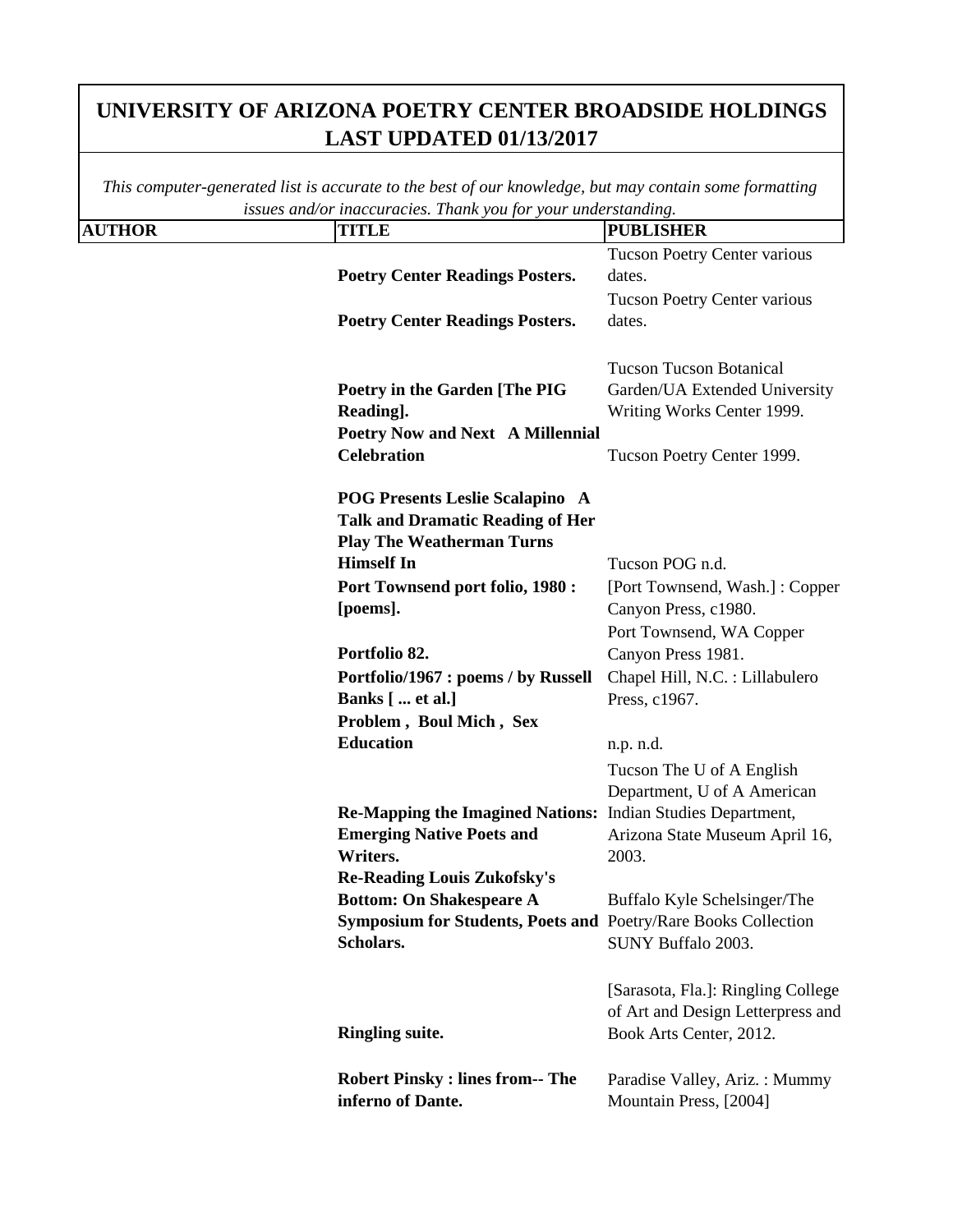# UNIVERSITY OF ARIZONA POETRY CENTER BROADSIDE HOLDINGS LAST UPDATED 01/13/2017

*This computer-generated list is accurate to the best of our knowledge, but may contain some formatting issues and/or inaccuracies. Thank you for your understanding.*

| AUTHOR | TITLE | PUBLISHER |
|---|---|---|
| | **Poetry Center Readings Posters.** | Tucson Poetry Center various dates. |
| | **Poetry Center Readings Posters.** | Tucson Poetry Center various dates. |
| | **Poetry in the Garden [The PIG Reading].** | Tucson Tucson Botanical Garden/UA Extended University Writing Works Center 1999. |
| | **Poetry Now and Next A Millennial Celebration** | Tucson Poetry Center 1999. |
| | **POG Presents Leslie Scalapino A Talk and Dramatic Reading of Her Play The Weatherman Turns Himself In** | Tucson POG n.d. |
| | **Port Townsend port folio, 1980 : [poems].** | [Port Townsend, Wash.] : Copper Canyon Press, c1980. |
| | **Portfolio 82.** | Port Townsend, WA Copper Canyon Press 1981. |
| | **Portfolio/1967 : poems / by Russell Banks [ ... et al.]** | Chapel Hill, N.C. : Lillabulero Press, c1967. |
| | **Problem , Boul Mich , Sex Education** | n.p. n.d. |
| | **Re-Mapping the Imagined Nations: Emerging Native Poets and Writers.** | Tucson The U of A English Department, U of A American Indian Studies Department, Arizona State Museum April 16, 2003. |
| | **Re-Reading Louis Zukofsky's Bottom: On Shakespeare A Symposium for Students, Poets and Scholars.** | Buffalo Kyle Schelsinger/The Poetry/Rare Books Collection SUNY Buffalo 2003. |
| | **Ringling suite.** | [Sarasota, Fla.]: Ringling College of Art and Design Letterpress and Book Arts Center, 2012. |
| | **Robert Pinsky : lines from-- The inferno of Dante.** | Paradise Valley, Ariz. : Mummy Mountain Press, [2004] |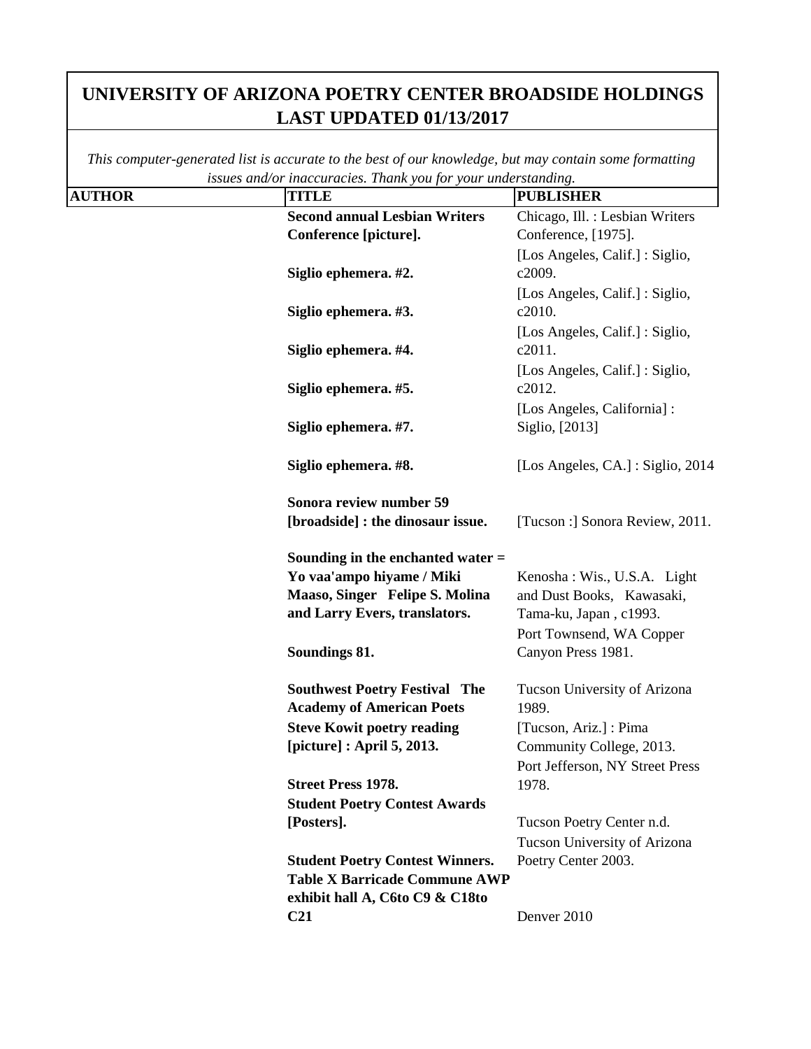# UNIVERSITY OF ARIZONA POETRY CENTER BROADSIDE HOLDINGS LAST UPDATED 01/13/2017

*This computer-generated list is accurate to the best of our knowledge, but may contain some formatting issues and/or inaccuracies. Thank you for your understanding.*

| AUTHOR | TITLE | PUBLISHER |
|---|---|---|
| | **Second annual Lesbian Writers Conference [picture].** | Chicago, Ill. : Lesbian Writers Conference, [1975]. |
| | **Siglio ephemera. #2.** | [Los Angeles, Calif.] : Siglio, c2009. |
| | **Siglio ephemera. #3.** | [Los Angeles, Calif.] : Siglio, c2010. |
| | **Siglio ephemera. #4.** | [Los Angeles, Calif.] : Siglio, c2011. |
| | **Siglio ephemera. #5.** | [Los Angeles, Calif.] : Siglio, c2012. |
| | **Siglio ephemera. #7.** | [Los Angeles, California] : Siglio, [2013] |
| | **Siglio ephemera. #8.** | [Los Angeles, CA.] : Siglio, 2014 |
| | **Sonora review number 59 [broadside] : the dinosaur issue.** | [Tucson :] Sonora Review, 2011. |
| | **Sounding in the enchanted water = Yo vaa'ampo hiyame / Miki Maaso, Singer Felipe S. Molina and Larry Evers, translators.** | Kenosha : Wis., U.S.A. Light and Dust Books, Kawasaki, Tama-ku, Japan , c1993. |
| | **Soundings 81.** | Port Townsend, WA Copper Canyon Press 1981. |
| | **Southwest Poetry Festival The Academy of American Poets** | Tucson University of Arizona 1989. |
| | **Steve Kowit poetry reading [picture] : April 5, 2013.** | [Tucson, Ariz.] : Pima Community College, 2013. |
| | **Street Press 1978.** | Port Jefferson, NY Street Press 1978. |
| | **Student Poetry Contest Awards [Posters].** | Tucson Poetry Center n.d. |
| | **Student Poetry Contest Winners.** | Tucson University of Arizona Poetry Center 2003. |
| | **Table X Barricade Commune AWP exhibit hall A, C6to C9 & C18to C21** | Denver 2010 |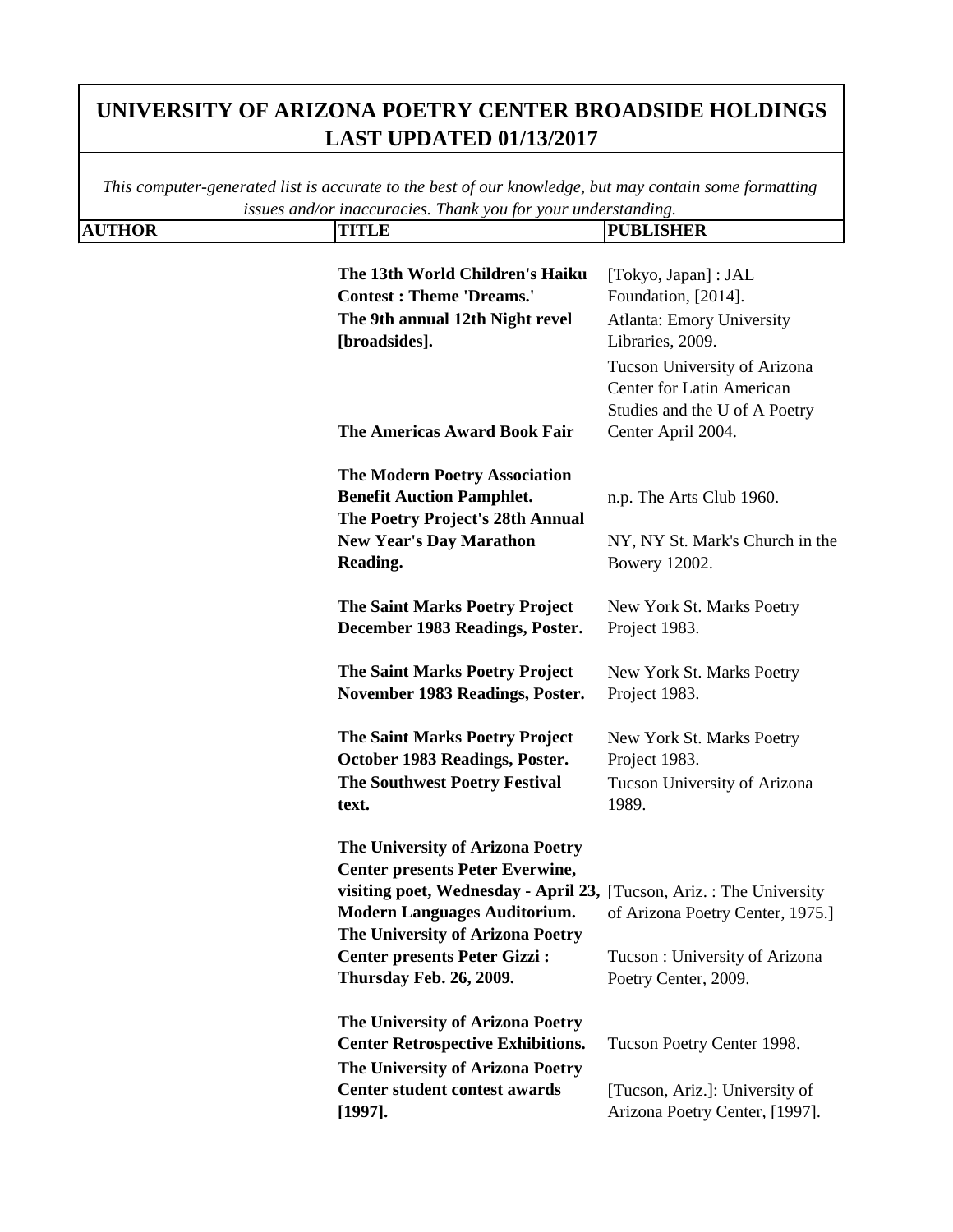# UNIVERSITY OF ARIZONA POETRY CENTER BROADSIDE HOLDINGS LAST UPDATED 01/13/2017

*This computer-generated list is accurate to the best of our knowledge, but may contain some formatting issues and/or inaccuracies. Thank you for your understanding.*

| AUTHOR | TITLE | PUBLISHER |
|---|---|---|
| | **The 13th World Children's Haiku Contest : Theme 'Dreams.'** | [Tokyo, Japan] : JAL Foundation, [2014]. |
| | **The 9th annual 12th Night revel [broadsides].** | Atlanta: Emory University Libraries, 2009. |
| | **The Americas Award Book Fair** | Tucson University of Arizona Center for Latin American Studies and the U of A Poetry Center April 2004. |
| | **The Modern Poetry Association Benefit Auction Pamphlet.** | n.p. The Arts Club 1960. |
| | **The Poetry Project's 28th Annual New Year's Day Marathon Reading.** | NY, NY St. Mark's Church in the Bowery 12002. |
| | **The Saint Marks Poetry Project December 1983 Readings, Poster.** | New York St. Marks Poetry Project 1983. |
| | **The Saint Marks Poetry Project November 1983 Readings, Poster.** | New York St. Marks Poetry Project 1983. |
| | **The Saint Marks Poetry Project October 1983 Readings, Poster.** | New York St. Marks Poetry Project 1983. |
| | **The Southwest Poetry Festival text.** | Tucson University of Arizona 1989. |
| | **The University of Arizona Poetry Center presents Peter Everwine, visiting poet, Wednesday - April 23, Modern Languages Auditorium.** | [Tucson, Ariz. : The University of Arizona Poetry Center, 1975.] |
| | **The University of Arizona Poetry Center presents Peter Gizzi : Thursday Feb. 26, 2009.** | Tucson : University of Arizona Poetry Center, 2009. |
| | **The University of Arizona Poetry Center Retrospective Exhibitions.** | Tucson Poetry Center 1998. |
| | **The University of Arizona Poetry Center student contest awards [1997].** | [Tucson, Ariz.]: University of Arizona Poetry Center, [1997]. |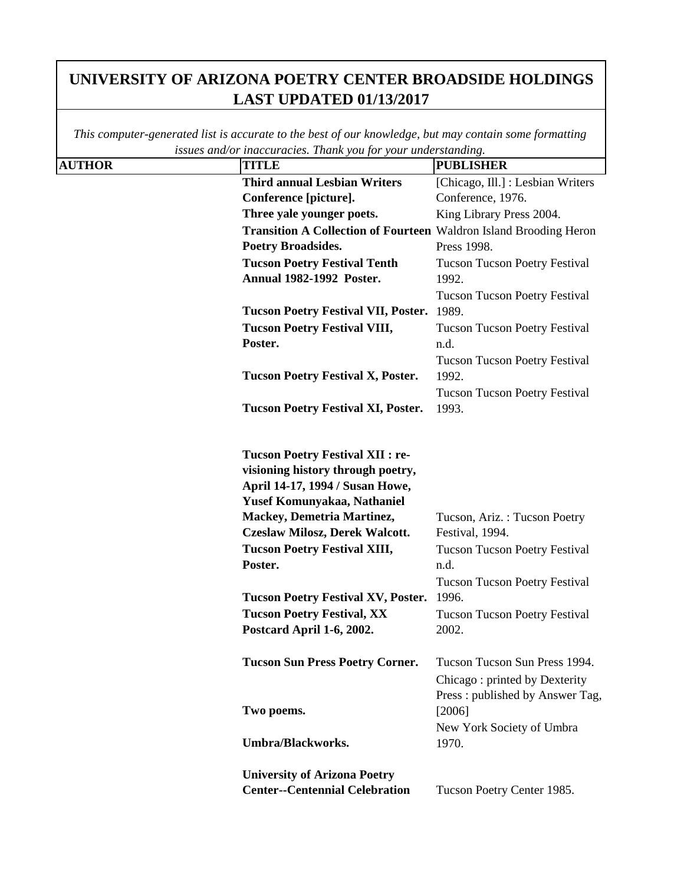# UNIVERSITY OF ARIZONA POETRY CENTER BROADSIDE HOLDINGS LAST UPDATED 01/13/2017

*This computer-generated list is accurate to the best of our knowledge, but may contain some formatting issues and/or inaccuracies. Thank you for your understanding.*

| AUTHOR | TITLE | PUBLISHER |
| --- | --- | --- |
| | **Third annual Lesbian Writers Conference [picture].** | [Chicago, Ill.] : Lesbian Writers Conference, 1976. |
| | **Three yale younger poets.** | King Library Press 2004. |
| | **Transition A Collection of Fourteen Poetry Broadsides.** | Waldron Island Brooding Heron Press 1998. |
| | **Tucson Poetry Festival Tenth Annual 1982-1992 Poster.** | Tucson Tucson Poetry Festival 1992. |
| | **Tucson Poetry Festival VII, Poster.** | Tucson Tucson Poetry Festival 1989. |
| | **Tucson Poetry Festival VIII, Poster.** | Tucson Tucson Poetry Festival n.d. |
| | **Tucson Poetry Festival X, Poster.** | Tucson Tucson Poetry Festival 1992. |
| | **Tucson Poetry Festival XI, Poster.** | Tucson Tucson Poetry Festival 1993. |
| | **Tucson Poetry Festival XII : re-visioning history through poetry, April 14-17, 1994 / Susan Howe, Yusef Komunyakaa, Nathaniel Mackey, Demetria Martinez, Czeslaw Milosz, Derek Walcott.** | Tucson, Ariz. : Tucson Poetry Festival, 1994. |
| | **Tucson Poetry Festival XIII, Poster.** | Tucson Tucson Poetry Festival n.d. |
| | **Tucson Poetry Festival XV, Poster.** | Tucson Tucson Poetry Festival 1996. |
| | **Tucson Poetry Festival, XX Postcard April 1-6, 2002.** | Tucson Tucson Poetry Festival 2002. |
| | **Tucson Sun Press Poetry Corner.** | Tucson Tucson Sun Press 1994. |
| | **Two poems.** | Chicago : printed by Dexterity Press : published by Answer Tag, [2006] |
| | **Umbra/Blackworks.** | New York Society of Umbra 1970. |
| | **University of Arizona Poetry Center--Centennial Celebration** | Tucson Poetry Center 1985. |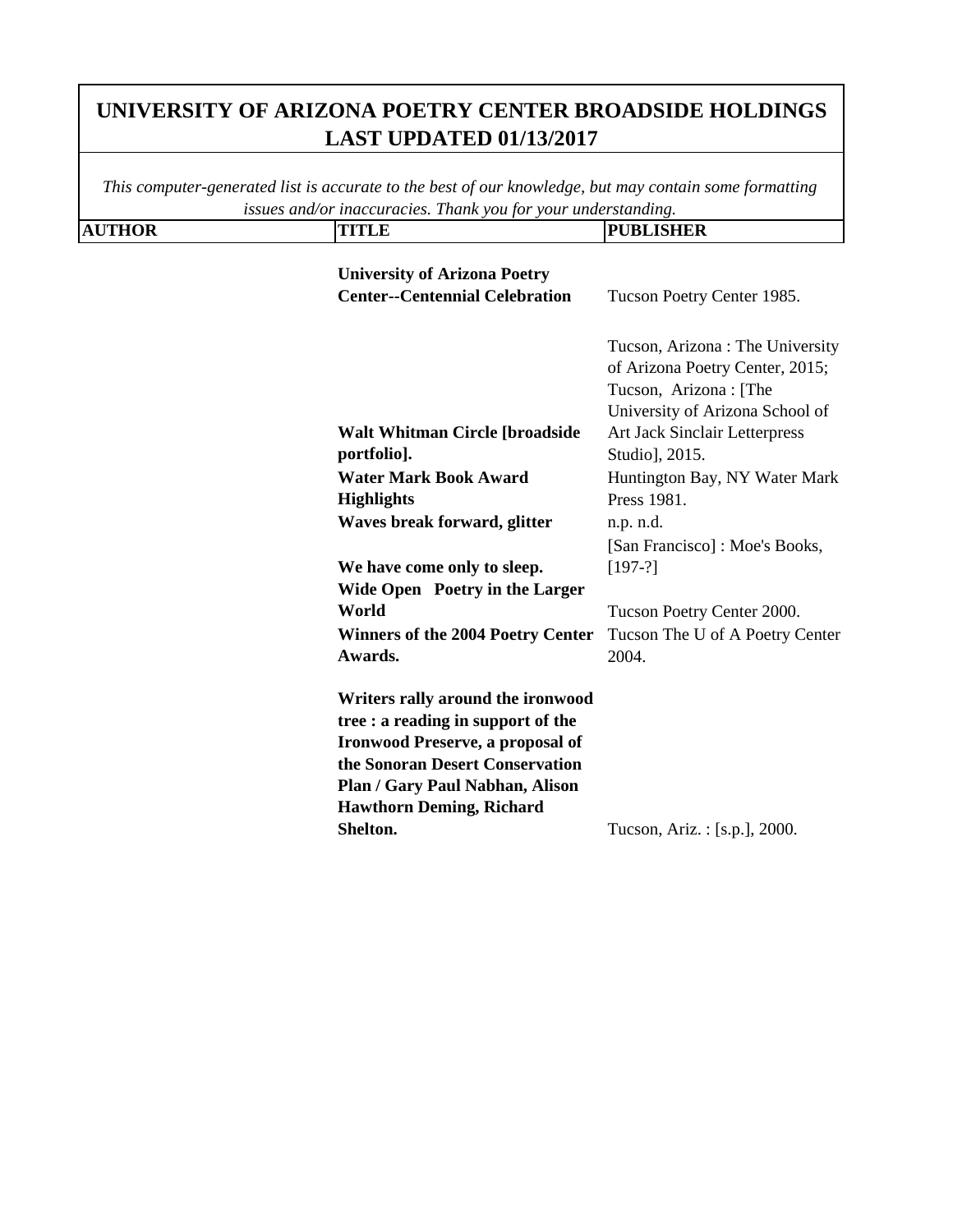# UNIVERSITY OF ARIZONA POETRY CENTER BROADSIDE HOLDINGS LAST UPDATED 01/13/2017

*This computer-generated list is accurate to the best of our knowledge, but may contain some formatting issues and/or inaccuracies. Thank you for your understanding.*

| AUTHOR | TITLE | PUBLISHER |
|---|---|---|
| | **University of Arizona Poetry Center--Centennial Celebration** | Tucson Poetry Center 1985. |
| | **Walt Whitman Circle [broadside portfolio].** | Tucson, Arizona : The University of Arizona Poetry Center, 2015; Tucson, Arizona : [The University of Arizona School of Art Jack Sinclair Letterpress Studio], 2015. |
| | **Water Mark Book Award Highlights** | Huntington Bay, NY Water Mark Press 1981. |
| | **Waves break forward, glitter** | n.p. n.d. |
| | **We have come only to sleep.** | [San Francisco] : Moe's Books, [197-?] |
| | **Wide Open Poetry in the Larger World** | Tucson Poetry Center 2000. |
| | **Winners of the 2004 Poetry Center Awards.** | Tucson The U of A Poetry Center 2004. |
| | **Writers rally around the ironwood tree : a reading in support of the Ironwood Preserve, a proposal of the Sonoran Desert Conservation Plan / Gary Paul Nabhan, Alison Hawthorn Deming, Richard Shelton.** | Tucson, Ariz. : [s.p.], 2000. |